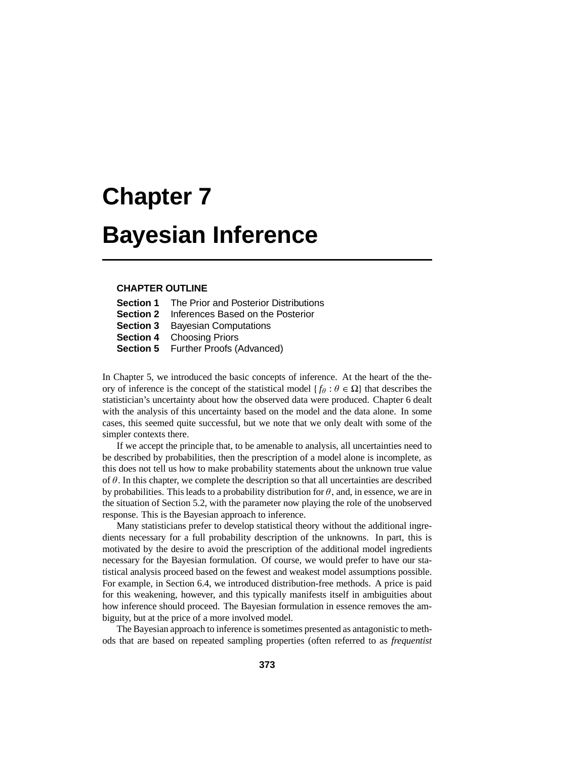# Chapter 7

# Bayesian Inference

**CHAPTER OUTLINE**

**Section 1** The Prior and Posterior Distributions
**Section 2** Inferences Based on the Posterior
**Section 3** Bayesian Computations
**Section 4** Choosing Priors
**Section 5** Further Proofs (Advanced)

In Chapter 5, we introduced the basic concepts of inference. At the heart of the theory of inference is the concept of the statistical model $\{f_\theta : \theta \in \Omega\}$ that describes the statistician's uncertainty about how the observed data were produced. Chapter 6 dealt with the analysis of this uncertainty based on the model and the data alone. In some cases, this seemed quite successful, but we note that we only dealt with some of the simpler contexts there.

If we accept the principle that, to be amenable to analysis, all uncertainties need to be described by probabilities, then the prescription of a model alone is incomplete, as this does not tell us how to make probability statements about the unknown true value of $\theta$. In this chapter, we complete the description so that all uncertainties are described by probabilities. This leads to a probability distribution for $\theta$, and, in essence, we are in the situation of Section 5.2, with the parameter now playing the role of the unobserved response. This is the Bayesian approach to inference.

Many statisticians prefer to develop statistical theory without the additional ingredients necessary for a full probability description of the unknowns. In part, this is motivated by the desire to avoid the prescription of the additional model ingredients necessary for the Bayesian formulation. Of course, we would prefer to have our statistical analysis proceed based on the fewest and weakest model assumptions possible. For example, in Section 6.4, we introduced distribution-free methods. A price is paid for this weakening, however, and this typically manifests itself in ambiguities about how inference should proceed. The Bayesian formulation in essence removes the ambiguity, but at the price of a more involved model.

The Bayesian approach to inference is sometimes presented as antagonistic to methods that are based on repeated sampling properties (often referred to as *frequentist*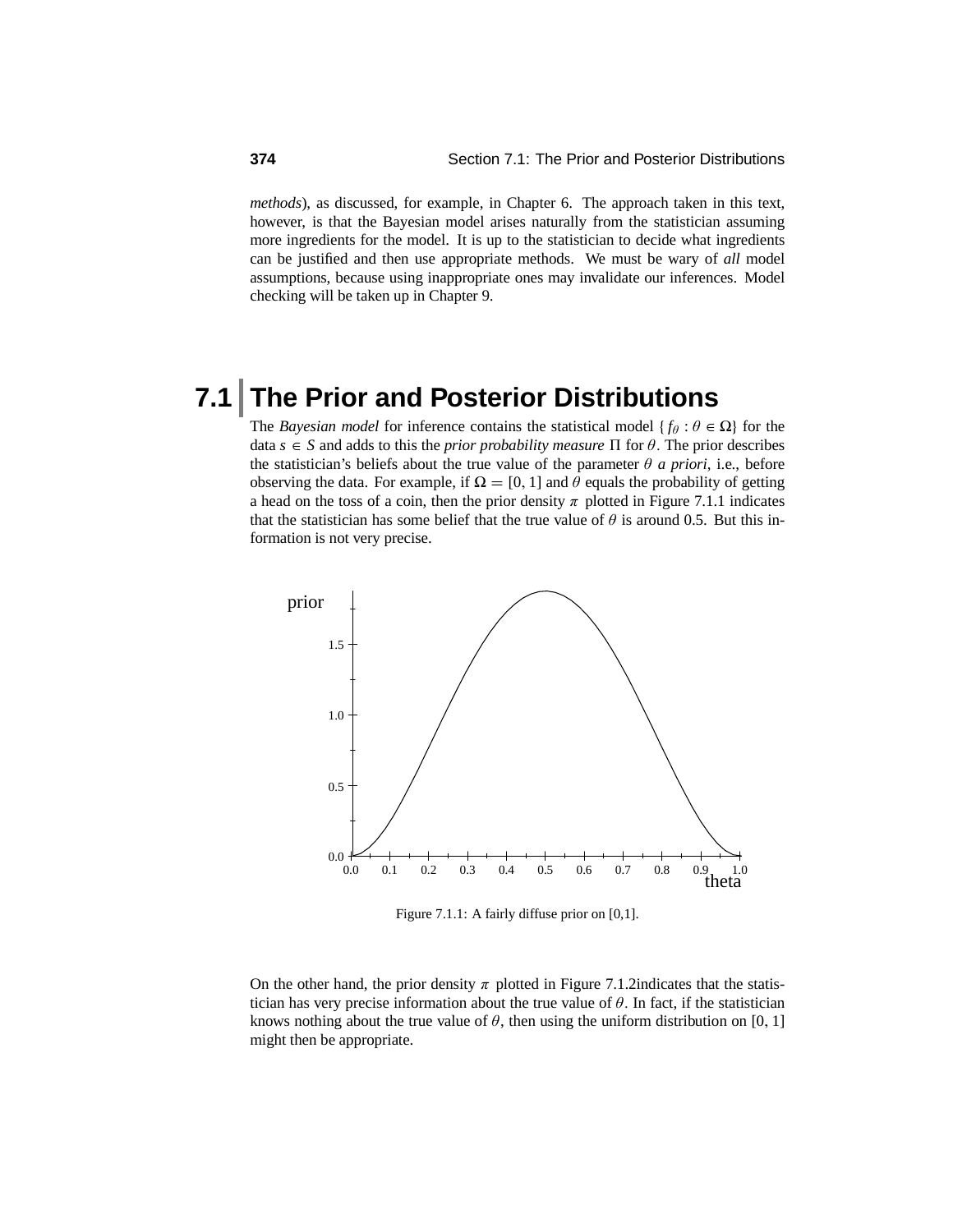*methods*), as discussed, for example, in Chapter 6. The approach taken in this text, however, is that the Bayesian model arises naturally from the statistician assuming more ingredients for the model. It is up to the statistician to decide what ingredients can be justified and then use appropriate methods. We must be wary of *all* model assumptions, because using inappropriate ones may invalidate our inferences. Model checking will be taken up in Chapter 9.

## 7.1 The Prior and Posterior Distributions

The *Bayesian model* for inference contains the statistical model $\{f_\theta : \theta \in \Omega\}$ for the data $s \in S$ and adds to this the *prior probability measure* $\Pi$ for $\theta$. The prior describes the statistician's beliefs about the true value of the parameter $\theta$ *a priori*, i.e., before observing the data. For example, if $\Omega = [0, 1]$ and $\theta$ equals the probability of getting a head on the toss of a coin, then the prior density $\pi$ plotted in Figure 7.1.1 indicates that the statistician has some belief that the true value of $\theta$ is around 0.5. But this information is not very precise.

Figure 7.1.1: A fairly diffuse prior on [0,1].

On the other hand, the prior density $\pi$ plotted in Figure 7.1.2indicates that the statistician has very precise information about the true value of $\theta$. In fact, if the statistician knows nothing about the true value of $\theta$, then using the uniform distribution on [0, 1] might then be appropriate.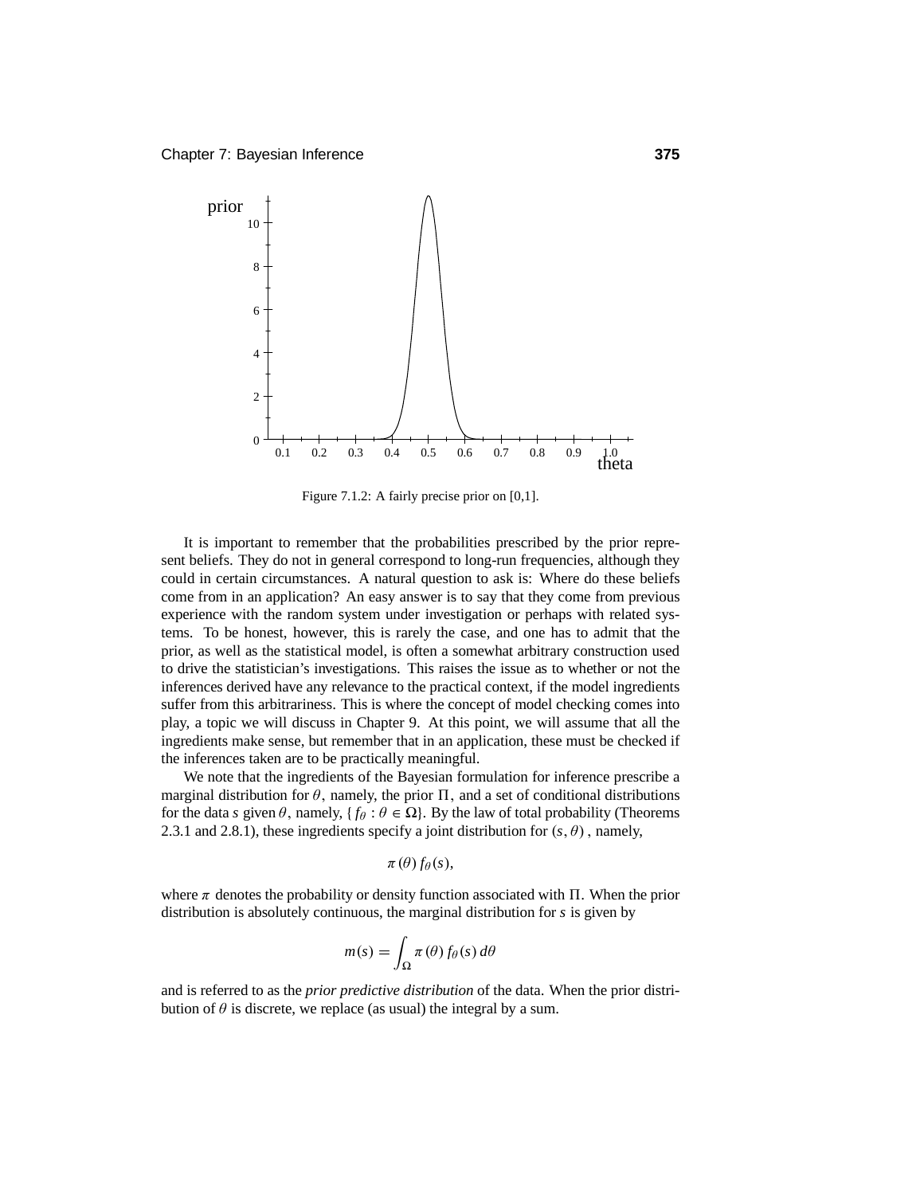Figure 7.1.2: A fairly precise prior on [0,1].

It is important to remember that the probabilities prescribed by the prior represent beliefs. They do not in general correspond to long-run frequencies, although they could in certain circumstances. A natural question to ask is: Where do these beliefs come from in an application? An easy answer is to say that they come from previous experience with the random system under investigation or perhaps with related systems. To be honest, however, this is rarely the case, and one has to admit that the prior, as well as the statistical model, is often a somewhat arbitrary construction used to drive the statistician's investigations. This raises the issue as to whether or not the inferences derived have any relevance to the practical context, if the model ingredients suffer from this arbitrariness. This is where the concept of model checking comes into play, a topic we will discuss in Chapter 9. At this point, we will assume that all the ingredients make sense, but remember that in an application, these must be checked if the inferences taken are to be practically meaningful.

We note that the ingredients of the Bayesian formulation for inference prescribe a marginal distribution for $\theta$, namely, the prior $\Pi$, and a set of conditional distributions for the data $s$ given $\theta$, namely, $\{f_\theta : \theta \in \Omega\}$. By the law of total probability (Theorems 2.3.1 and 2.8.1), these ingredients specify a joint distribution for $(s, \theta)$, namely,

$$\pi(\theta) f_\theta(s),$$

where $\pi$ denotes the probability or density function associated with $\Pi$. When the prior distribution is absolutely continuous, the marginal distribution for $s$ is given by

$$m(s) = \int_\Omega \pi(\theta) f_\theta(s)\, d\theta$$

and is referred to as the *prior predictive distribution* of the data. When the prior distribution of $\theta$ is discrete, we replace (as usual) the integral by a sum.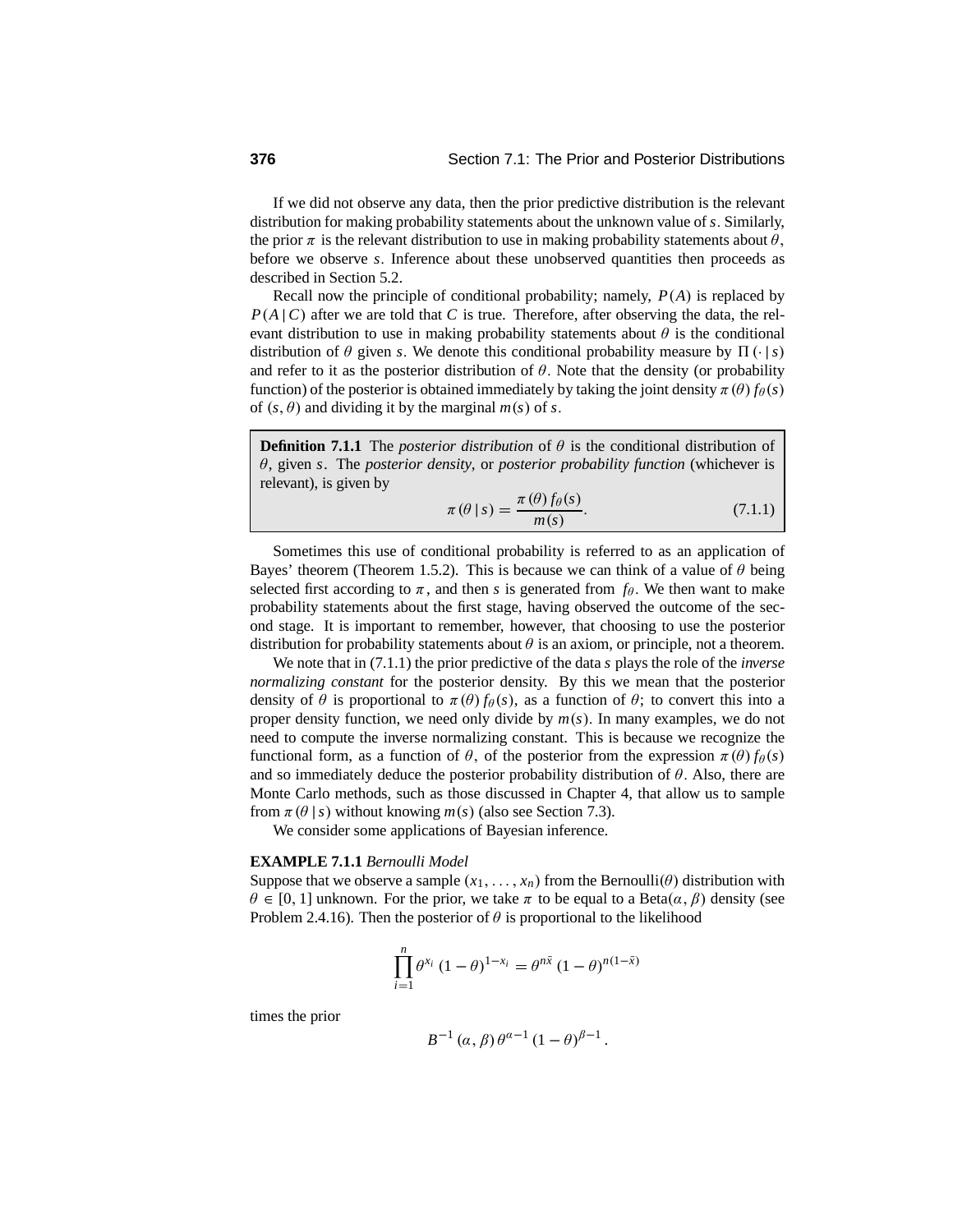If we did not observe any data, then the prior predictive distribution is the relevant distribution for making probability statements about the unknown value of $s$. Similarly, the prior $\pi$ is the relevant distribution to use in making probability statements about $\theta$, before we observe $s$. Inference about these unobserved quantities then proceeds as described in Section 5.2.

Recall now the principle of conditional probability; namely, $P(A)$ is replaced by $P(A \mid C)$ after we are told that $C$ is true. Therefore, after observing the data, the relevant distribution to use in making probability statements about $\theta$ is the conditional distribution of $\theta$ given $s$. We denote this conditional probability measure by $\Pi(\cdot \mid s)$ and refer to it as the posterior distribution of $\theta$. Note that the density (or probability function) of the posterior is obtained immediately by taking the joint density $\pi(\theta) f_\theta(s)$ of $(s, \theta)$ and dividing it by the marginal $m(s)$ of $s$.

> **Definition 7.1.1** The *posterior distribution* of $\theta$ is the conditional distribution of $\theta$, given $s$. The *posterior density*, or *posterior probability function* (whichever is relevant), is given by
>
> $$\pi(\theta \mid s) = \frac{\pi(\theta) f_\theta(s)}{m(s)}. \tag{7.1.1}$$

Sometimes this use of conditional probability is referred to as an application of Bayes' theorem (Theorem 1.5.2). This is because we can think of a value of $\theta$ being selected first according to $\pi$, and then $s$ is generated from $f_\theta$. We then want to make probability statements about the first stage, having observed the outcome of the second stage. It is important to remember, however, that choosing to use the posterior distribution for probability statements about $\theta$ is an axiom, or principle, not a theorem.

We note that in (7.1.1) the prior predictive of the data $s$ plays the role of the *inverse normalizing constant* for the posterior density. By this we mean that the posterior density of $\theta$ is proportional to $\pi(\theta) f_\theta(s)$, as a function of $\theta$; to convert this into a proper density function, we need only divide by $m(s)$. In many examples, we do not need to compute the inverse normalizing constant. This is because we recognize the functional form, as a function of $\theta$, of the posterior from the expression $\pi(\theta) f_\theta(s)$ and so immediately deduce the posterior probability distribution of $\theta$. Also, there are Monte Carlo methods, such as those discussed in Chapter 4, that allow us to sample from $\pi(\theta \mid s)$ without knowing $m(s)$ (also see Section 7.3).

We consider some applications of Bayesian inference.

**EXAMPLE 7.1.1** *Bernoulli Model*

Suppose that we observe a sample $(x_1, \ldots, x_n)$ from the Bernoulli($\theta$) distribution with $\theta \in [0, 1]$ unknown. For the prior, we take $\pi$ to be equal to a Beta($\alpha, \beta$) density (see Problem 2.4.16). Then the posterior of $\theta$ is proportional to the likelihood

$$\prod_{i=1}^{n} \theta^{x_i} (1-\theta)^{1-x_i} = \theta^{n\bar{x}} (1-\theta)^{n(1-\bar{x})}$$

times the prior

$$B^{-1}(\alpha, \beta)\, \theta^{\alpha-1} (1-\theta)^{\beta-1}.$$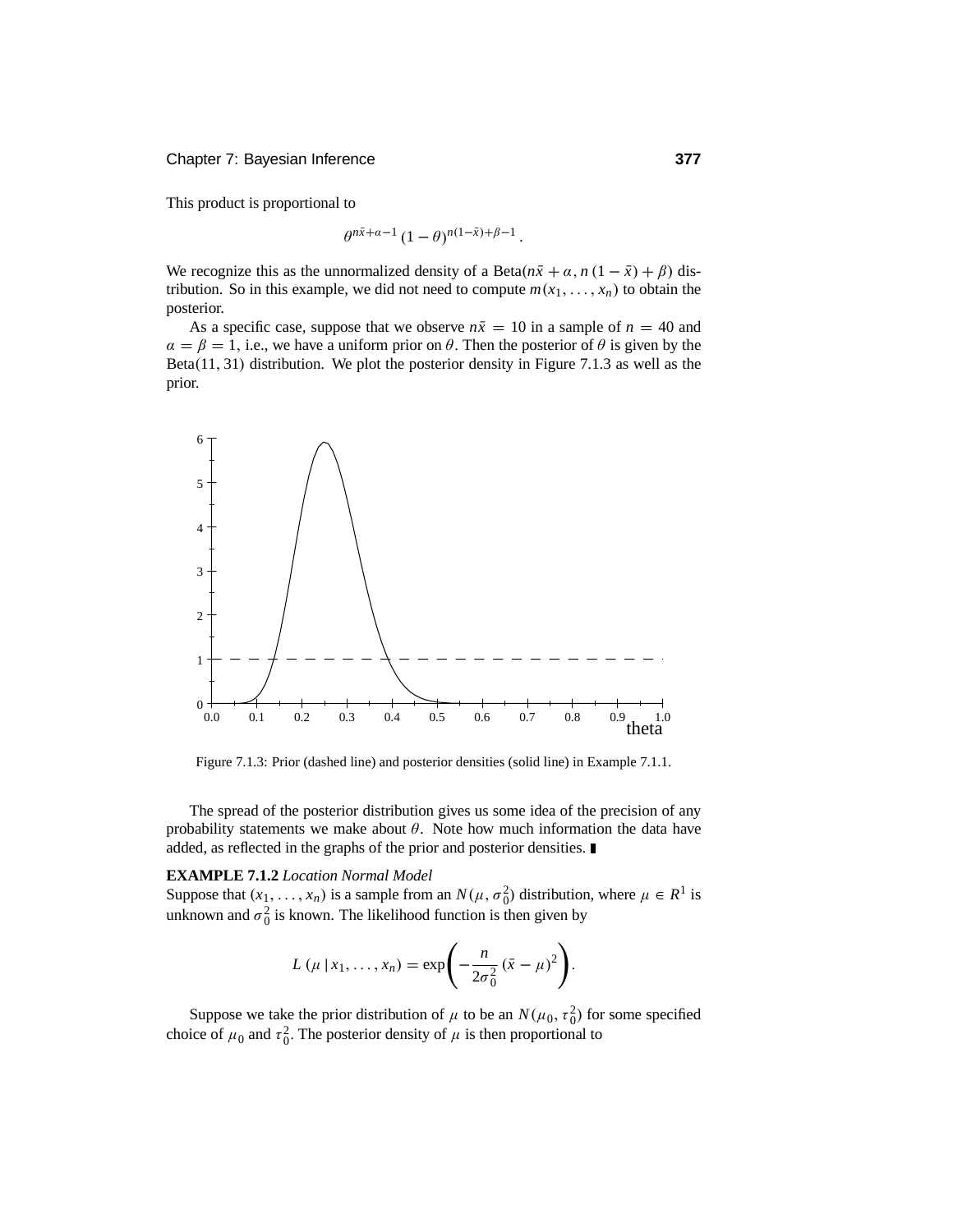This product is proportional to

$$\theta^{n\bar{x}+\alpha-1} (1-\theta)^{n(1-\bar{x})+\beta-1}.$$

We recognize this as the unnormalized density of a Beta$(n\bar{x}+\alpha, n(1-\bar{x})+\beta)$ distribution. So in this example, we did not need to compute $m(x_1, \ldots, x_n)$ to obtain the posterior.

As a specific case, suppose that we observe $n\bar{x} = 10$ in a sample of $n = 40$ and $\alpha = \beta = 1$, i.e., we have a uniform prior on $\theta$. Then the posterior of $\theta$ is given by the Beta$(11, 31)$ distribution. We plot the posterior density in Figure 7.1.3 as well as the prior.

Figure 7.1.3: Prior (dashed line) and posterior densities (solid line) in Example 7.1.1.

The spread of the posterior distribution gives us some idea of the precision of any probability statements we make about $\theta$. Note how much information the data have added, as reflected in the graphs of the prior and posterior densities. ∎

**EXAMPLE 7.1.2** *Location Normal Model*
Suppose that $(x_1, \ldots, x_n)$ is a sample from an $N(\mu, \sigma_0^2)$ distribution, where $\mu \in R^1$ is unknown and $\sigma_0^2$ is known. The likelihood function is then given by

$$L(\mu \mid x_1, \ldots, x_n) = \exp\left(-\frac{n}{2\sigma_0^2}(\bar{x}-\mu)^2\right).$$

Suppose we take the prior distribution of $\mu$ to be an $N(\mu_0, \tau_0^2)$ for some specified choice of $\mu_0$ and $\tau_0^2$. The posterior density of $\mu$ is then proportional to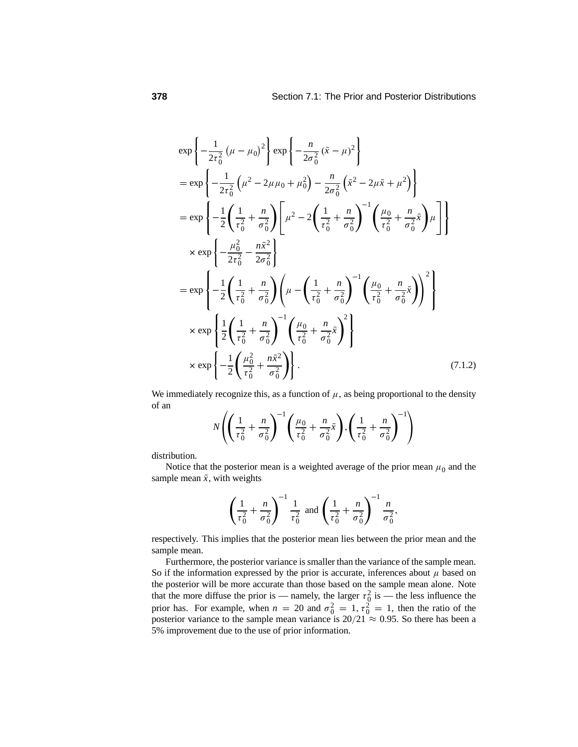$$
\begin{aligned}
&\exp\left\{-\frac{1}{2\tau_0^2}\left(\mu-\mu_0\right)^2\right\}\exp\left\{-\frac{n}{2\sigma_0^2}\left(\bar{x}-\mu\right)^2\right\} \\
&= \exp\left\{-\frac{1}{2\tau_0^2}\left(\mu^2-2\mu\mu_0+\mu_0^2\right)-\frac{n}{2\sigma_0^2}\left(\bar{x}^2-2\mu\bar{x}+\mu^2\right)\right\} \\
&= \exp\left\{-\frac{1}{2}\left(\frac{1}{\tau_0^2}+\frac{n}{\sigma_0^2}\right)\left[\mu^2-2\left(\frac{1}{\tau_0^2}+\frac{n}{\sigma_0^2}\right)^{-1}\left(\frac{\mu_0}{\tau_0^2}+\frac{n}{\sigma_0^2}\bar{x}\right)\mu\right]\right\} \\
&\quad\times\exp\left\{-\frac{\mu_0^2}{2\tau_0^2}-\frac{n\bar{x}^2}{2\sigma_0^2}\right\} \\
&= \exp\left\{-\frac{1}{2}\left(\frac{1}{\tau_0^2}+\frac{n}{\sigma_0^2}\right)\left(\mu-\left(\frac{1}{\tau_0^2}+\frac{n}{\sigma_0^2}\right)^{-1}\left(\frac{\mu_0}{\tau_0^2}+\frac{n}{\sigma_0^2}\bar{x}\right)\right)^2\right\} \\
&\quad\times\exp\left\{\frac{1}{2}\left(\frac{1}{\tau_0^2}+\frac{n}{\sigma_0^2}\right)^{-1}\left(\frac{\mu_0}{\tau_0^2}+\frac{n}{\sigma_0^2}\bar{x}\right)^2\right\} \\
&\quad\times\exp\left\{-\frac{1}{2}\left(\frac{\mu_0^2}{\tau_0^2}+\frac{n\bar{x}^2}{\sigma_0^2}\right)\right\}. \qquad (7.1.2)
\end{aligned}
$$

We immediately recognize this, as a function of $\mu$, as being proportional to the density of an

$$
N\left(\left(\frac{1}{\tau_0^2}+\frac{n}{\sigma_0^2}\right)^{-1}\left(\frac{\mu_0}{\tau_0^2}+\frac{n}{\sigma_0^2}\bar{x}\right),\left(\frac{1}{\tau_0^2}+\frac{n}{\sigma_0^2}\right)^{-1}\right)
$$

distribution.

Notice that the posterior mean is a weighted average of the prior mean $\mu_0$ and the sample mean $\bar{x}$, with weights

$$
\left(\frac{1}{\tau_0^2}+\frac{n}{\sigma_0^2}\right)^{-1}\frac{1}{\tau_0^2} \text{ and } \left(\frac{1}{\tau_0^2}+\frac{n}{\sigma_0^2}\right)^{-1}\frac{n}{\sigma_0^2},
$$

respectively. This implies that the posterior mean lies between the prior mean and the sample mean.

Furthermore, the posterior variance is smaller than the variance of the sample mean. So if the information expressed by the prior is accurate, inferences about $\mu$ based on the posterior will be more accurate than those based on the sample mean alone. Note that the more diffuse the prior is — namely, the larger $\tau_0^2$ is — the less influence the prior has. For example, when $n = 20$ and $\sigma_0^2 = 1, \tau_0^2 = 1$, then the ratio of the posterior variance to the sample mean variance is $20/21 \approx 0.95$. So there has been a 5% improvement due to the use of prior information.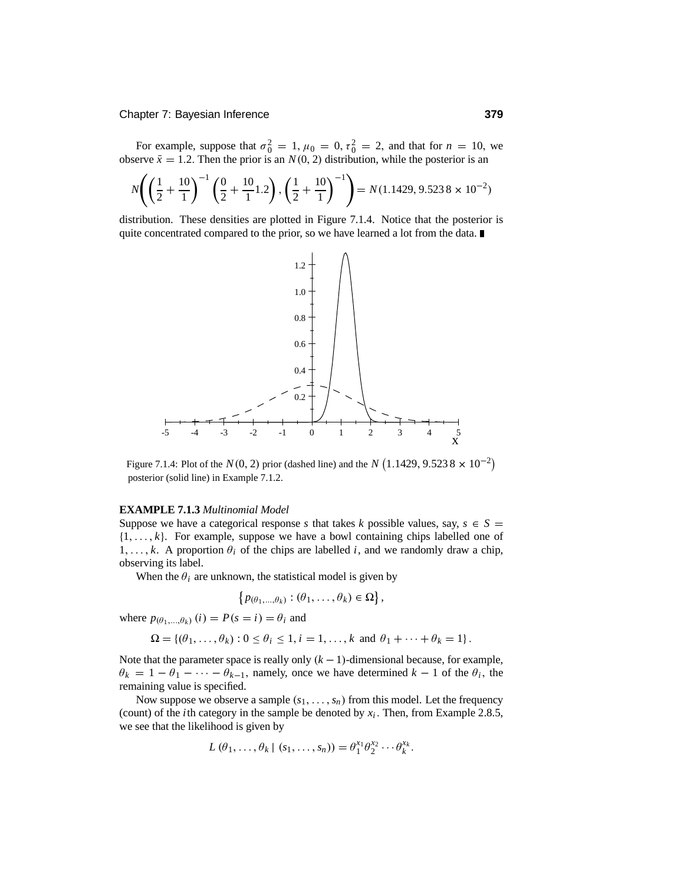For example, suppose that $\sigma_0^2 = 1$, $\mu_0 = 0$, $\tau_0^2 = 2$, and that for $n = 10$, we observe $\bar{x} = 1.2$. Then the prior is an $N(0, 2)$ distribution, while the posterior is an

$$N\left(\left(\frac{1}{2} + \frac{10}{1}\right)^{-1}\left(\frac{0}{2} + \frac{10}{1}1.2\right), \left(\frac{1}{2} + \frac{10}{1}\right)^{-1}\right) = N(1.1429, 9.5238 \times 10^{-2})$$

distribution. These densities are plotted in Figure 7.1.4. Notice that the posterior is quite concentrated compared to the prior, so we have learned a lot from the data. ∎

Figure 7.1.4: Plot of the $N(0, 2)$ prior (dashed line) and the $N\left(1.1429, 9.5238 \times 10^{-2}\right)$ posterior (solid line) in Example 7.1.2.

**EXAMPLE 7.1.3** *Multinomial Model*

Suppose we have a categorical response $s$ that takes $k$ possible values, say, $s \in S = \{1, \ldots, k\}$. For example, suppose we have a bowl containing chips labelled one of $1, \ldots, k$. A proportion $\theta_i$ of the chips are labelled $i$, and we randomly draw a chip, observing its label.

When the $\theta_i$ are unknown, the statistical model is given by

$$\left\{p_{(\theta_1,\ldots,\theta_k)} : (\theta_1, \ldots, \theta_k) \in \Omega\right\},$$

where $p_{(\theta_1,\ldots,\theta_k)}(i) = P(s = i) = \theta_i$ and

$$\Omega = \{(\theta_1, \ldots, \theta_k) : 0 \le \theta_i \le 1, i = 1, \ldots, k \text{ and } \theta_1 + \cdots + \theta_k = 1\}.$$

Note that the parameter space is really only $(k-1)$-dimensional because, for example, $\theta_k = 1 - \theta_1 - \cdots - \theta_{k-1}$, namely, once we have determined $k - 1$ of the $\theta_i$, the remaining value is specified.

Now suppose we observe a sample $(s_1, \ldots, s_n)$ from this model. Let the frequency (count) of the $i$th category in the sample be denoted by $x_i$. Then, from Example 2.8.5, we see that the likelihood is given by

$$L(\theta_1, \ldots, \theta_k \mid (s_1, \ldots, s_n)) = \theta_1^{x_1}\theta_2^{x_2}\cdots\theta_k^{x_k}.$$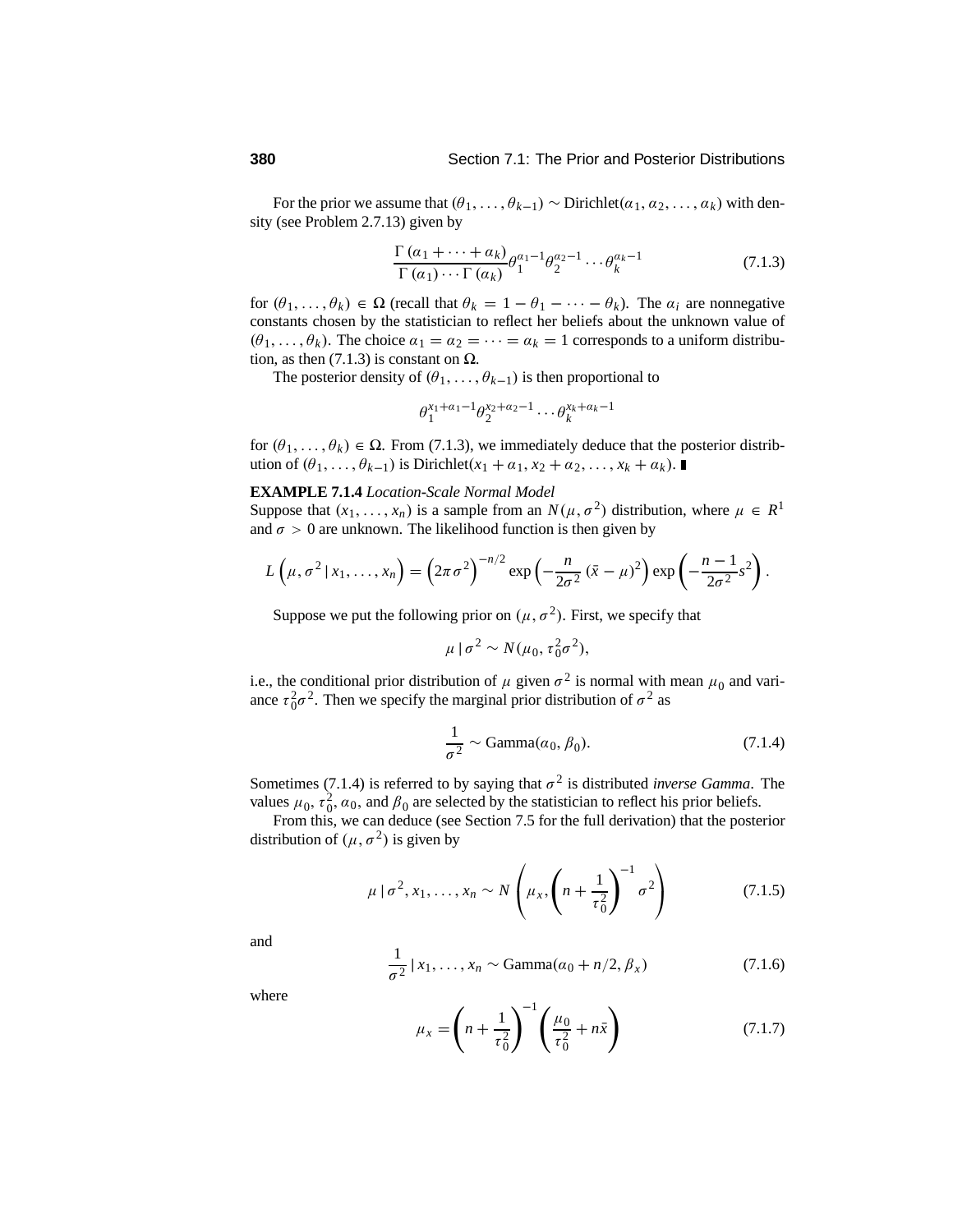For the prior we assume that $(\theta_1, \ldots, \theta_{k-1}) \sim \text{Dirichlet}(\alpha_1, \alpha_2, \ldots, \alpha_k)$ with density (see Problem 2.7.13) given by

$$\frac{\Gamma(\alpha_1 + \cdots + \alpha_k)}{\Gamma(\alpha_1) \cdots \Gamma(\alpha_k)} \theta_1^{\alpha_1 - 1} \theta_2^{\alpha_2 - 1} \cdots \theta_k^{\alpha_k - 1} \tag{7.1.3}$$

for $(\theta_1, \ldots, \theta_k) \in \Omega$ (recall that $\theta_k = 1 - \theta_1 - \cdots - \theta_k$). The $\alpha_i$ are nonnegative constants chosen by the statistician to reflect her beliefs about the unknown value of $(\theta_1, \ldots, \theta_k)$. The choice $\alpha_1 = \alpha_2 = \cdots = \alpha_k = 1$ corresponds to a uniform distribution, as then (7.1.3) is constant on $\Omega$.

The posterior density of $(\theta_1, \ldots, \theta_{k-1})$ is then proportional to

$$\theta_1^{x_1 + \alpha_1 - 1} \theta_2^{x_2 + \alpha_2 - 1} \cdots \theta_k^{x_k + \alpha_k - 1}$$

for $(\theta_1, \ldots, \theta_k) \in \Omega$. From (7.1.3), we immediately deduce that the posterior distribution of $(\theta_1, \ldots, \theta_{k-1})$ is $\text{Dirichlet}(x_1 + \alpha_1, x_2 + \alpha_2, \ldots, x_k + \alpha_k)$. ∎

**EXAMPLE 7.1.4** *Location-Scale Normal Model*
Suppose that $(x_1, \ldots, x_n)$ is a sample from an $N(\mu, \sigma^2)$ distribution, where $\mu \in R^1$ and $\sigma > 0$ are unknown. The likelihood function is then given by

$$L\left(\mu, \sigma^2 \,|\, x_1, \ldots, x_n\right) = \left(2\pi\sigma^2\right)^{-n/2} \exp\left(-\frac{n}{2\sigma^2}(\bar{x} - \mu)^2\right) \exp\left(-\frac{n-1}{2\sigma^2} s^2\right).$$

Suppose we put the following prior on $(\mu, \sigma^2)$. First, we specify that

$$\mu \,|\, \sigma^2 \sim N(\mu_0, \tau_0^2 \sigma^2),$$

i.e., the conditional prior distribution of $\mu$ given $\sigma^2$ is normal with mean $\mu_0$ and variance $\tau_0^2 \sigma^2$. Then we specify the marginal prior distribution of $\sigma^2$ as

$$\frac{1}{\sigma^2} \sim \text{Gamma}(\alpha_0, \beta_0). \tag{7.1.4}$$

Sometimes (7.1.4) is referred to by saying that $\sigma^2$ is distributed *inverse Gamma*. The values $\mu_0$, $\tau_0^2$, $\alpha_0$, and $\beta_0$ are selected by the statistician to reflect his prior beliefs.

From this, we can deduce (see Section 7.5 for the full derivation) that the posterior distribution of $(\mu, \sigma^2)$ is given by

$$\mu \,|\, \sigma^2, x_1, \ldots, x_n \sim N\left(\mu_x, \left(n + \frac{1}{\tau_0^2}\right)^{-1} \sigma^2\right) \tag{7.1.5}$$

and

$$\frac{1}{\sigma^2} \,|\, x_1, \ldots, x_n \sim \text{Gamma}(\alpha_0 + n/2, \beta_x) \tag{7.1.6}$$

where

$$\mu_x = \left(n + \frac{1}{\tau_0^2}\right)^{-1} \left(\frac{\mu_0}{\tau_0^2} + n\bar{x}\right) \tag{7.1.7}$$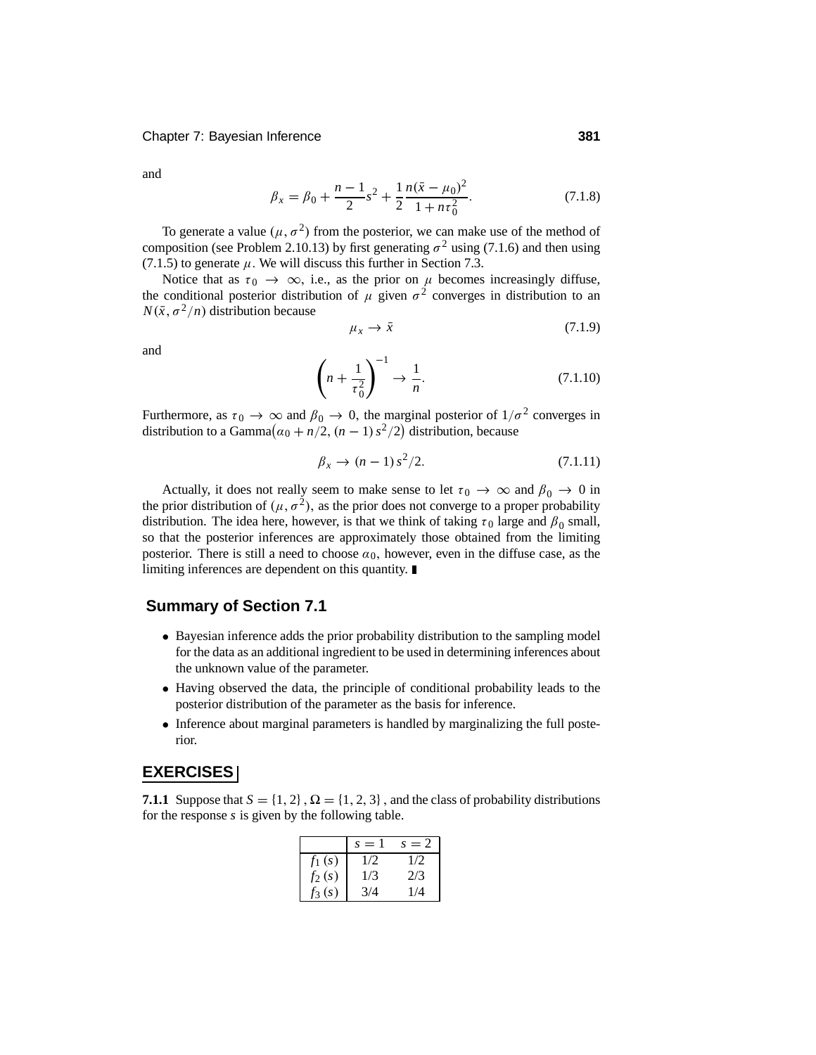and

$$\beta_x = \beta_0 + \frac{n-1}{2}s^2 + \frac{1}{2}\frac{n(\bar{x}-\mu_0)^2}{1+n\tau_0^2}. \tag{7.1.8}$$

To generate a value $(\mu, \sigma^2)$ from the posterior, we can make use of the method of composition (see Problem 2.10.13) by first generating $\sigma^2$ using (7.1.6) and then using (7.1.5) to generate $\mu$. We will discuss this further in Section 7.3.

Notice that as $\tau_0 \to \infty$, i.e., as the prior on $\mu$ becomes increasingly diffuse, the conditional posterior distribution of $\mu$ given $\sigma^2$ converges in distribution to an $N(\bar{x}, \sigma^2/n)$ distribution because

$$\mu_x \to \bar{x} \tag{7.1.9}$$

and

$$\left(n + \frac{1}{\tau_0^2}\right)^{-1} \to \frac{1}{n}. \tag{7.1.10}$$

Furthermore, as $\tau_0 \to \infty$ and $\beta_0 \to 0$, the marginal posterior of $1/\sigma^2$ converges in distribution to a Gamma$\left(\alpha_0 + n/2, (n-1)\,s^2/2\right)$ distribution, because

$$\beta_x \to (n-1)\,s^2/2. \tag{7.1.11}$$

Actually, it does not really seem to make sense to let $\tau_0 \to \infty$ and $\beta_0 \to 0$ in the prior distribution of $(\mu, \sigma^2)$, as the prior does not converge to a proper probability distribution. The idea here, however, is that we think of taking $\tau_0$ large and $\beta_0$ small, so that the posterior inferences are approximately those obtained from the limiting posterior. There is still a need to choose $\alpha_0$, however, even in the diffuse case, as the limiting inferences are dependent on this quantity. ∎

## Summary of Section 7.1

- Bayesian inference adds the prior probability distribution to the sampling model for the data as an additional ingredient to be used in determining inferences about the unknown value of the parameter.
- Having observed the data, the principle of conditional probability leads to the posterior distribution of the parameter as the basis for inference.
- Inference about marginal parameters is handled by marginalizing the full posterior.

## EXERCISES

**7.1.1** Suppose that $S = \{1, 2\}$, $\Omega = \{1, 2, 3\}$, and the class of probability distributions for the response $s$ is given by the following table.

| | $s = 1$ | $s = 2$ |
|---|---|---|
| $f_1(s)$ | 1/2 | 1/2 |
| $f_2(s)$ | 1/3 | 2/3 |
| $f_3(s)$ | 3/4 | 1/4 |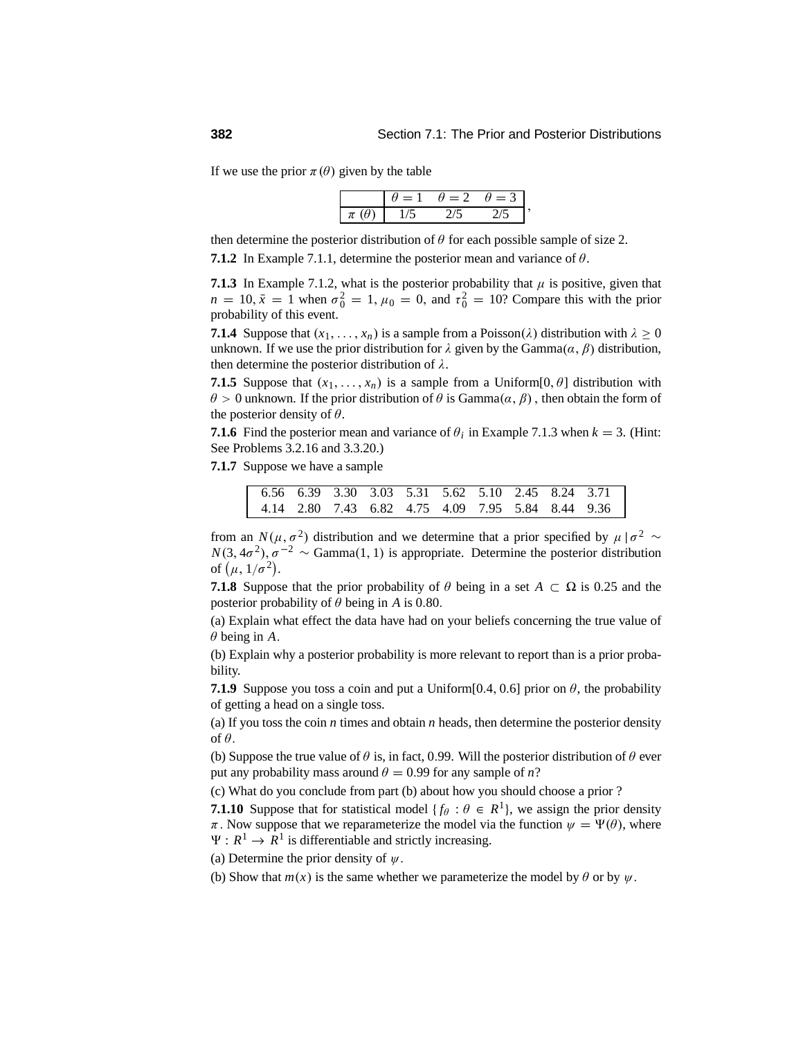If we use the prior $\pi(\theta)$ given by the table

| | $\theta = 1$ | $\theta = 2$ | $\theta = 3$ |
|---|---|---|---|
| $\pi(\theta)$ | 1/5 | 2/5 | 2/5 |

then determine the posterior distribution of $\theta$ for each possible sample of size 2.

**7.1.2** In Example 7.1.1, determine the posterior mean and variance of $\theta$.

**7.1.3** In Example 7.1.2, what is the posterior probability that $\mu$ is positive, given that $n = 10$, $\bar{x} = 1$ when $\sigma_0^2 = 1$, $\mu_0 = 0$, and $\tau_0^2 = 10$? Compare this with the prior probability of this event.

**7.1.4** Suppose that $(x_1, \ldots, x_n)$ is a sample from a Poisson($\lambda$) distribution with $\lambda \geq 0$ unknown. If we use the prior distribution for $\lambda$ given by the Gamma($\alpha, \beta$) distribution, then determine the posterior distribution of $\lambda$.

**7.1.5** Suppose that $(x_1, \ldots, x_n)$ is a sample from a Uniform$[0, \theta]$ distribution with $\theta > 0$ unknown. If the prior distribution of $\theta$ is Gamma($\alpha, \beta$), then obtain the form of the posterior density of $\theta$.

**7.1.6** Find the posterior mean and variance of $\theta_i$ in Example 7.1.3 when $k = 3$. (Hint: See Problems 3.2.16 and 3.3.20.)

**7.1.7** Suppose we have a sample

| | | | | | | | | | |
|---|---|---|---|---|---|---|---|---|---|
| 6.56 | 6.39 | 3.30 | 3.03 | 5.31 | 5.62 | 5.10 | 2.45 | 8.24 | 3.71 |
| 4.14 | 2.80 | 7.43 | 6.82 | 4.75 | 4.09 | 7.95 | 5.84 | 8.44 | 9.36 |

from an $N(\mu, \sigma^2)$ distribution and we determine that a prior specified by $\mu \mid \sigma^2 \sim N(3, 4\sigma^2)$, $\sigma^{-2} \sim$ Gamma(1, 1) is appropriate. Determine the posterior distribution of $(\mu, 1/\sigma^2)$.

**7.1.8** Suppose that the prior probability of $\theta$ being in a set $A \subset \Omega$ is 0.25 and the posterior probability of $\theta$ being in $A$ is 0.80.

(a) Explain what effect the data have had on your beliefs concerning the true value of $\theta$ being in $A$.

(b) Explain why a posterior probability is more relevant to report than is a prior probability.

**7.1.9** Suppose you toss a coin and put a Uniform[0.4, 0.6] prior on $\theta$, the probability of getting a head on a single toss.

(a) If you toss the coin $n$ times and obtain $n$ heads, then determine the posterior density of $\theta$.

(b) Suppose the true value of $\theta$ is, in fact, 0.99. Will the posterior distribution of $\theta$ ever put any probability mass around $\theta = 0.99$ for any sample of $n$?

(c) What do you conclude from part (b) about how you should choose a prior ?

**7.1.10** Suppose that for statistical model $\{f_\theta : \theta \in R^1\}$, we assign the prior density $\pi$. Now suppose that we reparameterize the model via the function $\psi = \Psi(\theta)$, where $\Psi : R^1 \to R^1$ is differentiable and strictly increasing.

(a) Determine the prior density of $\psi$.

(b) Show that $m(x)$ is the same whether we parameterize the model by $\theta$ or by $\psi$.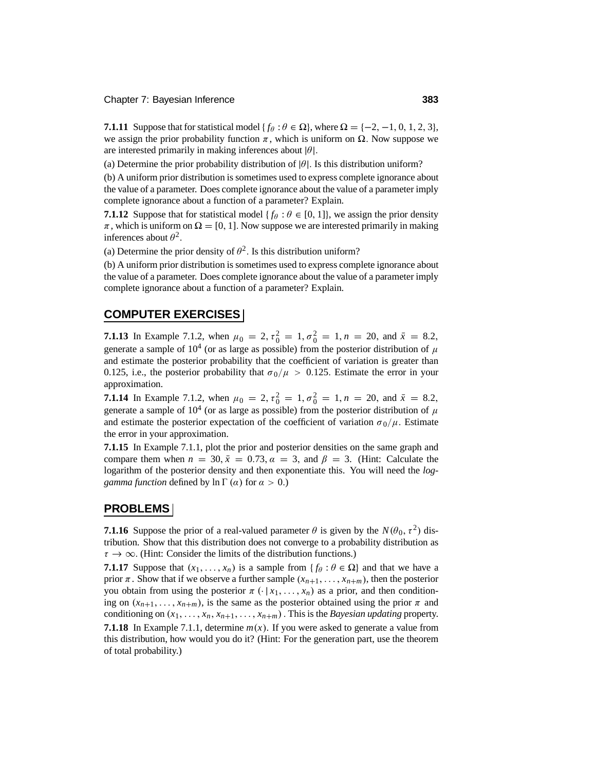**7.1.11** Suppose that for statistical model $\{f_\theta : \theta \in \Omega\}$, where $\Omega = \{-2, -1, 0, 1, 2, 3\}$, we assign the prior probability function $\pi$, which is uniform on $\Omega$. Now suppose we are interested primarily in making inferences about $|\theta|$.

(a) Determine the prior probability distribution of $|\theta|$. Is this distribution uniform?

(b) A uniform prior distribution is sometimes used to express complete ignorance about the value of a parameter. Does complete ignorance about the value of a parameter imply complete ignorance about a function of a parameter? Explain.

**7.1.12** Suppose that for statistical model $\{f_\theta : \theta \in [0, 1]\}$, we assign the prior density $\pi$, which is uniform on $\Omega = [0, 1]$. Now suppose we are interested primarily in making inferences about $\theta^2$.

(a) Determine the prior density of $\theta^2$. Is this distribution uniform?

(b) A uniform prior distribution is sometimes used to express complete ignorance about the value of a parameter. Does complete ignorance about the value of a parameter imply complete ignorance about a function of a parameter? Explain.

## COMPUTER EXERCISES

**7.1.13** In Example 7.1.2, when $\mu_0 = 2, \tau_0^2 = 1, \sigma_0^2 = 1, n = 20$, and $\bar{x} = 8.2$, generate a sample of $10^4$ (or as large as possible) from the posterior distribution of $\mu$ and estimate the posterior probability that the coefficient of variation is greater than 0.125, i.e., the posterior probability that $\sigma_0/\mu > 0.125$. Estimate the error in your approximation.

**7.1.14** In Example 7.1.2, when $\mu_0 = 2, \tau_0^2 = 1, \sigma_0^2 = 1, n = 20$, and $\bar{x} = 8.2$, generate a sample of $10^4$ (or as large as possible) from the posterior distribution of $\mu$ and estimate the posterior expectation of the coefficient of variation $\sigma_0/\mu$. Estimate the error in your approximation.

**7.1.15** In Example 7.1.1, plot the prior and posterior densities on the same graph and compare them when $n = 30, \bar{x} = 0.73, \alpha = 3$, and $\beta = 3$. (Hint: Calculate the logarithm of the posterior density and then exponentiate this. You will need the *log-gamma function* defined by $\ln \Gamma(\alpha)$ for $\alpha > 0$.)

## PROBLEMS

**7.1.16** Suppose the prior of a real-valued parameter $\theta$ is given by the $N(\theta_0, \tau^2)$ distribution. Show that this distribution does not converge to a probability distribution as $\tau \to \infty$. (Hint: Consider the limits of the distribution functions.)

**7.1.17** Suppose that $(x_1, \ldots, x_n)$ is a sample from $\{f_\theta : \theta \in \Omega\}$ and that we have a prior $\pi$. Show that if we observe a further sample $(x_{n+1}, \ldots, x_{n+m})$, then the posterior you obtain from using the posterior $\pi(\cdot \mid x_1, \ldots, x_n)$ as a prior, and then conditioning on $(x_{n+1}, \ldots, x_{n+m})$, is the same as the posterior obtained using the prior $\pi$ and conditioning on $(x_1, \ldots, x_n, x_{n+1}, \ldots, x_{n+m})$. This is the *Bayesian updating* property.

**7.1.18** In Example 7.1.1, determine $m(x)$. If you were asked to generate a value from this distribution, how would you do it? (Hint: For the generation part, use the theorem of total probability.)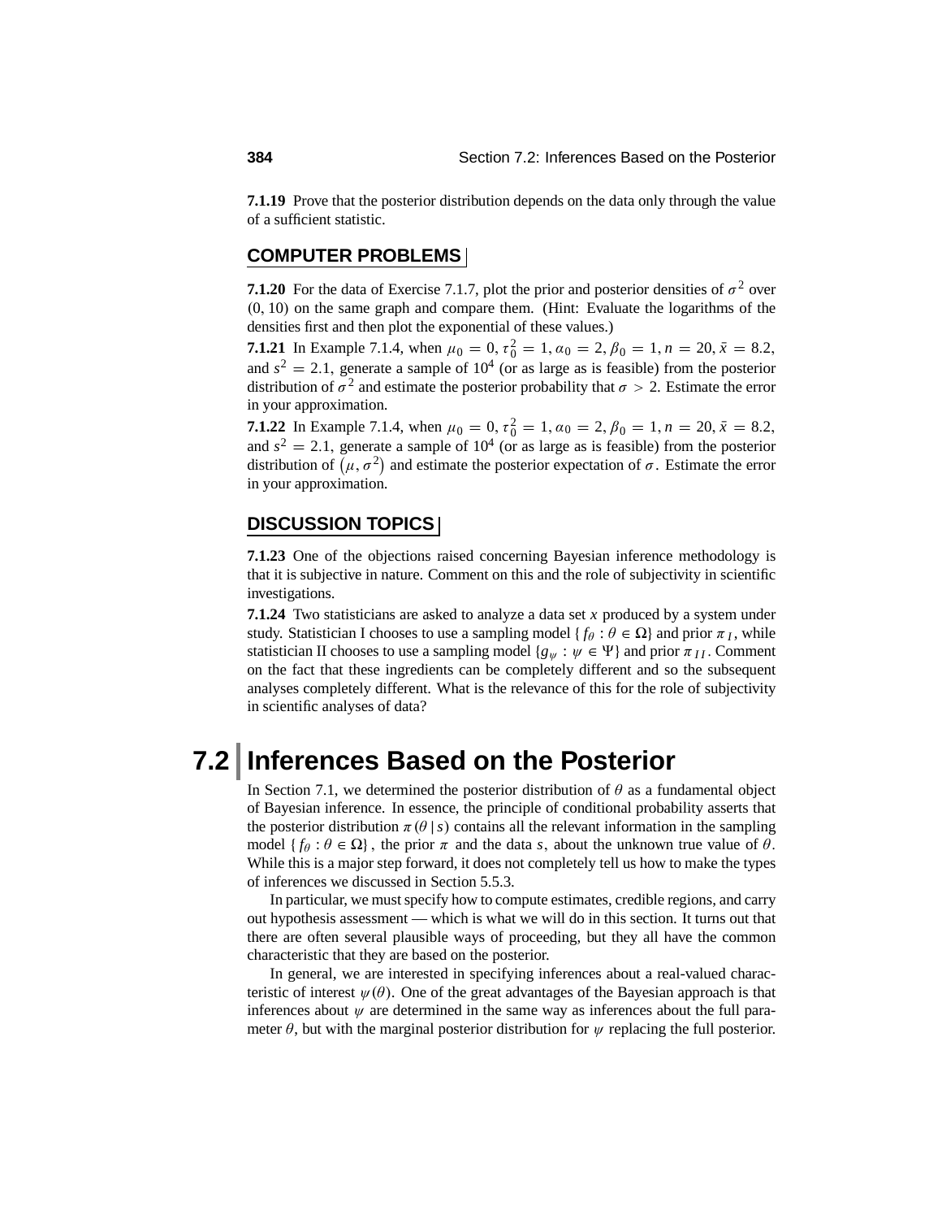**7.1.19** Prove that the posterior distribution depends on the data only through the value of a sufficient statistic.

## COMPUTER PROBLEMS

**7.1.20** For the data of Exercise 7.1.7, plot the prior and posterior densities of $\sigma^2$ over $(0, 10)$ on the same graph and compare them. (Hint: Evaluate the logarithms of the densities first and then plot the exponential of these values.)

**7.1.21** In Example 7.1.4, when $\mu_0 = 0, \tau_0^2 = 1, \alpha_0 = 2, \beta_0 = 1, n = 20, \bar{x} = 8.2,$ and $s^2 = 2.1$, generate a sample of $10^4$ (or as large as is feasible) from the posterior distribution of $\sigma^2$ and estimate the posterior probability that $\sigma > 2$. Estimate the error in your approximation.

**7.1.22** In Example 7.1.4, when $\mu_0 = 0, \tau_0^2 = 1, \alpha_0 = 2, \beta_0 = 1, n = 20, \bar{x} = 8.2,$ and $s^2 = 2.1$, generate a sample of $10^4$ (or as large as is feasible) from the posterior distribution of $(\mu, \sigma^2)$ and estimate the posterior expectation of $\sigma$. Estimate the error in your approximation.

## DISCUSSION TOPICS

**7.1.23** One of the objections raised concerning Bayesian inference methodology is that it is subjective in nature. Comment on this and the role of subjectivity in scientific investigations.

**7.1.24** Two statisticians are asked to analyze a data set $x$ produced by a system under study. Statistician I chooses to use a sampling model $\{f_\theta : \theta \in \Omega\}$ and prior $\pi_I$, while statistician II chooses to use a sampling model $\{g_\psi : \psi \in \Psi\}$ and prior $\pi_{II}$. Comment on the fact that these ingredients can be completely different and so the subsequent analyses completely different. What is the relevance of this for the role of subjectivity in scientific analyses of data?

# 7.2 Inferences Based on the Posterior

In Section 7.1, we determined the posterior distribution of $\theta$ as a fundamental object of Bayesian inference. In essence, the principle of conditional probability asserts that the posterior distribution $\pi(\theta \mid s)$ contains all the relevant information in the sampling model $\{f_\theta : \theta \in \Omega\}$, the prior $\pi$ and the data $s$, about the unknown true value of $\theta$. While this is a major step forward, it does not completely tell us how to make the types of inferences we discussed in Section 5.5.3.

In particular, we must specify how to compute estimates, credible regions, and carry out hypothesis assessment — which is what we will do in this section. It turns out that there are often several plausible ways of proceeding, but they all have the common characteristic that they are based on the posterior.

In general, we are interested in specifying inferences about a real-valued characteristic of interest $\psi(\theta)$. One of the great advantages of the Bayesian approach is that inferences about $\psi$ are determined in the same way as inferences about the full parameter $\theta$, but with the marginal posterior distribution for $\psi$ replacing the full posterior.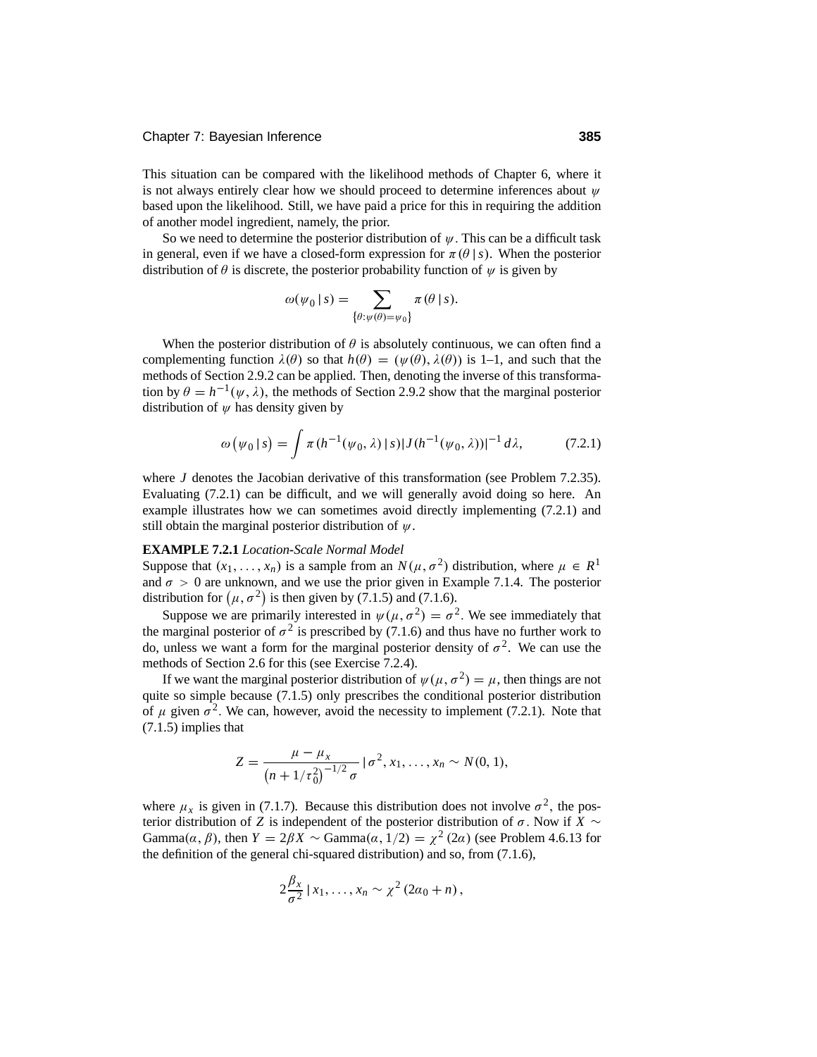This situation can be compared with the likelihood methods of Chapter 6, where it is not always entirely clear how we should proceed to determine inferences about $\psi$ based upon the likelihood. Still, we have paid a price for this in requiring the addition of another model ingredient, namely, the prior.

So we need to determine the posterior distribution of $\psi$. This can be a difficult task in general, even if we have a closed-form expression for $\pi(\theta \mid s)$. When the posterior distribution of $\theta$ is discrete, the posterior probability function of $\psi$ is given by

$$\omega(\psi_0 \mid s) = \sum_{\{\theta : \psi(\theta) = \psi_0\}} \pi(\theta \mid s).$$

When the posterior distribution of $\theta$ is absolutely continuous, we can often find a complementing function $\lambda(\theta)$ so that $h(\theta) = (\psi(\theta), \lambda(\theta))$ is 1–1, and such that the methods of Section 2.9.2 can be applied. Then, denoting the inverse of this transformation by $\theta = h^{-1}(\psi, \lambda)$, the methods of Section 2.9.2 show that the marginal posterior distribution of $\psi$ has density given by

$$\omega(\psi_0 \mid s) = \int \pi(h^{-1}(\psi_0, \lambda) \mid s) |J(h^{-1}(\psi_0, \lambda))|^{-1} \, d\lambda, \tag{7.2.1}$$

where $J$ denotes the Jacobian derivative of this transformation (see Problem 7.2.35). Evaluating (7.2.1) can be difficult, and we will generally avoid doing so here. An example illustrates how we can sometimes avoid directly implementing (7.2.1) and still obtain the marginal posterior distribution of $\psi$.

**EXAMPLE 7.2.1** *Location-Scale Normal Model*
Suppose that $(x_1, \ldots, x_n)$ is a sample from an $N(\mu, \sigma^2)$ distribution, where $\mu \in R^1$ and $\sigma > 0$ are unknown, and we use the prior given in Example 7.1.4. The posterior distribution for $(\mu, \sigma^2)$ is then given by (7.1.5) and (7.1.6).

Suppose we are primarily interested in $\psi(\mu, \sigma^2) = \sigma^2$. We see immediately that the marginal posterior of $\sigma^2$ is prescribed by (7.1.6) and thus have no further work to do, unless we want a form for the marginal posterior density of $\sigma^2$. We can use the methods of Section 2.6 for this (see Exercise 7.2.4).

If we want the marginal posterior distribution of $\psi(\mu, \sigma^2) = \mu$, then things are not quite so simple because (7.1.5) only prescribes the conditional posterior distribution of $\mu$ given $\sigma^2$. We can, however, avoid the necessity to implement (7.2.1). Note that (7.1.5) implies that

$$Z = \frac{\mu - \mu_x}{\left(n + 1/\tau_0^2\right)^{-1/2} \sigma} \mid \sigma^2, x_1, \ldots, x_n \sim N(0, 1),$$

where $\mu_x$ is given in (7.1.7). Because this distribution does not involve $\sigma^2$, the posterior distribution of $Z$ is independent of the posterior distribution of $\sigma$. Now if $X \sim \text{Gamma}(\alpha, \beta)$, then $Y = 2\beta X \sim \text{Gamma}(\alpha, 1/2) = \chi^2(2\alpha)$ (see Problem 4.6.13 for the definition of the general chi-squared distribution) and so, from (7.1.6),

$$2\frac{\beta_x}{\sigma^2} \mid x_1, \ldots, x_n \sim \chi^2(2\alpha_0 + n),$$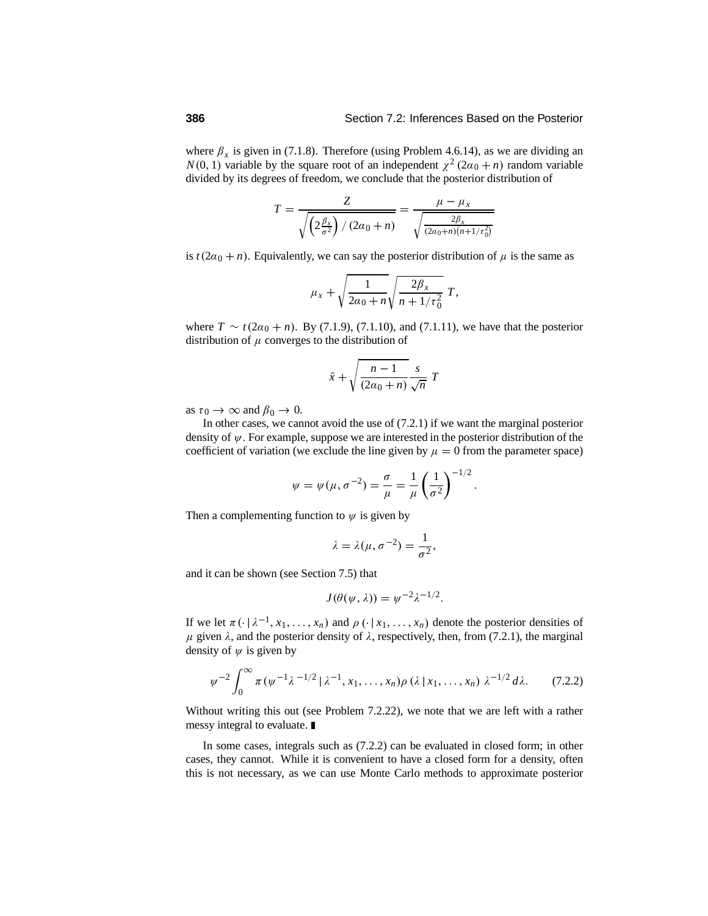where $\beta_x$ is given in (7.1.8). Therefore (using Problem 4.6.14), as we are dividing an $N(0, 1)$ variable by the square root of an independent $\chi^2(2\alpha_0 + n)$ random variable divided by its degrees of freedom, we conclude that the posterior distribution of

$$T = \frac{Z}{\sqrt{\left(2\frac{\beta_x}{\sigma^2}\right) / (2\alpha_0 + n)}} = \frac{\mu - \mu_x}{\sqrt{\frac{2\beta_x}{(2\alpha_0+n)(n+1/\tau_0^2)}}}$$

is $t(2\alpha_0 + n)$. Equivalently, we can say the posterior distribution of $\mu$ is the same as

$$\mu_x + \sqrt{\frac{1}{2\alpha_0 + n}} \sqrt{\frac{2\beta_x}{n + 1/\tau_0^2}}\, T,$$

where $T \sim t(2\alpha_0 + n)$. By (7.1.9), (7.1.10), and (7.1.11), we have that the posterior distribution of $\mu$ converges to the distribution of

$$\bar{x} + \sqrt{\frac{n-1}{(2\alpha_0 + n)}} \frac{s}{\sqrt{n}}\, T$$

as $\tau_0 \to \infty$ and $\beta_0 \to 0$.

In other cases, we cannot avoid the use of (7.2.1) if we want the marginal posterior density of $\psi$. For example, suppose we are interested in the posterior distribution of the coefficient of variation (we exclude the line given by $\mu = 0$ from the parameter space)

$$\psi = \psi(\mu, \sigma^{-2}) = \frac{\sigma}{\mu} = \frac{1}{\mu}\left(\frac{1}{\sigma^2}\right)^{-1/2}.$$

Then a complementing function to $\psi$ is given by

$$\lambda = \lambda(\mu, \sigma^{-2}) = \frac{1}{\sigma^2},$$

and it can be shown (see Section 7.5) that

$$J(\theta(\psi, \lambda)) = \psi^{-2}\lambda^{-1/2}.$$

If we let $\pi(\cdot \,|\, \lambda^{-1}, x_1, \ldots, x_n)$ and $\rho(\cdot \,|\, x_1, \ldots, x_n)$ denote the posterior densities of $\mu$ given $\lambda$, and the posterior density of $\lambda$, respectively, then, from (7.2.1), the marginal density of $\psi$ is given by

$$\psi^{-2} \int_0^\infty \pi(\psi^{-1}\lambda^{-1/2} \,|\, \lambda^{-1}, x_1, \ldots, x_n)\rho(\lambda \,|\, x_1, \ldots, x_n)\; \lambda^{-1/2}\, d\lambda. \qquad (7.2.2)$$

Without writing this out (see Problem 7.2.22), we note that we are left with a rather messy integral to evaluate. ∎

In some cases, integrals such as (7.2.2) can be evaluated in closed form; in other cases, they cannot. While it is convenient to have a closed form for a density, often this is not necessary, as we can use Monte Carlo methods to approximate posterior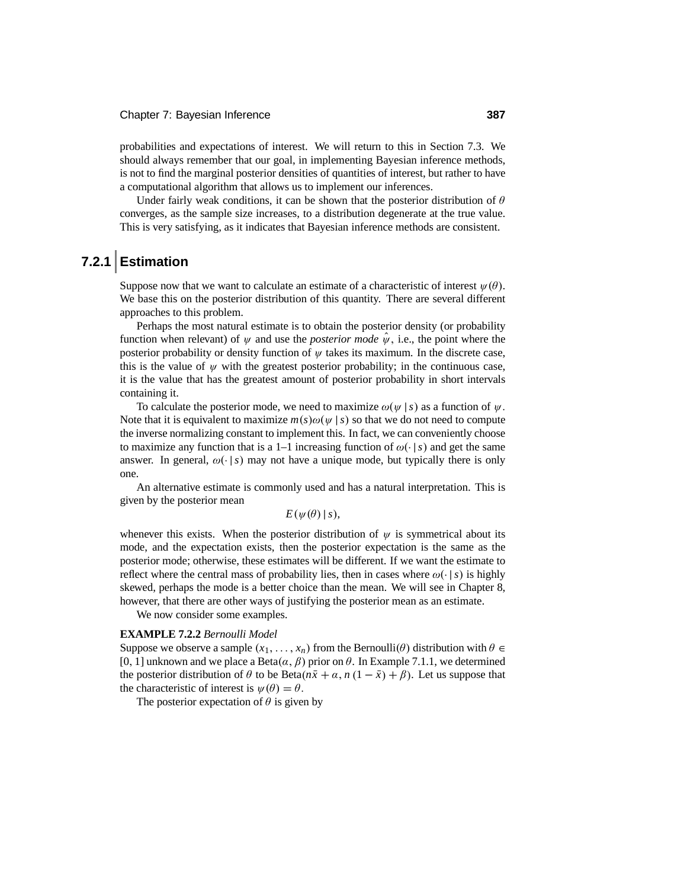probabilities and expectations of interest. We will return to this in Section 7.3. We should always remember that our goal, in implementing Bayesian inference methods, is not to find the marginal posterior densities of quantities of interest, but rather to have a computational algorithm that allows us to implement our inferences.

Under fairly weak conditions, it can be shown that the posterior distribution of $\theta$ converges, as the sample size increases, to a distribution degenerate at the true value. This is very satisfying, as it indicates that Bayesian inference methods are consistent.

## 7.2.1 Estimation

Suppose now that we want to calculate an estimate of a characteristic of interest $\psi(\theta)$. We base this on the posterior distribution of this quantity. There are several different approaches to this problem.

Perhaps the most natural estimate is to obtain the posterior density (or probability function when relevant) of $\psi$ and use the *posterior mode* $\hat{\psi}$, i.e., the point where the posterior probability or density function of $\psi$ takes its maximum. In the discrete case, this is the value of $\psi$ with the greatest posterior probability; in the continuous case, it is the value that has the greatest amount of posterior probability in short intervals containing it.

To calculate the posterior mode, we need to maximize $\omega(\psi \mid s)$ as a function of $\psi$. Note that it is equivalent to maximize $m(s)\omega(\psi \mid s)$ so that we do not need to compute the inverse normalizing constant to implement this. In fact, we can conveniently choose to maximize any function that is a 1–1 increasing function of $\omega(\cdot \mid s)$ and get the same answer. In general, $\omega(\cdot \mid s)$ may not have a unique mode, but typically there is only one.

An alternative estimate is commonly used and has a natural interpretation. This is given by the posterior mean

$$E(\psi(\theta) \mid s),$$

whenever this exists. When the posterior distribution of $\psi$ is symmetrical about its mode, and the expectation exists, then the posterior expectation is the same as the posterior mode; otherwise, these estimates will be different. If we want the estimate to reflect where the central mass of probability lies, then in cases where $\omega(\cdot \mid s)$ is highly skewed, perhaps the mode is a better choice than the mean. We will see in Chapter 8, however, that there are other ways of justifying the posterior mean as an estimate.

We now consider some examples.

**EXAMPLE 7.2.2** *Bernoulli Model*
Suppose we observe a sample $(x_1, \ldots, x_n)$ from the Bernoulli($\theta$) distribution with $\theta \in [0, 1]$ unknown and we place a Beta$(\alpha, \beta)$ prior on $\theta$. In Example 7.1.1, we determined the posterior distribution of $\theta$ to be Beta$(n\bar{x} + \alpha, n(1 - \bar{x}) + \beta)$. Let us suppose that the characteristic of interest is $\psi(\theta) = \theta$.

The posterior expectation of $\theta$ is given by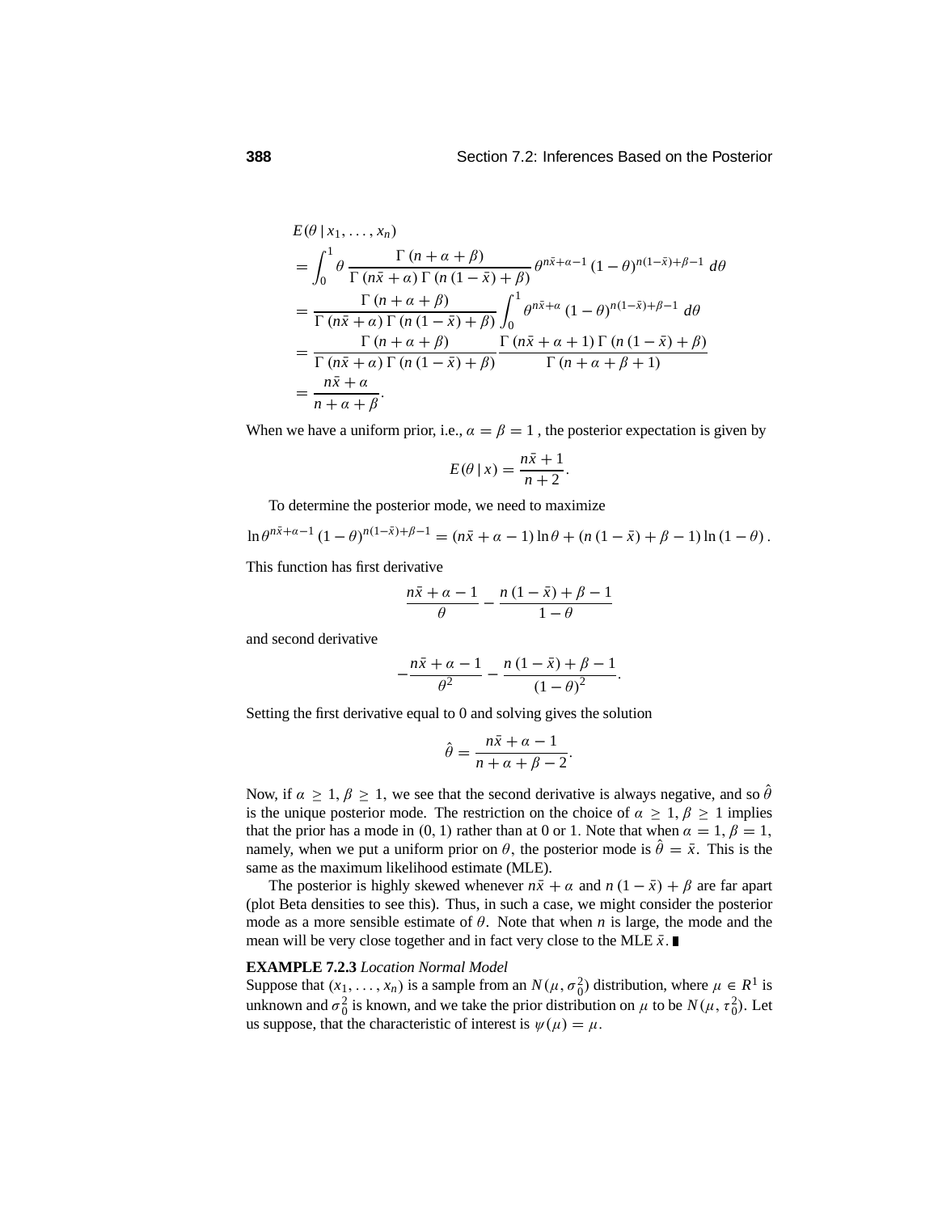$$
\begin{aligned}
&E(\theta \mid x_1, \ldots, x_n) \\
&= \int_0^1 \theta \, \frac{\Gamma(n+\alpha+\beta)}{\Gamma(n\bar{x}+\alpha)\,\Gamma(n(1-\bar{x})+\beta)}\, \theta^{n\bar{x}+\alpha-1}(1-\theta)^{n(1-\bar{x})+\beta-1}\, d\theta \\
&= \frac{\Gamma(n+\alpha+\beta)}{\Gamma(n\bar{x}+\alpha)\,\Gamma(n(1-\bar{x})+\beta)} \int_0^1 \theta^{n\bar{x}+\alpha}(1-\theta)^{n(1-\bar{x})+\beta-1}\, d\theta \\
&= \frac{\Gamma(n+\alpha+\beta)}{\Gamma(n\bar{x}+\alpha)\,\Gamma(n(1-\bar{x})+\beta)} \frac{\Gamma(n\bar{x}+\alpha+1)\,\Gamma(n(1-\bar{x})+\beta)}{\Gamma(n+\alpha+\beta+1)} \\
&= \frac{n\bar{x}+\alpha}{n+\alpha+\beta}.
\end{aligned}
$$

When we have a uniform prior, i.e., $\alpha = \beta = 1$ , the posterior expectation is given by

$$
E(\theta \mid x) = \frac{n\bar{x}+1}{n+2}.
$$

To determine the posterior mode, we need to maximize

$$
\ln \theta^{n\bar{x}+\alpha-1}(1-\theta)^{n(1-\bar{x})+\beta-1} = (n\bar{x}+\alpha-1)\ln\theta + (n(1-\bar{x})+\beta-1)\ln(1-\theta).
$$

This function has first derivative

$$
\frac{n\bar{x}+\alpha-1}{\theta} - \frac{n(1-\bar{x})+\beta-1}{1-\theta}
$$

and second derivative

$$
-\frac{n\bar{x}+\alpha-1}{\theta^2} - \frac{n(1-\bar{x})+\beta-1}{(1-\theta)^2}.
$$

Setting the first derivative equal to 0 and solving gives the solution

$$
\hat{\theta} = \frac{n\bar{x}+\alpha-1}{n+\alpha+\beta-2}.
$$

Now, if $\alpha \geq 1, \beta \geq 1$, we see that the second derivative is always negative, and so $\hat{\theta}$ is the unique posterior mode. The restriction on the choice of $\alpha \geq 1, \beta \geq 1$ implies that the prior has a mode in $(0, 1)$ rather than at 0 or 1. Note that when $\alpha = 1, \beta = 1$, namely, when we put a uniform prior on $\theta$, the posterior mode is $\hat{\theta} = \bar{x}$. This is the same as the maximum likelihood estimate (MLE).

The posterior is highly skewed whenever $n\bar{x} + \alpha$ and $n(1-\bar{x}) + \beta$ are far apart (plot Beta densities to see this). Thus, in such a case, we might consider the posterior mode as a more sensible estimate of $\theta$. Note that when $n$ is large, the mode and the mean will be very close together and in fact very close to the MLE $\bar{x}$. ∎

**EXAMPLE 7.2.3** *Location Normal Model*

Suppose that $(x_1, \ldots, x_n)$ is a sample from an $N(\mu, \sigma_0^2)$ distribution, where $\mu \in R^1$ is unknown and $\sigma_0^2$ is known, and we take the prior distribution on $\mu$ to be $N(\mu, \tau_0^2)$. Let us suppose, that the characteristic of interest is $\psi(\mu) = \mu$.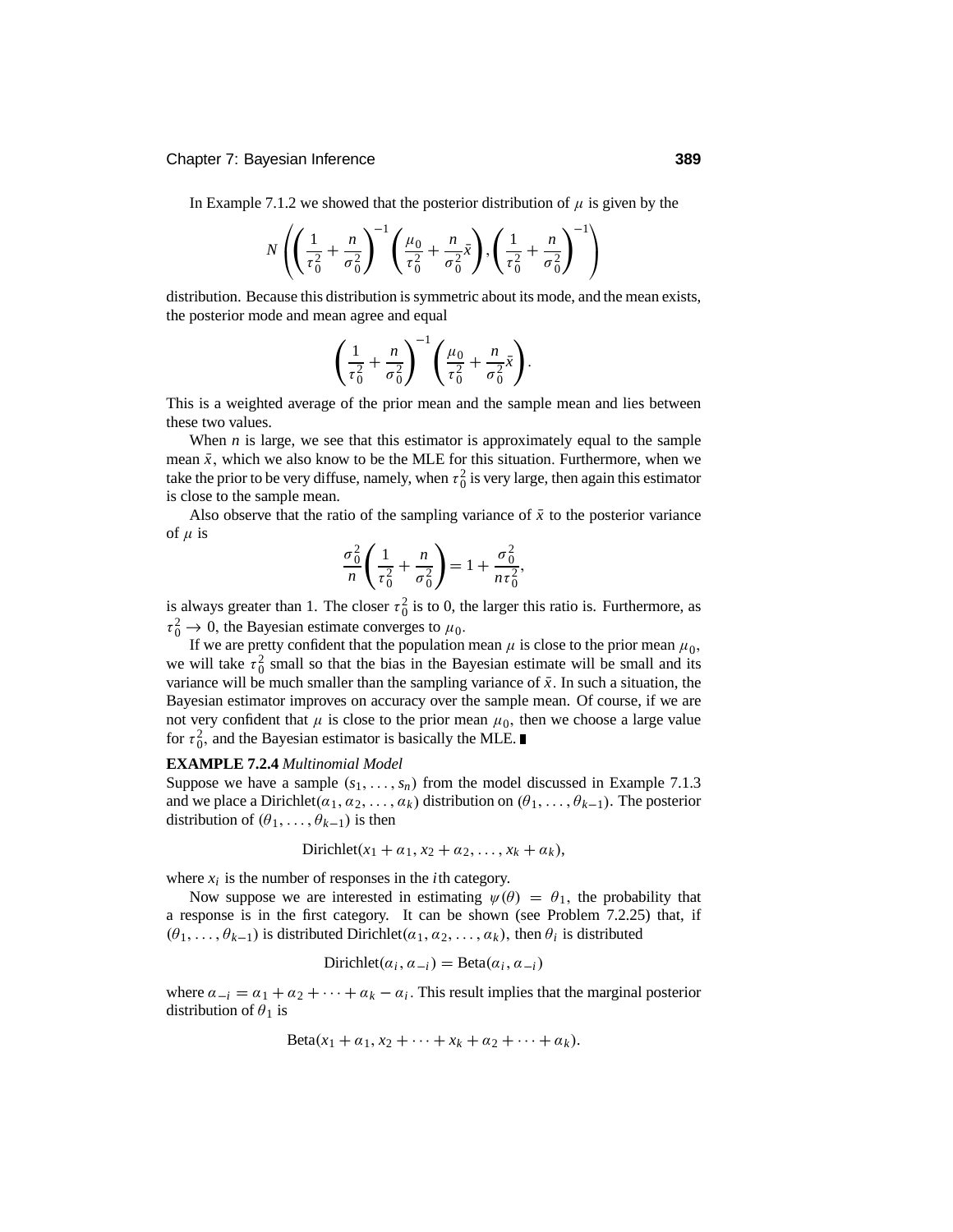In Example 7.1.2 we showed that the posterior distribution of $\mu$ is given by the

$$N\left(\left(\frac{1}{\tau_0^2}+\frac{n}{\sigma_0^2}\right)^{-1}\left(\frac{\mu_0}{\tau_0^2}+\frac{n}{\sigma_0^2}\bar{x}\right),\left(\frac{1}{\tau_0^2}+\frac{n}{\sigma_0^2}\right)^{-1}\right)$$

distribution. Because this distribution is symmetric about its mode, and the mean exists, the posterior mode and mean agree and equal

$$\left(\frac{1}{\tau_0^2}+\frac{n}{\sigma_0^2}\right)^{-1}\left(\frac{\mu_0}{\tau_0^2}+\frac{n}{\sigma_0^2}\bar{x}\right).$$

This is a weighted average of the prior mean and the sample mean and lies between these two values.

When $n$ is large, we see that this estimator is approximately equal to the sample mean $\bar{x}$, which we also know to be the MLE for this situation. Furthermore, when we take the prior to be very diffuse, namely, when $\tau_0^2$ is very large, then again this estimator is close to the sample mean.

Also observe that the ratio of the sampling variance of $\bar{x}$ to the posterior variance of $\mu$ is

$$\frac{\sigma_0^2}{n}\left(\frac{1}{\tau_0^2}+\frac{n}{\sigma_0^2}\right)=1+\frac{\sigma_0^2}{n\tau_0^2},$$

is always greater than 1. The closer $\tau_0^2$ is to 0, the larger this ratio is. Furthermore, as $\tau_0^2 \to 0$, the Bayesian estimate converges to $\mu_0$.

If we are pretty confident that the population mean $\mu$ is close to the prior mean $\mu_0$, we will take $\tau_0^2$ small so that the bias in the Bayesian estimate will be small and its variance will be much smaller than the sampling variance of $\bar{x}$. In such a situation, the Bayesian estimator improves on accuracy over the sample mean. Of course, if we are not very confident that $\mu$ is close to the prior mean $\mu_0$, then we choose a large value for $\tau_0^2$, and the Bayesian estimator is basically the MLE. ∎

**EXAMPLE 7.2.4** *Multinomial Model*

Suppose we have a sample $(s_1, \ldots, s_n)$ from the model discussed in Example 7.1.3 and we place a Dirichlet$(\alpha_1, \alpha_2, \ldots, \alpha_k)$ distribution on $(\theta_1, \ldots, \theta_{k-1})$. The posterior distribution of $(\theta_1, \ldots, \theta_{k-1})$ is then

$$\text{Dirichlet}(x_1+\alpha_1, x_2+\alpha_2, \ldots, x_k+\alpha_k),$$

where $x_i$ is the number of responses in the $i$th category.

Now suppose we are interested in estimating $\psi(\theta) = \theta_1$, the probability that a response is in the first category. It can be shown (see Problem 7.2.25) that, if $(\theta_1, \ldots, \theta_{k-1})$ is distributed Dirichlet$(\alpha_1, \alpha_2, \ldots, \alpha_k)$, then $\theta_i$ is distributed

$$\text{Dirichlet}(\alpha_i, \alpha_{-i}) = \text{Beta}(\alpha_i, \alpha_{-i})$$

where $\alpha_{-i} = \alpha_1 + \alpha_2 + \cdots + \alpha_k - \alpha_i$. This result implies that the marginal posterior distribution of $\theta_1$ is

$$\text{Beta}(x_1+\alpha_1, x_2+\cdots+x_k+\alpha_2+\cdots+\alpha_k).$$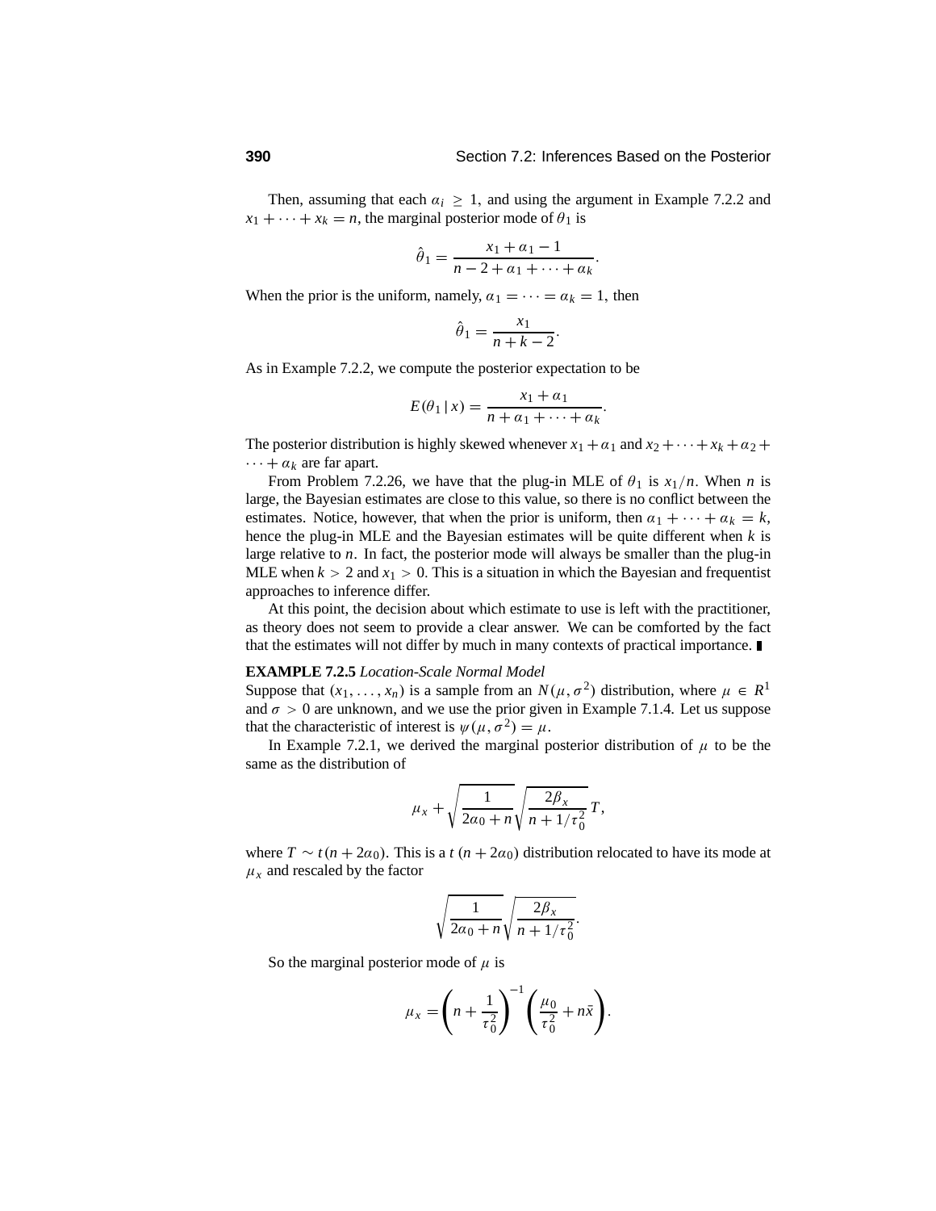Then, assuming that each $\alpha_i \geq 1$, and using the argument in Example 7.2.2 and $x_1 + \cdots + x_k = n$, the marginal posterior mode of $\theta_1$ is

$$\hat{\theta}_1 = \frac{x_1 + \alpha_1 - 1}{n - 2 + \alpha_1 + \cdots + \alpha_k}.$$

When the prior is the uniform, namely, $\alpha_1 = \cdots = \alpha_k = 1$, then

$$\hat{\theta}_1 = \frac{x_1}{n + k - 2}.$$

As in Example 7.2.2, we compute the posterior expectation to be

$$E(\theta_1 \mid x) = \frac{x_1 + \alpha_1}{n + \alpha_1 + \cdots + \alpha_k}.$$

The posterior distribution is highly skewed whenever $x_1 + \alpha_1$ and $x_2 + \cdots + x_k + \alpha_2 + \cdots + \alpha_k$ are far apart.

From Problem 7.2.26, we have that the plug-in MLE of $\theta_1$ is $x_1/n$. When $n$ is large, the Bayesian estimates are close to this value, so there is no conflict between the estimates. Notice, however, that when the prior is uniform, then $\alpha_1 + \cdots + \alpha_k = k$, hence the plug-in MLE and the Bayesian estimates will be quite different when $k$ is large relative to $n$. In fact, the posterior mode will always be smaller than the plug-in MLE when $k > 2$ and $x_1 > 0$. This is a situation in which the Bayesian and frequentist approaches to inference differ.

At this point, the decision about which estimate to use is left with the practitioner, as theory does not seem to provide a clear answer. We can be comforted by the fact that the estimates will not differ by much in many contexts of practical importance. ∎

**EXAMPLE 7.2.5** *Location-Scale Normal Model*
Suppose that $(x_1, \ldots, x_n)$ is a sample from an $N(\mu, \sigma^2)$ distribution, where $\mu \in R^1$ and $\sigma > 0$ are unknown, and we use the prior given in Example 7.1.4. Let us suppose that the characteristic of interest is $\psi(\mu, \sigma^2) = \mu$.

In Example 7.2.1, we derived the marginal posterior distribution of $\mu$ to be the same as the distribution of

$$\mu_x + \sqrt{\frac{1}{2\alpha_0 + n}}\sqrt{\frac{2\beta_x}{n + 1/\tau_0^2}}\,T,$$

where $T \sim t(n + 2\alpha_0)$. This is a $t\,(n + 2\alpha_0)$ distribution relocated to have its mode at $\mu_x$ and rescaled by the factor

$$\sqrt{\frac{1}{2\alpha_0 + n}}\sqrt{\frac{2\beta_x}{n + 1/\tau_0^2}}.$$

So the marginal posterior mode of $\mu$ is

$$\mu_x = \left(n + \frac{1}{\tau_0^2}\right)^{-1}\left(\frac{\mu_0}{\tau_0^2} + n\bar{x}\right).$$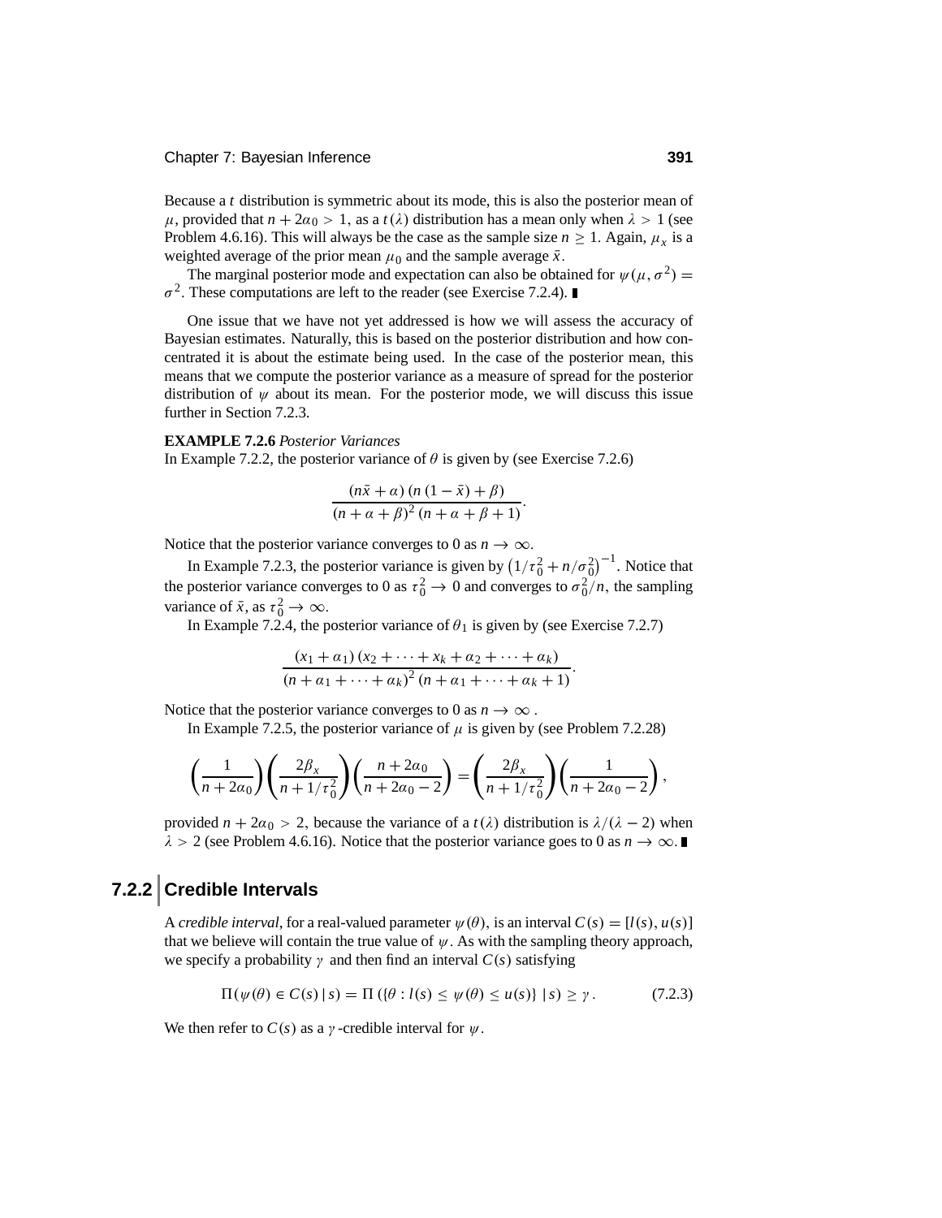Because a $t$ distribution is symmetric about its mode, this is also the posterior mean of $\mu$, provided that $n + 2\alpha_0 > 1$, as a $t(\lambda)$ distribution has a mean only when $\lambda > 1$ (see Problem 4.6.16). This will always be the case as the sample size $n \geq 1$. Again, $\mu_x$ is a weighted average of the prior mean $\mu_0$ and the sample average $\bar{x}$.

The marginal posterior mode and expectation can also be obtained for $\psi(\mu, \sigma^2) = \sigma^2$. These computations are left to the reader (see Exercise 7.2.4). ∎

One issue that we have not yet addressed is how we will assess the accuracy of Bayesian estimates. Naturally, this is based on the posterior distribution and how concentrated it is about the estimate being used. In the case of the posterior mean, this means that we compute the posterior variance as a measure of spread for the posterior distribution of $\psi$ about its mean. For the posterior mode, we will discuss this issue further in Section 7.2.3.

**EXAMPLE 7.2.6** *Posterior Variances*

In Example 7.2.2, the posterior variance of $\theta$ is given by (see Exercise 7.2.6)

$$\frac{(n\bar{x} + \alpha)(n(1 - \bar{x}) + \beta)}{(n + \alpha + \beta)^2 (n + \alpha + \beta + 1)}.$$

Notice that the posterior variance converges to 0 as $n \to \infty$.

In Example 7.2.3, the posterior variance is given by $\left(1/\tau_0^2 + n/\sigma_0^2\right)^{-1}$. Notice that the posterior variance converges to 0 as $\tau_0^2 \to 0$ and converges to $\sigma_0^2/n$, the sampling variance of $\bar{x}$, as $\tau_0^2 \to \infty$.

In Example 7.2.4, the posterior variance of $\theta_1$ is given by (see Exercise 7.2.7)

$$\frac{(x_1 + \alpha_1)(x_2 + \cdots + x_k + \alpha_2 + \cdots + \alpha_k)}{(n + \alpha_1 + \cdots + \alpha_k)^2 (n + \alpha_1 + \cdots + \alpha_k + 1)}.$$

Notice that the posterior variance converges to 0 as $n \to \infty$ .

In Example 7.2.5, the posterior variance of $\mu$ is given by (see Problem 7.2.28)

$$\left(\frac{1}{n + 2\alpha_0}\right)\left(\frac{2\beta_x}{n + 1/\tau_0^2}\right)\left(\frac{n + 2\alpha_0}{n + 2\alpha_0 - 2}\right) = \left(\frac{2\beta_x}{n + 1/\tau_0^2}\right)\left(\frac{1}{n + 2\alpha_0 - 2}\right),$$

provided $n + 2\alpha_0 > 2$, because the variance of a $t(\lambda)$ distribution is $\lambda/(\lambda - 2)$ when $\lambda > 2$ (see Problem 4.6.16). Notice that the posterior variance goes to 0 as $n \to \infty$. ∎

## 7.2.2 Credible Intervals

A *credible interval*, for a real-valued parameter $\psi(\theta)$, is an interval $C(s) = [l(s), u(s)]$ that we believe will contain the true value of $\psi$. As with the sampling theory approach, we specify a probability $\gamma$ and then find an interval $C(s)$ satisfying

$$\Pi(\psi(\theta) \in C(s) \mid s) = \Pi(\{\theta : l(s) \leq \psi(\theta) \leq u(s)\} \mid s) \geq \gamma. \qquad (7.2.3)$$

We then refer to $C(s)$ as a $\gamma$-credible interval for $\psi$.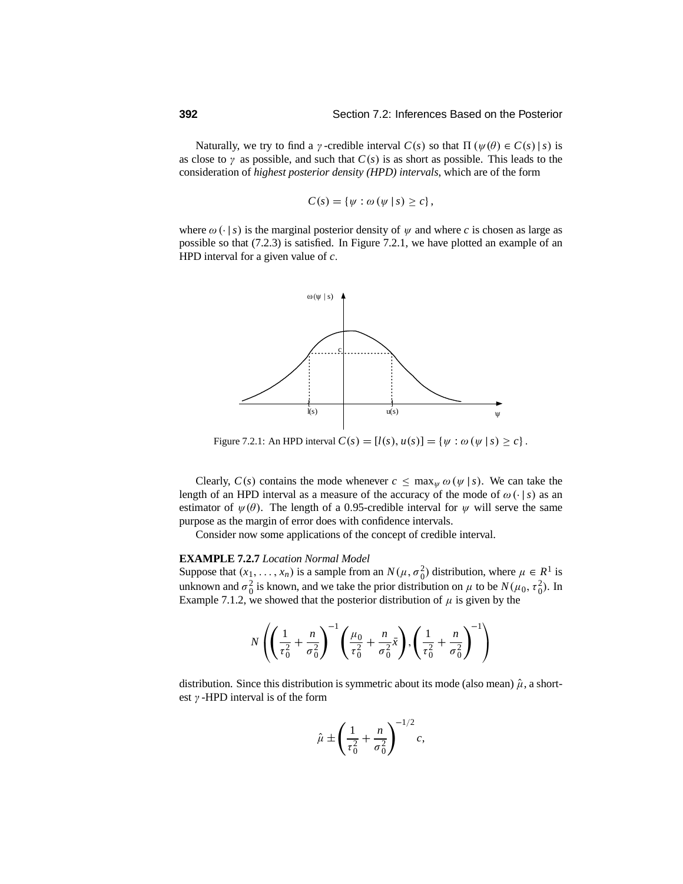Naturally, we try to find a $\gamma$-credible interval $C(s)$ so that $\Pi(\psi(\theta) \in C(s) \mid s)$ is as close to $\gamma$ as possible, and such that $C(s)$ is as short as possible. This leads to the consideration of *highest posterior density (HPD) intervals*, which are of the form

$$C(s) = \{\psi : \omega(\psi \mid s) \geq c\},$$

where $\omega(\cdot \mid s)$ is the marginal posterior density of $\psi$ and where $c$ is chosen as large as possible so that (7.2.3) is satisfied. In Figure 7.2.1, we have plotted an example of an HPD interval for a given value of $c$.

Figure 7.2.1: An HPD interval $C(s) = [l(s), u(s)] = \{\psi : \omega(\psi \mid s) \geq c\}$.

Clearly, $C(s)$ contains the mode whenever $c \leq \max_{\psi} \omega(\psi \mid s)$. We can take the length of an HPD interval as a measure of the accuracy of the mode of $\omega(\cdot \mid s)$ as an estimator of $\psi(\theta)$. The length of a 0.95-credible interval for $\psi$ will serve the same purpose as the margin of error does with confidence intervals.

Consider now some applications of the concept of credible interval.

**EXAMPLE 7.2.7** *Location Normal Model*

Suppose that $(x_1, \ldots, x_n)$ is a sample from an $N(\mu, \sigma_0^2)$ distribution, where $\mu \in R^1$ is unknown and $\sigma_0^2$ is known, and we take the prior distribution on $\mu$ to be $N(\mu_0, \tau_0^2)$. In Example 7.1.2, we showed that the posterior distribution of $\mu$ is given by the

$$N\left(\left(\frac{1}{\tau_0^2} + \frac{n}{\sigma_0^2}\right)^{-1}\left(\frac{\mu_0}{\tau_0^2} + \frac{n}{\sigma_0^2}\bar{x}\right), \left(\frac{1}{\tau_0^2} + \frac{n}{\sigma_0^2}\right)^{-1}\right)$$

distribution. Since this distribution is symmetric about its mode (also mean) $\hat{\mu}$, a shortest $\gamma$-HPD interval is of the form

$$\hat{\mu} \pm \left(\frac{1}{\tau_0^2} + \frac{n}{\sigma_0^2}\right)^{-1/2} c,$$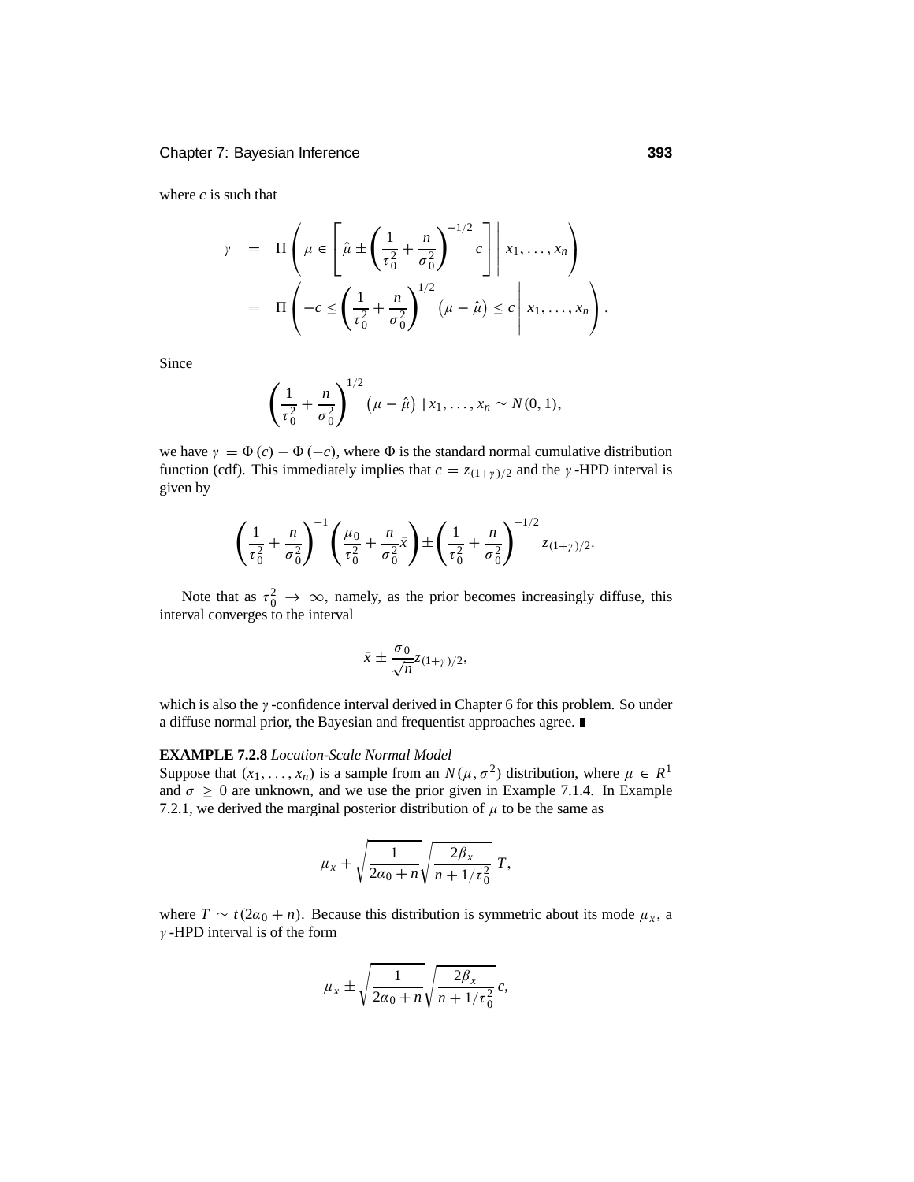where $c$ is such that

$$
\begin{aligned}
\gamma &= \Pi\left(\mu \in \left[\hat{\mu} \pm \left(\frac{1}{\tau_0^2} + \frac{n}{\sigma_0^2}\right)^{-1/2} c\right] \,\middle|\, x_1, \ldots, x_n\right) \\
&= \Pi\left(-c \le \left(\frac{1}{\tau_0^2} + \frac{n}{\sigma_0^2}\right)^{1/2} \left(\mu - \hat{\mu}\right) \le c \,\middle|\, x_1, \ldots, x_n\right).
\end{aligned}
$$

Since

$$
\left(\frac{1}{\tau_0^2} + \frac{n}{\sigma_0^2}\right)^{1/2} \left(\mu - \hat{\mu}\right) \mid x_1, \ldots, x_n \sim N(0, 1),
$$

we have $\gamma = \Phi(c) - \Phi(-c)$, where $\Phi$ is the standard normal cumulative distribution function (cdf). This immediately implies that $c = z_{(1+\gamma)/2}$ and the $\gamma$-HPD interval is given by

$$
\left(\frac{1}{\tau_0^2} + \frac{n}{\sigma_0^2}\right)^{-1} \left(\frac{\mu_0}{\tau_0^2} + \frac{n}{\sigma_0^2}\bar{x}\right) \pm \left(\frac{1}{\tau_0^2} + \frac{n}{\sigma_0^2}\right)^{-1/2} z_{(1+\gamma)/2}.
$$

Note that as $\tau_0^2 \to \infty$, namely, as the prior becomes increasingly diffuse, this interval converges to the interval

$$
\bar{x} \pm \frac{\sigma_0}{\sqrt{n}} z_{(1+\gamma)/2},
$$

which is also the $\gamma$-confidence interval derived in Chapter 6 for this problem. So under a diffuse normal prior, the Bayesian and frequentist approaches agree. ∎

**EXAMPLE 7.2.8** *Location-Scale Normal Model*
Suppose that $(x_1, \ldots, x_n)$ is a sample from an $N(\mu, \sigma^2)$ distribution, where $\mu \in R^1$ and $\sigma \ge 0$ are unknown, and we use the prior given in Example 7.1.4. In Example 7.2.1, we derived the marginal posterior distribution of $\mu$ to be the same as

$$
\mu_x + \sqrt{\frac{1}{2\alpha_0 + n}} \sqrt{\frac{2\beta_x}{n + 1/\tau_0^2}}\, T,
$$

where $T \sim t(2\alpha_0 + n)$. Because this distribution is symmetric about its mode $\mu_x$, a $\gamma$-HPD interval is of the form

$$
\mu_x \pm \sqrt{\frac{1}{2\alpha_0 + n}} \sqrt{\frac{2\beta_x}{n + 1/\tau_0^2}}\, c,
$$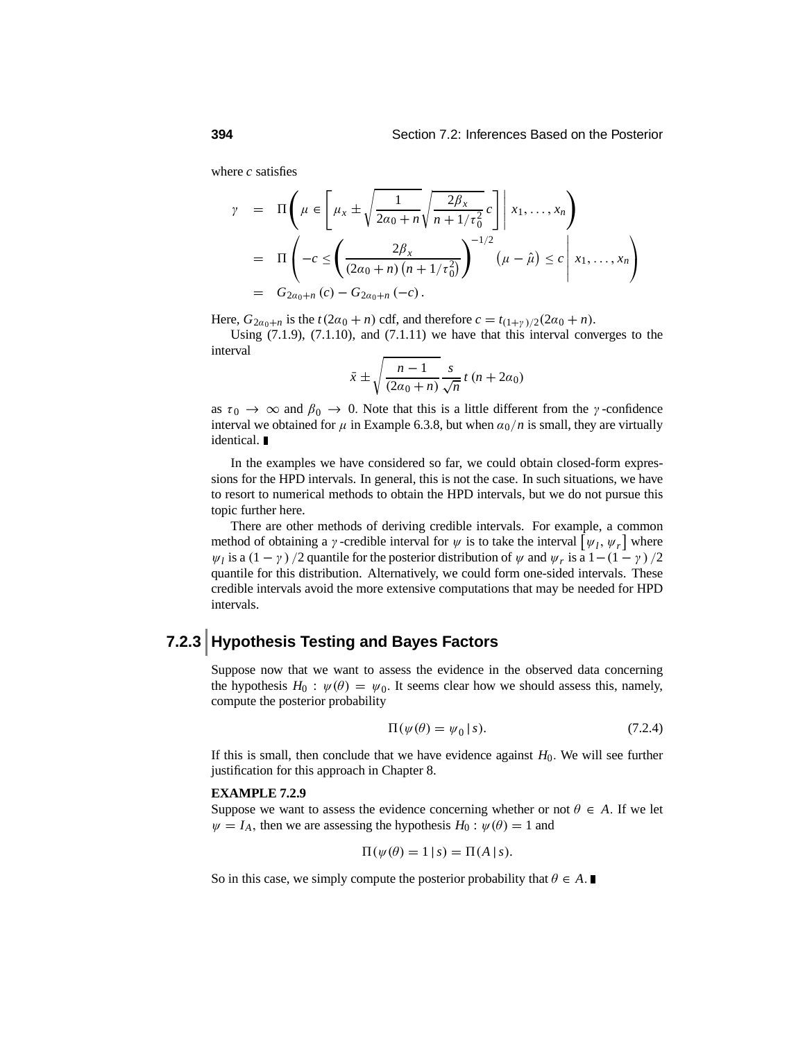where $c$ satisfies

$$
\begin{aligned}
\gamma &= \Pi\left(\mu \in \left[\mu_x \pm \sqrt{\frac{1}{2\alpha_0 + n}}\sqrt{\frac{2\beta_x}{n + 1/\tau_0^2}}\, c\right] \,\middle|\, x_1, \ldots, x_n\right) \\
&= \Pi\left(-c \le \left(\frac{2\beta_x}{(2\alpha_0 + n)\left(n + 1/\tau_0^2\right)}\right)^{-1/2}\left(\mu - \hat{\mu}\right) \le c \,\middle|\, x_1, \ldots, x_n\right) \\
&= G_{2\alpha_0+n}(c) - G_{2\alpha_0+n}(-c).
\end{aligned}
$$

Here, $G_{2\alpha_0+n}$ is the $t(2\alpha_0 + n)$ cdf, and therefore $c = t_{(1+\gamma)/2}(2\alpha_0 + n)$.

Using (7.1.9), (7.1.10), and (7.1.11) we have that this interval converges to the interval

$$
\bar{x} \pm \sqrt{\frac{n-1}{(2\alpha_0 + n)}}\frac{s}{\sqrt{n}}\, t\,(n + 2\alpha_0)
$$

as $\tau_0 \to \infty$ and $\beta_0 \to 0$. Note that this is a little different from the $\gamma$-confidence interval we obtained for $\mu$ in Example 6.3.8, but when $\alpha_0/n$ is small, they are virtually identical. ∎

In the examples we have considered so far, we could obtain closed-form expressions for the HPD intervals. In general, this is not the case. In such situations, we have to resort to numerical methods to obtain the HPD intervals, but we do not pursue this topic further here.

There are other methods of deriving credible intervals. For example, a common method of obtaining a $\gamma$-credible interval for $\psi$ is to take the interval $\left[\psi_l, \psi_r\right]$ where $\psi_l$ is a $(1-\gamma)/2$ quantile for the posterior distribution of $\psi$ and $\psi_r$ is a $1-(1-\gamma)/2$ quantile for this distribution. Alternatively, we could form one-sided intervals. These credible intervals avoid the more extensive computations that may be needed for HPD intervals.

## 7.2.3 Hypothesis Testing and Bayes Factors

Suppose now that we want to assess the evidence in the observed data concerning the hypothesis $H_0 : \psi(\theta) = \psi_0$. It seems clear how we should assess this, namely, compute the posterior probability

$$
\Pi(\psi(\theta) = \psi_0 \,|\, s). \tag{7.2.4}
$$

If this is small, then conclude that we have evidence against $H_0$. We will see further justification for this approach in Chapter 8.

**EXAMPLE 7.2.9**

Suppose we want to assess the evidence concerning whether or not $\theta \in A$. If we let $\psi = I_A$, then we are assessing the hypothesis $H_0 : \psi(\theta) = 1$ and

$$
\Pi(\psi(\theta) = 1 \,|\, s) = \Pi(A \,|\, s).
$$

So in this case, we simply compute the posterior probability that $\theta \in A$. ∎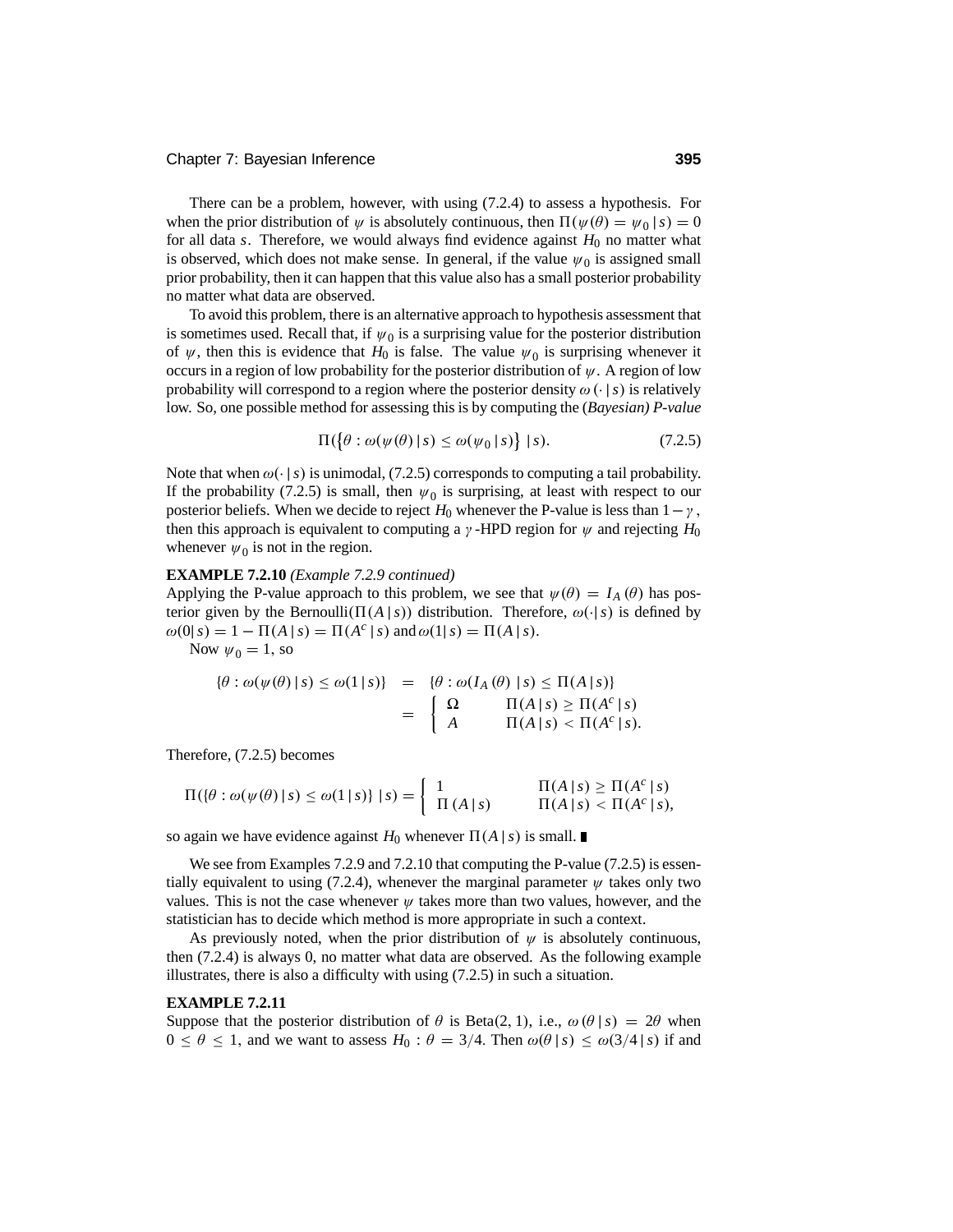There can be a problem, however, with using (7.2.4) to assess a hypothesis. For when the prior distribution of $\psi$ is absolutely continuous, then $\Pi(\psi(\theta) = \psi_0 \,|\, s) = 0$ for all data $s$. Therefore, we would always find evidence against $H_0$ no matter what is observed, which does not make sense. In general, if the value $\psi_0$ is assigned small prior probability, then it can happen that this value also has a small posterior probability no matter what data are observed.

To avoid this problem, there is an alternative approach to hypothesis assessment that is sometimes used. Recall that, if $\psi_0$ is a surprising value for the posterior distribution of $\psi$, then this is evidence that $H_0$ is false. The value $\psi_0$ is surprising whenever it occurs in a region of low probability for the posterior distribution of $\psi$. A region of low probability will correspond to a region where the posterior density $\omega(\cdot \,|\, s)$ is relatively low. So, one possible method for assessing this is by computing the (*Bayesian) P-value*

$$\Pi(\{\theta : \omega(\psi(\theta) \,|\, s) \le \omega(\psi_0 \,|\, s)\} \,|\, s). \tag{7.2.5}$$

Note that when $\omega(\cdot \,|\, s)$ is unimodal, (7.2.5) corresponds to computing a tail probability. If the probability (7.2.5) is small, then $\psi_0$ is surprising, at least with respect to our posterior beliefs. When we decide to reject $H_0$ whenever the P-value is less than $1-\gamma$, then this approach is equivalent to computing a $\gamma$-HPD region for $\psi$ and rejecting $H_0$ whenever $\psi_0$ is not in the region.

**EXAMPLE 7.2.10** *(Example 7.2.9 continued)*
Applying the P-value approach to this problem, we see that $\psi(\theta) = I_A(\theta)$ has posterior given by the Bernoulli$(\Pi(A \,|\, s))$ distribution. Therefore, $\omega(\cdot|\, s)$ is defined by $\omega(0|\, s) = 1 - \Pi(A \,|\, s) = \Pi(A^c \,|\, s)$ and $\omega(1|\, s) = \Pi(A \,|\, s)$.

Now $\psi_0 = 1$, so

$$\begin{aligned}
\{\theta : \omega(\psi(\theta) \,|\, s) \le \omega(1 \,|\, s)\} &= \{\theta : \omega(I_A(\theta) \,|\, s) \le \Pi(A \,|\, s)\} \\
&= \begin{cases} \Omega & \Pi(A \,|\, s) \ge \Pi(A^c \,|\, s) \\ A & \Pi(A \,|\, s) < \Pi(A^c \,|\, s). \end{cases}
\end{aligned}$$

Therefore, (7.2.5) becomes

$$\Pi(\{\theta : \omega(\psi(\theta) \,|\, s) \le \omega(1 \,|\, s)\} \,|\, s) = \begin{cases} 1 & \Pi(A \,|\, s) \ge \Pi(A^c \,|\, s) \\ \Pi(A \,|\, s) & \Pi(A \,|\, s) < \Pi(A^c \,|\, s), \end{cases}$$

so again we have evidence against $H_0$ whenever $\Pi(A \,|\, s)$ is small. ∎

We see from Examples 7.2.9 and 7.2.10 that computing the P-value (7.2.5) is essentially equivalent to using (7.2.4), whenever the marginal parameter $\psi$ takes only two values. This is not the case whenever $\psi$ takes more than two values, however, and the statistician has to decide which method is more appropriate in such a context.

As previously noted, when the prior distribution of $\psi$ is absolutely continuous, then (7.2.4) is always 0, no matter what data are observed. As the following example illustrates, there is also a difficulty with using (7.2.5) in such a situation.

**EXAMPLE 7.2.11**
Suppose that the posterior distribution of $\theta$ is Beta$(2, 1)$, i.e., $\omega(\theta \,|\, s) = 2\theta$ when $0 \le \theta \le 1$, and we want to assess $H_0 : \theta = 3/4$. Then $\omega(\theta \,|\, s) \le \omega(3/4 \,|\, s)$ if and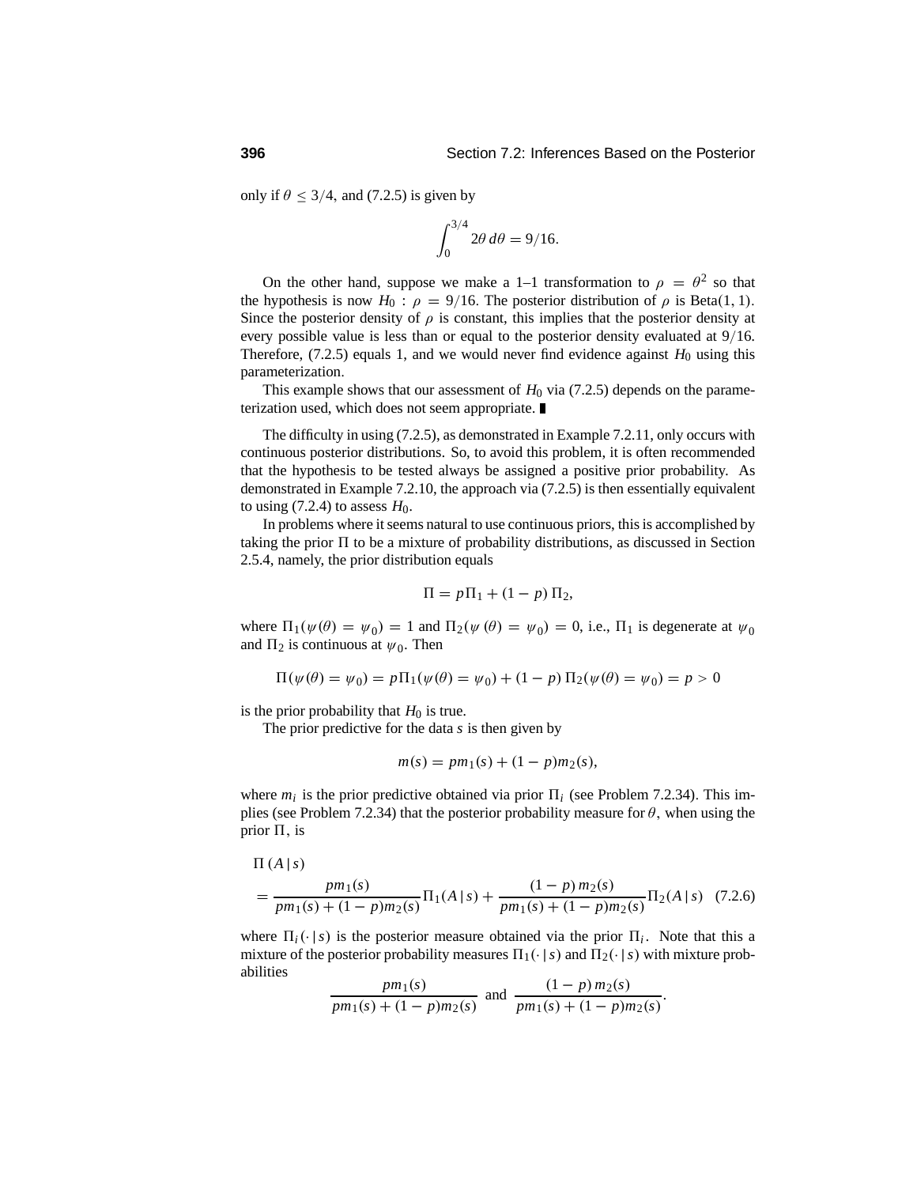only if $\theta \le 3/4$, and (7.2.5) is given by

$$\int_0^{3/4} 2\theta \, d\theta = 9/16.$$

On the other hand, suppose we make a 1–1 transformation to $\rho = \theta^2$ so that the hypothesis is now $H_0 : \rho = 9/16$. The posterior distribution of $\rho$ is Beta$(1, 1)$. Since the posterior density of $\rho$ is constant, this implies that the posterior density at every possible value is less than or equal to the posterior density evaluated at $9/16$. Therefore, (7.2.5) equals 1, and we would never find evidence against $H_0$ using this parameterization.

This example shows that our assessment of $H_0$ via (7.2.5) depends on the parameterization used, which does not seem appropriate. ∎

The difficulty in using (7.2.5), as demonstrated in Example 7.2.11, only occurs with continuous posterior distributions. So, to avoid this problem, it is often recommended that the hypothesis to be tested always be assigned a positive prior probability. As demonstrated in Example 7.2.10, the approach via (7.2.5) is then essentially equivalent to using (7.2.4) to assess $H_0$.

In problems where it seems natural to use continuous priors, this is accomplished by taking the prior $\Pi$ to be a mixture of probability distributions, as discussed in Section 2.5.4, namely, the prior distribution equals

$$\Pi = p\Pi_1 + (1 - p)\,\Pi_2,$$

where $\Pi_1(\psi(\theta) = \psi_0) = 1$ and $\Pi_2(\psi(\theta) = \psi_0) = 0$, i.e., $\Pi_1$ is degenerate at $\psi_0$ and $\Pi_2$ is continuous at $\psi_0$. Then

$$\Pi(\psi(\theta) = \psi_0) = p\Pi_1(\psi(\theta) = \psi_0) + (1 - p)\,\Pi_2(\psi(\theta) = \psi_0) = p > 0$$

is the prior probability that $H_0$ is true.

The prior predictive for the data $s$ is then given by

$$m(s) = pm_1(s) + (1 - p)m_2(s),$$

where $m_i$ is the prior predictive obtained via prior $\Pi_i$ (see Problem 7.2.34). This implies (see Problem 7.2.34) that the posterior probability measure for $\theta$, when using the prior $\Pi$, is

$$\Pi(A \,|\, s) = \frac{pm_1(s)}{pm_1(s) + (1 - p)m_2(s)}\Pi_1(A \,|\, s) + \frac{(1 - p)\,m_2(s)}{pm_1(s) + (1 - p)m_2(s)}\Pi_2(A \,|\, s) \quad (7.2.6)$$

where $\Pi_i(\cdot \,|\, s)$ is the posterior measure obtained via the prior $\Pi_i$. Note that this a mixture of the posterior probability measures $\Pi_1(\cdot \,|\, s)$ and $\Pi_2(\cdot \,|\, s)$ with mixture probabilities

$$\frac{pm_1(s)}{pm_1(s) + (1 - p)m_2(s)} \text{ and } \frac{(1 - p)\,m_2(s)}{pm_1(s) + (1 - p)m_2(s)}.$$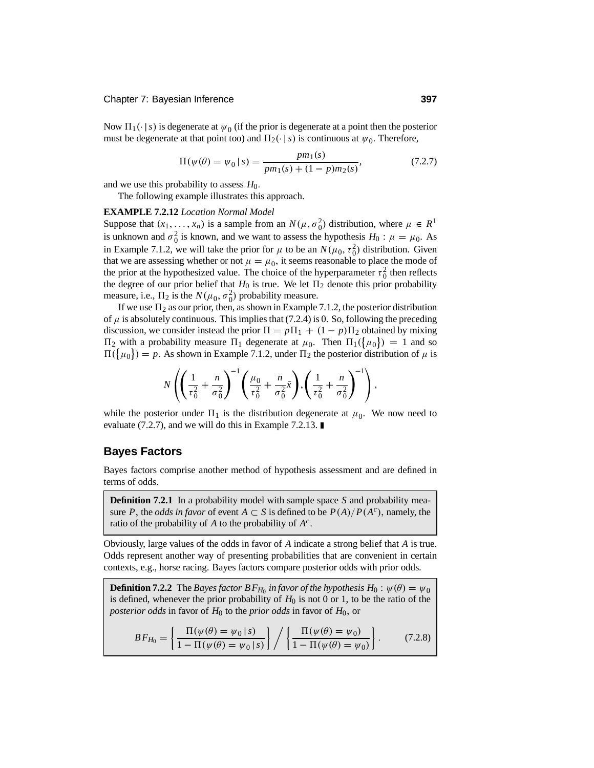Now $\Pi_1(\cdot \mid s)$ is degenerate at $\psi_0$ (if the prior is degenerate at a point then the posterior must be degenerate at that point too) and $\Pi_2(\cdot \mid s)$ is continuous at $\psi_0$. Therefore,

$$\Pi(\psi(\theta) = \psi_0 \mid s) = \frac{pm_1(s)}{pm_1(s) + (1-p)m_2(s)}, \tag{7.2.7}$$

and we use this probability to assess $H_0$.

The following example illustrates this approach.

**EXAMPLE 7.2.12** *Location Normal Model*

Suppose that $(x_1, \ldots, x_n)$ is a sample from an $N(\mu, \sigma_0^2)$ distribution, where $\mu \in R^1$ is unknown and $\sigma_0^2$ is known, and we want to assess the hypothesis $H_0 : \mu = \mu_0$. As in Example 7.1.2, we will take the prior for $\mu$ to be an $N(\mu_0, \tau_0^2)$ distribution. Given that we are assessing whether or not $\mu = \mu_0$, it seems reasonable to place the mode of the prior at the hypothesized value. The choice of the hyperparameter $\tau_0^2$ then reflects the degree of our prior belief that $H_0$ is true. We let $\Pi_2$ denote this prior probability measure, i.e., $\Pi_2$ is the $N(\mu_0, \sigma_0^2)$ probability measure.

If we use $\Pi_2$ as our prior, then, as shown in Example 7.1.2, the posterior distribution of $\mu$ is absolutely continuous. This implies that (7.2.4) is 0. So, following the preceding discussion, we consider instead the prior $\Pi = p\Pi_1 + (1-p)\Pi_2$ obtained by mixing $\Pi_2$ with a probability measure $\Pi_1$ degenerate at $\mu_0$. Then $\Pi_1(\{\mu_0\}) = 1$ and so $\Pi(\{\mu_0\}) = p$. As shown in Example 7.1.2, under $\Pi_2$ the posterior distribution of $\mu$ is

$$N\left( \left( \frac{1}{\tau_0^2} + \frac{n}{\sigma_0^2} \right)^{-1} \left( \frac{\mu_0}{\tau_0^2} + \frac{n}{\sigma_0^2}\bar{x} \right), \left( \frac{1}{\tau_0^2} + \frac{n}{\sigma_0^2} \right)^{-1} \right),$$

while the posterior under $\Pi_1$ is the distribution degenerate at $\mu_0$. We now need to evaluate (7.2.7), and we will do this in Example 7.2.13. ∎

## Bayes Factors

Bayes factors comprise another method of hypothesis assessment and are defined in terms of odds.

> **Definition 7.2.1** In a probability model with sample space $S$ and probability measure $P$, the *odds in favor* of event $A \subset S$ is defined to be $P(A)/P(A^c)$, namely, the ratio of the probability of $A$ to the probability of $A^c$.

Obviously, large values of the odds in favor of $A$ indicate a strong belief that $A$ is true. Odds represent another way of presenting probabilities that are convenient in certain contexts, e.g., horse racing. Bayes factors compare posterior odds with prior odds.

> **Definition 7.2.2** The *Bayes factor $BF_{H_0}$ in favor of the hypothesis* $H_0 : \psi(\theta) = \psi_0$ is defined, whenever the prior probability of $H_0$ is not 0 or 1, to be the ratio of the *posterior odds* in favor of $H_0$ to the *prior odds* in favor of $H_0$, or
>
> $$BF_{H_0} = \left\{ \frac{\Pi(\psi(\theta) = \psi_0 \mid s)}{1 - \Pi(\psi(\theta) = \psi_0 \mid s)} \right\} \Big/ \left\{ \frac{\Pi(\psi(\theta) = \psi_0)}{1 - \Pi(\psi(\theta) = \psi_0)} \right\}. \tag{7.2.8}$$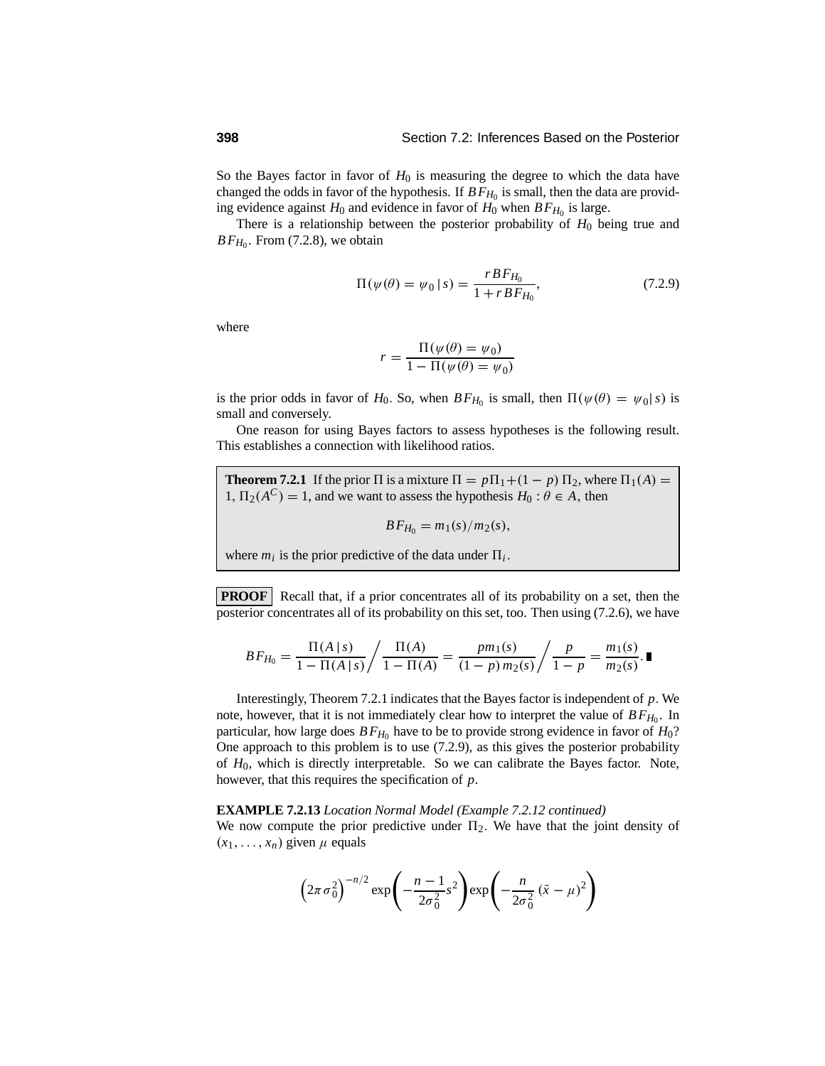So the Bayes factor in favor of $H_0$ is measuring the degree to which the data have changed the odds in favor of the hypothesis. If $BF_{H_0}$ is small, then the data are providing evidence against $H_0$ and evidence in favor of $H_0$ when $BF_{H_0}$ is large.

There is a relationship between the posterior probability of $H_0$ being true and $BF_{H_0}$. From (7.2.8), we obtain

$$\Pi(\psi(\theta) = \psi_0 \,|\, s) = \frac{r\,BF_{H_0}}{1 + r\,BF_{H_0}}, \tag{7.2.9}$$

where

$$r = \frac{\Pi(\psi(\theta) = \psi_0)}{1 - \Pi(\psi(\theta) = \psi_0)}$$

is the prior odds in favor of $H_0$. So, when $BF_{H_0}$ is small, then $\Pi(\psi(\theta) = \psi_0 | s)$ is small and conversely.

One reason for using Bayes factors to assess hypotheses is the following result. This establishes a connection with likelihood ratios.

**Theorem 7.2.1** If the prior $\Pi$ is a mixture $\Pi = p\Pi_1 + (1-p)\,\Pi_2$, where $\Pi_1(A) = 1$, $\Pi_2(A^C) = 1$, and we want to assess the hypothesis $H_0 : \theta \in A$, then

$$BF_{H_0} = m_1(s)/m_2(s),$$

where $m_i$ is the prior predictive of the data under $\Pi_i$.

**PROOF** Recall that, if a prior concentrates all of its probability on a set, then the posterior concentrates all of its probability on this set, too. Then using (7.2.6), we have

$$BF_{H_0} = \frac{\Pi(A \,|\, s)}{1 - \Pi(A \,|\, s)} \bigg/ \frac{\Pi(A)}{1 - \Pi(A)} = \frac{p m_1(s)}{(1-p)\, m_2(s)} \bigg/ \frac{p}{1-p} = \frac{m_1(s)}{m_2(s)}. \blacksquare$$

Interestingly, Theorem 7.2.1 indicates that the Bayes factor is independent of $p$. We note, however, that it is not immediately clear how to interpret the value of $BF_{H_0}$. In particular, how large does $BF_{H_0}$ have to be to provide strong evidence in favor of $H_0$? One approach to this problem is to use (7.2.9), as this gives the posterior probability of $H_0$, which is directly interpretable. So we can calibrate the Bayes factor. Note, however, that this requires the specification of $p$.

**EXAMPLE 7.2.13** *Location Normal Model (Example 7.2.12 continued)*
We now compute the prior predictive under $\Pi_2$. We have that the joint density of $(x_1, \ldots, x_n)$ given $\mu$ equals

$$\left(2\pi\sigma_0^2\right)^{-n/2} \exp\left(-\frac{n-1}{2\sigma_0^2}s^2\right) \exp\left(-\frac{n}{2\sigma_0^2}\,(\bar{x} - \mu)^2\right)$$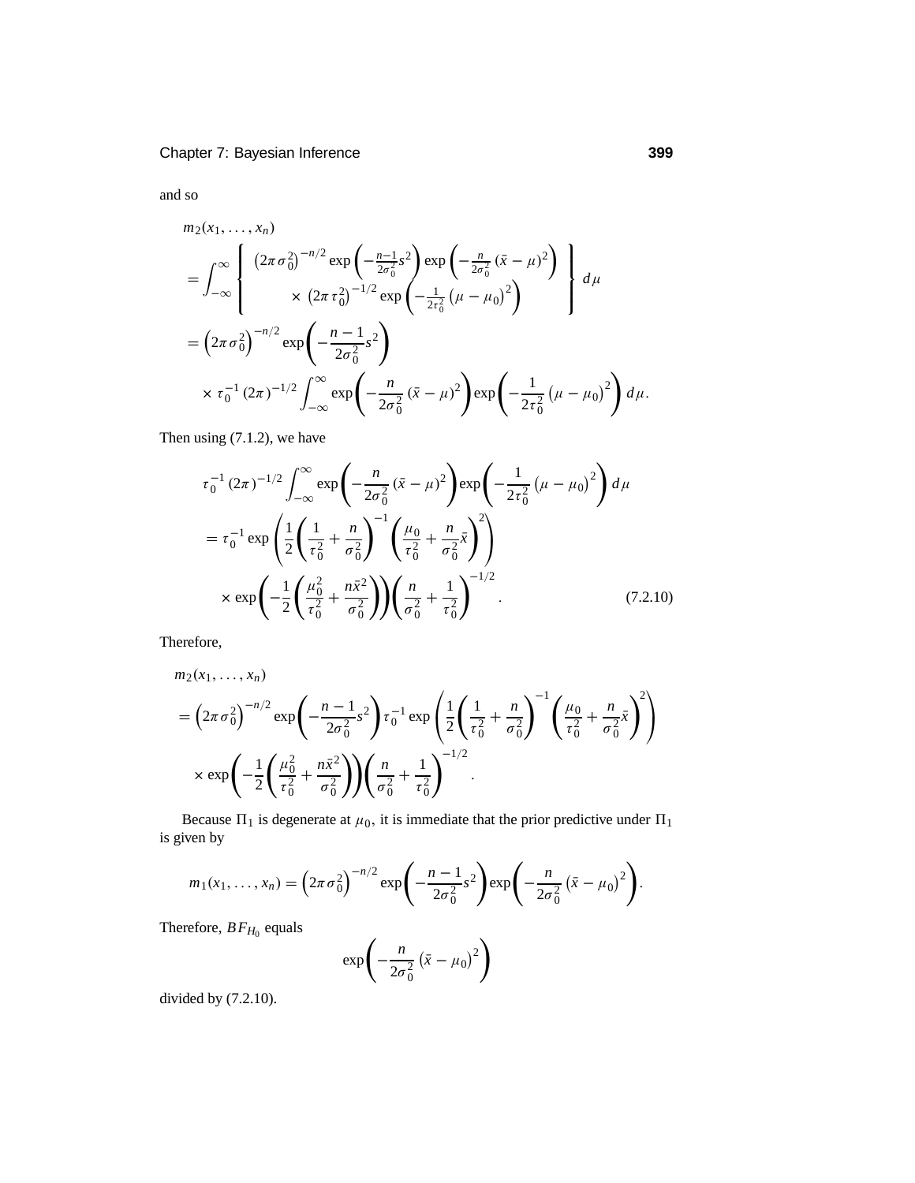and so

$$
\begin{aligned}
&m_2(x_1, \ldots, x_n) \\
&= \int_{-\infty}^{\infty} \left\{ \begin{array}{c} \left(2\pi\sigma_0^2\right)^{-n/2} \exp\left(-\frac{n-1}{2\sigma_0^2}s^2\right) \exp\left(-\frac{n}{2\sigma_0^2}\left(\bar{x}-\mu\right)^2\right) \\ \times \left(2\pi\tau_0^2\right)^{-1/2} \exp\left(-\frac{1}{2\tau_0^2}\left(\mu-\mu_0\right)^2\right) \end{array} \right\} d\mu \\
&= \left(2\pi\sigma_0^2\right)^{-n/2} \exp\left(-\frac{n-1}{2\sigma_0^2}s^2\right) \\
&\quad \times \tau_0^{-1}\left(2\pi\right)^{-1/2} \int_{-\infty}^{\infty} \exp\left(-\frac{n}{2\sigma_0^2}\left(\bar{x}-\mu\right)^2\right) \exp\left(-\frac{1}{2\tau_0^2}\left(\mu-\mu_0\right)^2\right) d\mu.
\end{aligned}
$$

Then using (7.1.2), we have

$$
\begin{aligned}
&\tau_0^{-1}\left(2\pi\right)^{-1/2} \int_{-\infty}^{\infty} \exp\left(-\frac{n}{2\sigma_0^2}\left(\bar{x}-\mu\right)^2\right) \exp\left(-\frac{1}{2\tau_0^2}\left(\mu-\mu_0\right)^2\right) d\mu \\
&= \tau_0^{-1} \exp\left(\frac{1}{2}\left(\frac{1}{\tau_0^2}+\frac{n}{\sigma_0^2}\right)^{-1}\left(\frac{\mu_0}{\tau_0^2}+\frac{n}{\sigma_0^2}\bar{x}\right)^2\right) \\
&\quad \times \exp\left(-\frac{1}{2}\left(\frac{\mu_0^2}{\tau_0^2}+\frac{n\bar{x}^2}{\sigma_0^2}\right)\right)\left(\frac{n}{\sigma_0^2}+\frac{1}{\tau_0^2}\right)^{-1/2}. \qquad (7.2.10)
\end{aligned}
$$

Therefore,

$$
\begin{aligned}
&m_2(x_1, \ldots, x_n) \\
&= \left(2\pi\sigma_0^2\right)^{-n/2} \exp\left(-\frac{n-1}{2\sigma_0^2}s^2\right) \tau_0^{-1} \exp\left(\frac{1}{2}\left(\frac{1}{\tau_0^2}+\frac{n}{\sigma_0^2}\right)^{-1}\left(\frac{\mu_0}{\tau_0^2}+\frac{n}{\sigma_0^2}\bar{x}\right)^2\right) \\
&\quad \times \exp\left(-\frac{1}{2}\left(\frac{\mu_0^2}{\tau_0^2}+\frac{n\bar{x}^2}{\sigma_0^2}\right)\right)\left(\frac{n}{\sigma_0^2}+\frac{1}{\tau_0^2}\right)^{-1/2}.
\end{aligned}
$$

Because $\Pi_1$ is degenerate at $\mu_0$, it is immediate that the prior predictive under $\Pi_1$ is given by

$$
m_1(x_1, \ldots, x_n) = \left(2\pi\sigma_0^2\right)^{-n/2} \exp\left(-\frac{n-1}{2\sigma_0^2}s^2\right) \exp\left(-\frac{n}{2\sigma_0^2}\left(\bar{x}-\mu_0\right)^2\right).
$$

Therefore, $BF_{H_0}$ equals

$$
\exp\left(-\frac{n}{2\sigma_0^2}\left(\bar{x}-\mu_0\right)^2\right)
$$

divided by (7.2.10).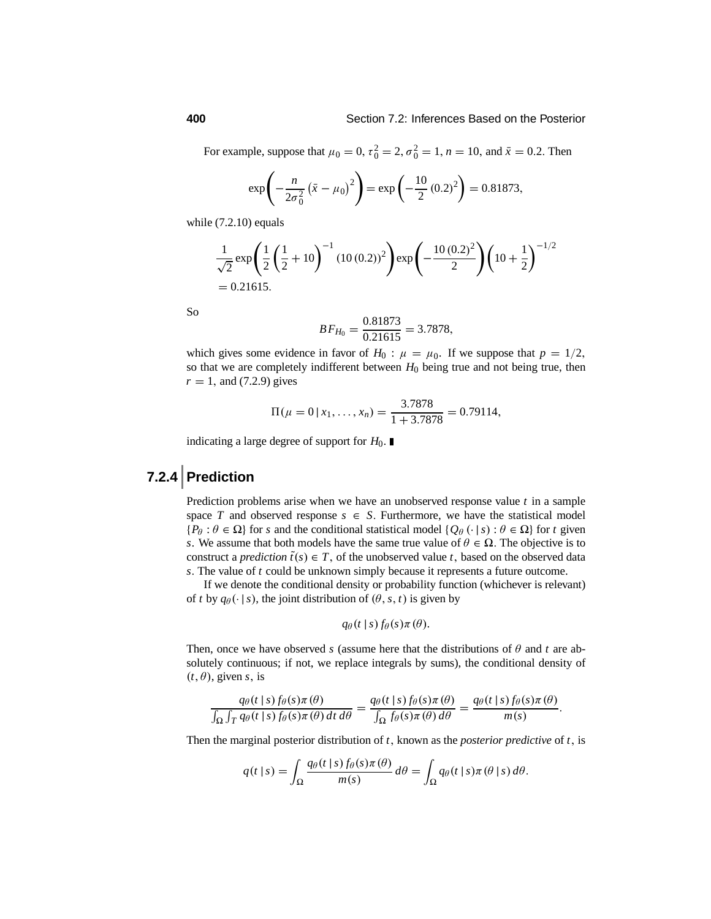For example, suppose that $\mu_0 = 0$, $\tau_0^2 = 2$, $\sigma_0^2 = 1$, $n = 10$, and $\bar{x} = 0.2$. Then

$$\exp\left(-\frac{n}{2\sigma_0^2}\left(\bar{x} - \mu_0\right)^2\right) = \exp\left(-\frac{10}{2}\left(0.2\right)^2\right) = 0.81873,$$

while (7.2.10) equals

$$\frac{1}{\sqrt{2}}\exp\left(\frac{1}{2}\left(\frac{1}{2} + 10\right)^{-1}\left(10\,(0.2)\right)^2\right)\exp\left(-\frac{10\,(0.2)^2}{2}\right)\left(10 + \frac{1}{2}\right)^{-1/2}$$
$$= 0.21615.$$

So

$$BF_{H_0} = \frac{0.81873}{0.21615} = 3.7878,$$

which gives some evidence in favor of $H_0 : \mu = \mu_0$. If we suppose that $p = 1/2$, so that we are completely indifferent between $H_0$ being true and not being true, then $r = 1$, and (7.2.9) gives

$$\Pi(\mu = 0 \mid x_1, \ldots, x_n) = \frac{3.7878}{1 + 3.7878} = 0.79114,$$

indicating a large degree of support for $H_0$. ∎

## 7.2.4 Prediction

Prediction problems arise when we have an unobserved response value $t$ in a sample space $T$ and observed response $s \in S$. Furthermore, we have the statistical model $\{P_\theta : \theta \in \Omega\}$ for $s$ and the conditional statistical model $\{Q_\theta(\cdot \mid s) : \theta \in \Omega\}$ for $t$ given $s$. We assume that both models have the same true value of $\theta \in \Omega$. The objective is to construct a *prediction* $\tilde{t}(s) \in T$, of the unobserved value $t$, based on the observed data $s$. The value of $t$ could be unknown simply because it represents a future outcome.

If we denote the conditional density or probability function (whichever is relevant) of $t$ by $q_\theta(\cdot \mid s)$, the joint distribution of $(\theta, s, t)$ is given by

$$q_\theta(t \mid s)\, f_\theta(s)\pi(\theta).$$

Then, once we have observed $s$ (assume here that the distributions of $\theta$ and $t$ are absolutely continuous; if not, we replace integrals by sums), the conditional density of $(t, \theta)$, given $s$, is

$$\frac{q_\theta(t \mid s)\, f_\theta(s)\pi(\theta)}{\int_\Omega \int_T q_\theta(t \mid s)\, f_\theta(s)\pi(\theta)\, dt\, d\theta} = \frac{q_\theta(t \mid s)\, f_\theta(s)\pi(\theta)}{\int_\Omega f_\theta(s)\pi(\theta)\, d\theta} = \frac{q_\theta(t \mid s)\, f_\theta(s)\pi(\theta)}{m(s)}.$$

Then the marginal posterior distribution of $t$, known as the *posterior predictive* of $t$, is

$$q(t \mid s) = \int_\Omega \frac{q_\theta(t \mid s)\, f_\theta(s)\pi(\theta)}{m(s)}\, d\theta = \int_\Omega q_\theta(t \mid s)\pi(\theta \mid s)\, d\theta.$$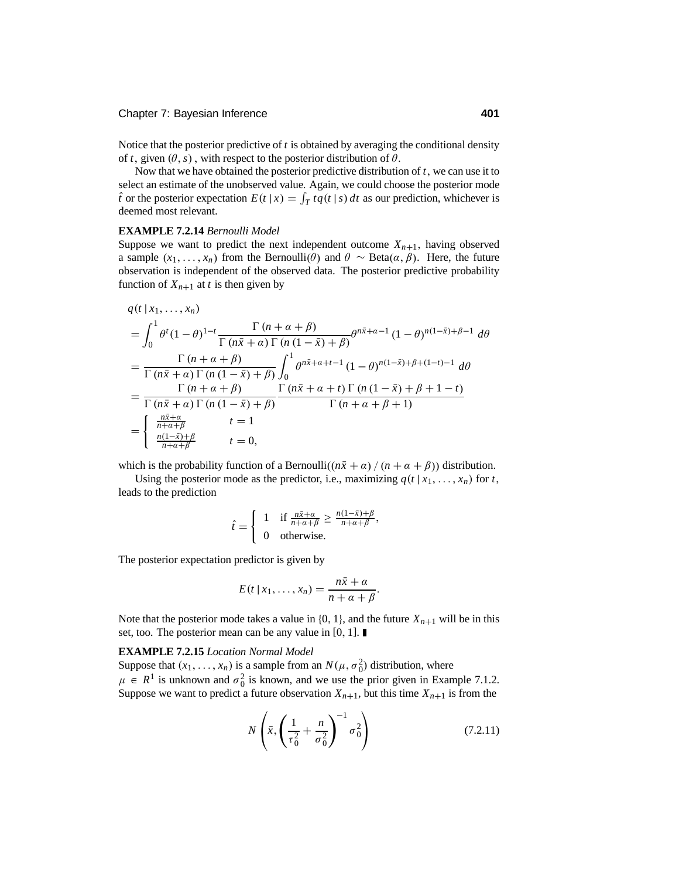Notice that the posterior predictive of $t$ is obtained by averaging the conditional density of $t$, given $(\theta, s)$, with respect to the posterior distribution of $\theta$.

Now that we have obtained the posterior predictive distribution of $t$, we can use it to select an estimate of the unobserved value. Again, we could choose the posterior mode $\hat{t}$ or the posterior expectation $E(t \mid x) = \int_T t q(t \mid s)\, dt$ as our prediction, whichever is deemed most relevant.

**EXAMPLE 7.2.14** *Bernoulli Model*
Suppose we want to predict the next independent outcome $X_{n+1}$, having observed a sample $(x_1, \ldots, x_n)$ from the Bernoulli$(\theta)$ and $\theta \sim$ Beta$(\alpha, \beta)$. Here, the future observation is independent of the observed data. The posterior predictive probability function of $X_{n+1}$ at $t$ is then given by

$$
\begin{aligned}
&q(t \mid x_1, \ldots, x_n) \\
&= \int_0^1 \theta^t (1-\theta)^{1-t} \frac{\Gamma(n+\alpha+\beta)}{\Gamma(n\bar{x}+\alpha)\,\Gamma(n(1-\bar{x})+\beta)} \theta^{n\bar{x}+\alpha-1}(1-\theta)^{n(1-\bar{x})+\beta-1}\, d\theta \\
&= \frac{\Gamma(n+\alpha+\beta)}{\Gamma(n\bar{x}+\alpha)\,\Gamma(n(1-\bar{x})+\beta)} \int_0^1 \theta^{n\bar{x}+\alpha+t-1}(1-\theta)^{n(1-\bar{x})+\beta+(1-t)-1}\, d\theta \\
&= \frac{\Gamma(n+\alpha+\beta)}{\Gamma(n\bar{x}+\alpha)\,\Gamma(n(1-\bar{x})+\beta)} \frac{\Gamma(n\bar{x}+\alpha+t)\,\Gamma(n(1-\bar{x})+\beta+1-t)}{\Gamma(n+\alpha+\beta+1)} \\
&= \begin{cases} \frac{n\bar{x}+\alpha}{n+\alpha+\beta} & t = 1 \\ \frac{n(1-\bar{x})+\beta}{n+\alpha+\beta} & t = 0, \end{cases}
\end{aligned}
$$

which is the probability function of a Bernoulli$((n\bar{x}+\alpha)/(n+\alpha+\beta))$ distribution.

Using the posterior mode as the predictor, i.e., maximizing $q(t \mid x_1, \ldots, x_n)$ for $t$, leads to the prediction

$$
\hat{t} = \begin{cases} 1 & \text{if } \frac{n\bar{x}+\alpha}{n+\alpha+\beta} \geq \frac{n(1-\bar{x})+\beta}{n+\alpha+\beta}, \\ 0 & \text{otherwise.} \end{cases}
$$

The posterior expectation predictor is given by

$$
E(t \mid x_1, \ldots, x_n) = \frac{n\bar{x}+\alpha}{n+\alpha+\beta}.
$$

Note that the posterior mode takes a value in $\{0, 1\}$, and the future $X_{n+1}$ will be in this set, too. The posterior mean can be any value in $[0, 1]$. ∎

**EXAMPLE 7.2.15** *Location Normal Model*
Suppose that $(x_1, \ldots, x_n)$ is a sample from an $N(\mu, \sigma_0^2)$ distribution, where $\mu \in R^1$ is unknown and $\sigma_0^2$ is known, and we use the prior given in Example 7.1.2. Suppose we want to predict a future observation $X_{n+1}$, but this time $X_{n+1}$ is from the

$$
N\left(\bar{x}, \left(\frac{1}{\tau_0^2} + \frac{n}{\sigma_0^2}\right)^{-1} \sigma_0^2\right) \tag{7.2.11}
$$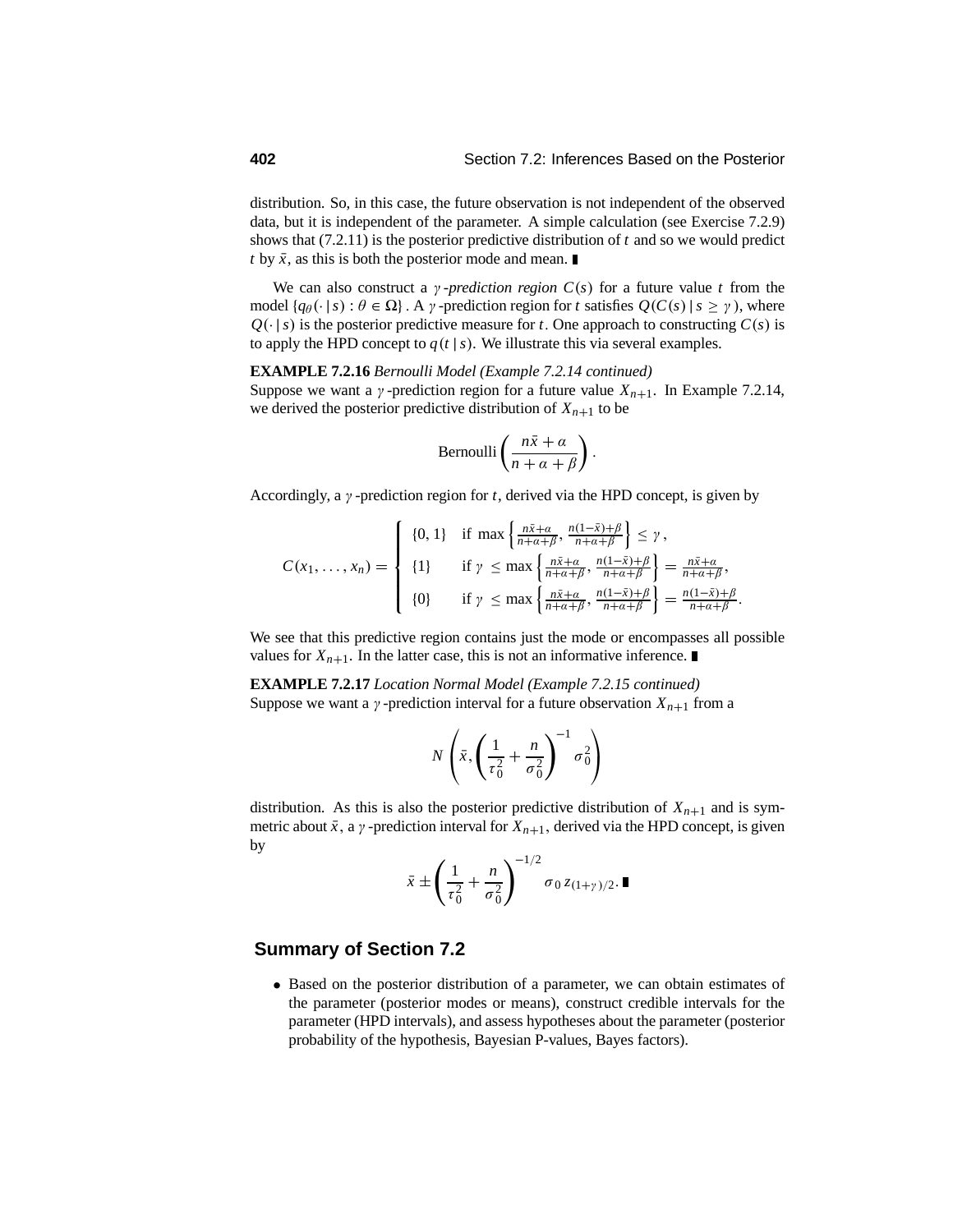distribution. So, in this case, the future observation is not independent of the observed data, but it is independent of the parameter. A simple calculation (see Exercise 7.2.9) shows that (7.2.11) is the posterior predictive distribution of $t$ and so we would predict $t$ by $\bar{x}$, as this is both the posterior mode and mean. ∎

We can also construct a *$\gamma$-prediction region* $C(s)$ for a future value $t$ from the model $\{q_\theta(\cdot \,|\, s) : \theta \in \Omega\}$. A $\gamma$-prediction region for $t$ satisfies $Q(C(s) \,|\, s \geq \gamma)$, where $Q(\cdot \,|\, s)$ is the posterior predictive measure for $t$. One approach to constructing $C(s)$ is to apply the HPD concept to $q(t \,|\, s)$. We illustrate this via several examples.

**EXAMPLE 7.2.16** *Bernoulli Model (Example 7.2.14 continued)*
Suppose we want a $\gamma$-prediction region for a future value $X_{n+1}$. In Example 7.2.14, we derived the posterior predictive distribution of $X_{n+1}$ to be

$$\text{Bernoulli}\left(\frac{n\bar{x}+\alpha}{n+\alpha+\beta}\right).$$

Accordingly, a $\gamma$-prediction region for $t$, derived via the HPD concept, is given by

$$C(x_1,\ldots,x_n) = \begin{cases} \{0,1\} & \text{if } \max\left\{\frac{n\bar{x}+\alpha}{n+\alpha+\beta}, \frac{n(1-\bar{x})+\beta}{n+\alpha+\beta}\right\} \leq \gamma, \\ \{1\} & \text{if } \gamma \leq \max\left\{\frac{n\bar{x}+\alpha}{n+\alpha+\beta}, \frac{n(1-\bar{x})+\beta}{n+\alpha+\beta}\right\} = \frac{n\bar{x}+\alpha}{n+\alpha+\beta}, \\ \{0\} & \text{if } \gamma \leq \max\left\{\frac{n\bar{x}+\alpha}{n+\alpha+\beta}, \frac{n(1-\bar{x})+\beta}{n+\alpha+\beta}\right\} = \frac{n(1-\bar{x})+\beta}{n+\alpha+\beta}. \end{cases}$$

We see that this predictive region contains just the mode or encompasses all possible values for $X_{n+1}$. In the latter case, this is not an informative inference. ∎

**EXAMPLE 7.2.17** *Location Normal Model (Example 7.2.15 continued)*
Suppose we want a $\gamma$-prediction interval for a future observation $X_{n+1}$ from a

$$N\left(\bar{x}, \left(\frac{1}{\tau_0^2}+\frac{n}{\sigma_0^2}\right)^{-1}\sigma_0^2\right)$$

distribution. As this is also the posterior predictive distribution of $X_{n+1}$ and is symmetric about $\bar{x}$, a $\gamma$-prediction interval for $X_{n+1}$, derived via the HPD concept, is given by

$$\bar{x} \pm \left(\frac{1}{\tau_0^2}+\frac{n}{\sigma_0^2}\right)^{-1/2}\sigma_0\, z_{(1+\gamma)/2}. \;\blacksquare$$

## Summary of Section 7.2

- Based on the posterior distribution of a parameter, we can obtain estimates of the parameter (posterior modes or means), construct credible intervals for the parameter (HPD intervals), and assess hypotheses about the parameter (posterior probability of the hypothesis, Bayesian P-values, Bayes factors).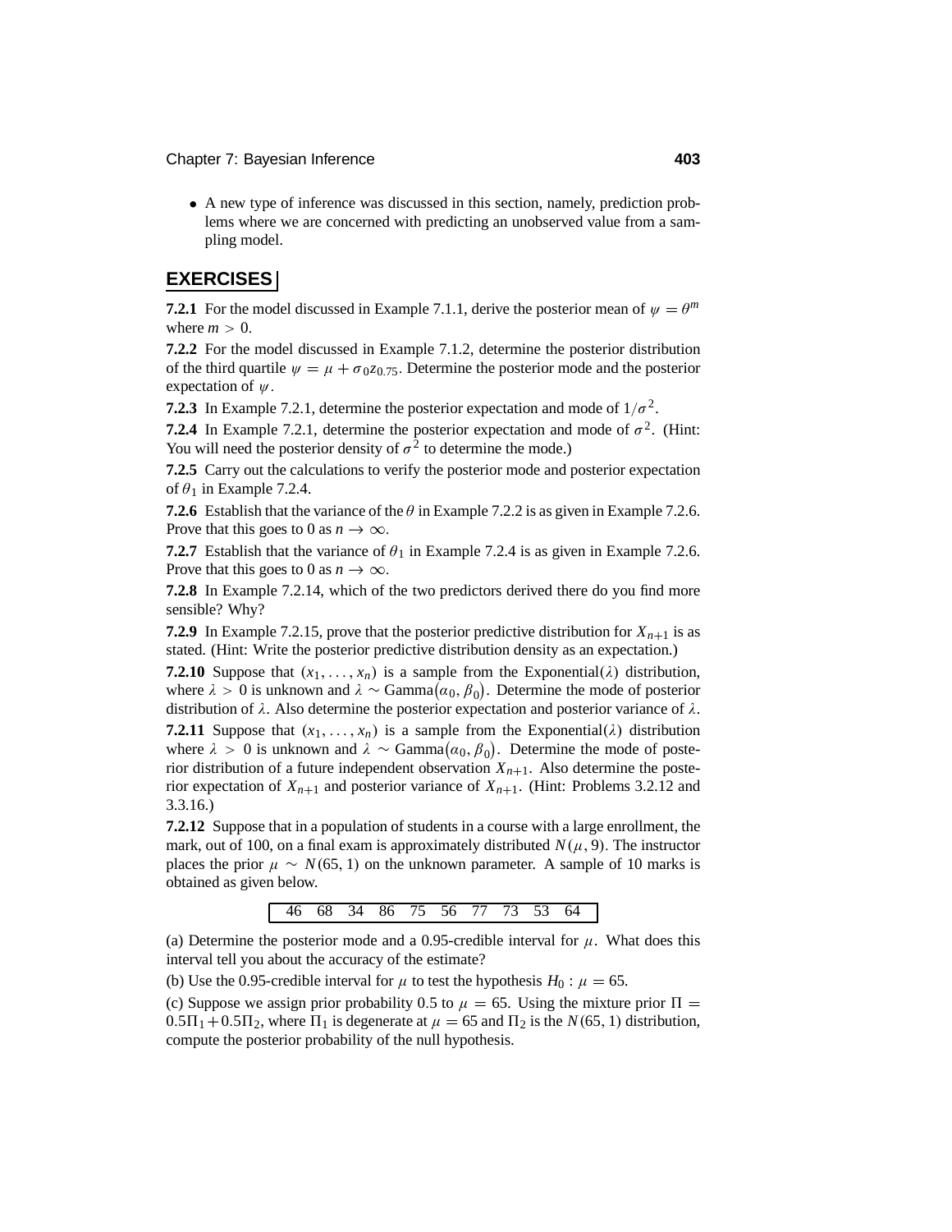- A new type of inference was discussed in this section, namely, prediction problems where we are concerned with predicting an unobserved value from a sampling model.

## EXERCISES

**7.2.1** For the model discussed in Example 7.1.1, derive the posterior mean of $\psi = \theta^m$ where $m > 0$.

**7.2.2** For the model discussed in Example 7.1.2, determine the posterior distribution of the third quartile $\psi = \mu + \sigma_0 z_{0.75}$. Determine the posterior mode and the posterior expectation of $\psi$.

**7.2.3** In Example 7.2.1, determine the posterior expectation and mode of $1/\sigma^2$.

**7.2.4** In Example 7.2.1, determine the posterior expectation and mode of $\sigma^2$. (Hint: You will need the posterior density of $\sigma^2$ to determine the mode.)

**7.2.5** Carry out the calculations to verify the posterior mode and posterior expectation of $\theta_1$ in Example 7.2.4.

**7.2.6** Establish that the variance of the $\theta$ in Example 7.2.2 is as given in Example 7.2.6. Prove that this goes to 0 as $n \to \infty$.

**7.2.7** Establish that the variance of $\theta_1$ in Example 7.2.4 is as given in Example 7.2.6. Prove that this goes to 0 as $n \to \infty$.

**7.2.8** In Example 7.2.14, which of the two predictors derived there do you find more sensible? Why?

**7.2.9** In Example 7.2.15, prove that the posterior predictive distribution for $X_{n+1}$ is as stated. (Hint: Write the posterior predictive distribution density as an expectation.)

**7.2.10** Suppose that $(x_1, \ldots, x_n)$ is a sample from the Exponential$(\lambda)$ distribution, where $\lambda > 0$ is unknown and $\lambda \sim$ Gamma$(\alpha_0, \beta_0)$. Determine the mode of posterior distribution of $\lambda$. Also determine the posterior expectation and posterior variance of $\lambda$.

**7.2.11** Suppose that $(x_1, \ldots, x_n)$ is a sample from the Exponential$(\lambda)$ distribution where $\lambda > 0$ is unknown and $\lambda \sim$ Gamma$(\alpha_0, \beta_0)$. Determine the mode of posterior distribution of a future independent observation $X_{n+1}$. Also determine the posterior expectation of $X_{n+1}$ and posterior variance of $X_{n+1}$. (Hint: Problems 3.2.12 and 3.3.16.)

**7.2.12** Suppose that in a population of students in a course with a large enrollment, the mark, out of 100, on a final exam is approximately distributed $N(\mu, 9)$. The instructor places the prior $\mu \sim N(65, 1)$ on the unknown parameter. A sample of 10 marks is obtained as given below.

| 46 | 68 | 34 | 86 | 75 | 56 | 77 | 73 | 53 | 64 |
|---|---|---|---|---|---|---|---|---|---|

(a) Determine the posterior mode and a 0.95-credible interval for $\mu$. What does this interval tell you about the accuracy of the estimate?

(b) Use the 0.95-credible interval for $\mu$ to test the hypothesis $H_0 : \mu = 65$.

(c) Suppose we assign prior probability 0.5 to $\mu = 65$. Using the mixture prior $\Pi = 0.5\Pi_1 + 0.5\Pi_2$, where $\Pi_1$ is degenerate at $\mu = 65$ and $\Pi_2$ is the $N(65, 1)$ distribution, compute the posterior probability of the null hypothesis.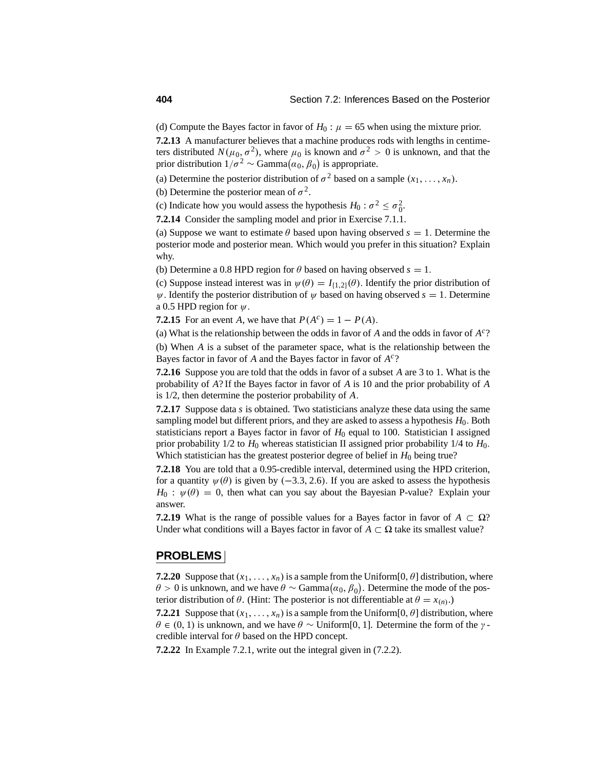(d) Compute the Bayes factor in favor of $H_0 : \mu = 65$ when using the mixture prior.

**7.2.13** A manufacturer believes that a machine produces rods with lengths in centimeters distributed $N(\mu_0, \sigma^2)$, where $\mu_0$ is known and $\sigma^2 > 0$ is unknown, and that the prior distribution $1/\sigma^2 \sim \text{Gamma}(\alpha_0, \beta_0)$ is appropriate.

(a) Determine the posterior distribution of $\sigma^2$ based on a sample $(x_1, \ldots, x_n)$.

(b) Determine the posterior mean of $\sigma^2$.

(c) Indicate how you would assess the hypothesis $H_0 : \sigma^2 \leq \sigma_0^2$.

**7.2.14** Consider the sampling model and prior in Exercise 7.1.1.

(a) Suppose we want to estimate $\theta$ based upon having observed $s = 1$. Determine the posterior mode and posterior mean. Which would you prefer in this situation? Explain why.

(b) Determine a 0.8 HPD region for $\theta$ based on having observed $s = 1$.

(c) Suppose instead interest was in $\psi(\theta) = I_{\{1,2\}}(\theta)$. Identify the prior distribution of $\psi$. Identify the posterior distribution of $\psi$ based on having observed $s = 1$. Determine a 0.5 HPD region for $\psi$.

**7.2.15** For an event $A$, we have that $P(A^c) = 1 - P(A)$.

(a) What is the relationship between the odds in favor of $A$ and the odds in favor of $A^c$?

(b) When $A$ is a subset of the parameter space, what is the relationship between the Bayes factor in favor of $A$ and the Bayes factor in favor of $A^c$?

**7.2.16** Suppose you are told that the odds in favor of a subset $A$ are 3 to 1. What is the probability of $A$? If the Bayes factor in favor of $A$ is 10 and the prior probability of $A$ is 1/2, then determine the posterior probability of $A$.

**7.2.17** Suppose data $s$ is obtained. Two statisticians analyze these data using the same sampling model but different priors, and they are asked to assess a hypothesis $H_0$. Both statisticians report a Bayes factor in favor of $H_0$ equal to 100. Statistician I assigned prior probability 1/2 to $H_0$ whereas statistician II assigned prior probability 1/4 to $H_0$. Which statistician has the greatest posterior degree of belief in $H_0$ being true?

**7.2.18** You are told that a 0.95-credible interval, determined using the HPD criterion, for a quantity $\psi(\theta)$ is given by $(-3.3, 2.6)$. If you are asked to assess the hypothesis $H_0 : \psi(\theta) = 0$, then what can you say about the Bayesian P-value? Explain your answer.

**7.2.19** What is the range of possible values for a Bayes factor in favor of $A \subset \Omega$? Under what conditions will a Bayes factor in favor of $A \subset \Omega$ take its smallest value?

## PROBLEMS

**7.2.20** Suppose that $(x_1, \ldots, x_n)$ is a sample from the Uniform$[0, \theta]$ distribution, where $\theta > 0$ is unknown, and we have $\theta \sim \text{Gamma}(\alpha_0, \beta_0)$. Determine the mode of the posterior distribution of $\theta$. (Hint: The posterior is not differentiable at $\theta = x_{(n)}$.)

**7.2.21** Suppose that $(x_1, \ldots, x_n)$ is a sample from the Uniform$[0, \theta]$ distribution, where $\theta \in (0, 1)$ is unknown, and we have $\theta \sim$ Uniform$[0, 1]$. Determine the form of the $\gamma$-credible interval for $\theta$ based on the HPD concept.

**7.2.22** In Example 7.2.1, write out the integral given in (7.2.2).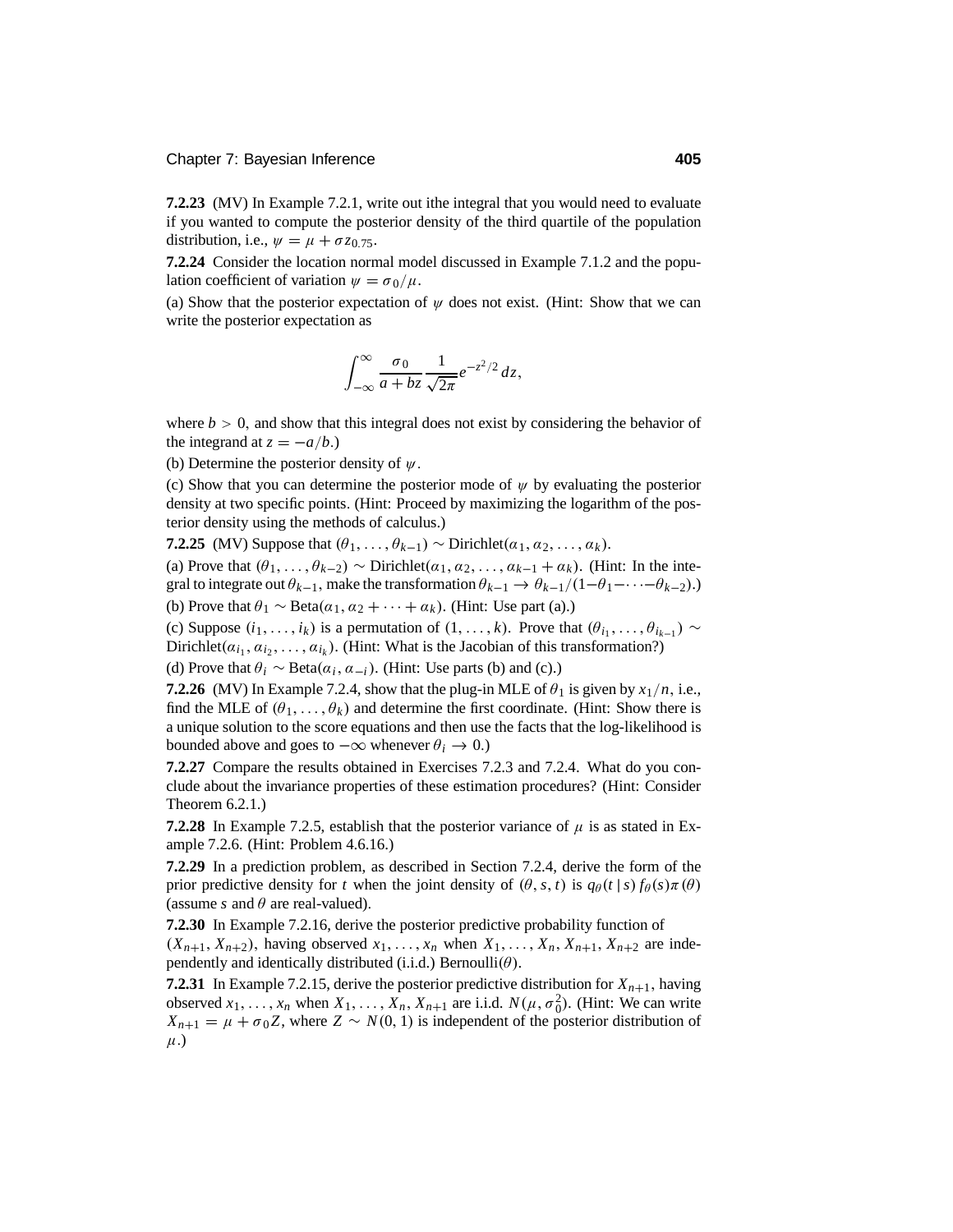**7.2.23** (MV) In Example 7.2.1, write out ithe integral that you would need to evaluate if you wanted to compute the posterior density of the third quartile of the population distribution, i.e., $\psi = \mu + \sigma z_{0.75}$.

**7.2.24** Consider the location normal model discussed in Example 7.1.2 and the population coefficient of variation $\psi = \sigma_0/\mu$.

(a) Show that the posterior expectation of $\psi$ does not exist. (Hint: Show that we can write the posterior expectation as

$$\int_{-\infty}^{\infty} \frac{\sigma_0}{a + bz} \frac{1}{\sqrt{2\pi}} e^{-z^2/2}\, dz,$$

where $b > 0$, and show that this integral does not exist by considering the behavior of the integrand at $z = -a/b$.)

(b) Determine the posterior density of $\psi$.

(c) Show that you can determine the posterior mode of $\psi$ by evaluating the posterior density at two specific points. (Hint: Proceed by maximizing the logarithm of the posterior density using the methods of calculus.)

**7.2.25** (MV) Suppose that $(\theta_1, \ldots, \theta_{k-1}) \sim \text{Dirichlet}(\alpha_1, \alpha_2, \ldots, \alpha_k)$.

(a) Prove that $(\theta_1, \ldots, \theta_{k-2}) \sim \text{Dirichlet}(\alpha_1, \alpha_2, \ldots, \alpha_{k-1} + \alpha_k)$. (Hint: In the integral to integrate out $\theta_{k-1}$, make the transformation $\theta_{k-1} \to \theta_{k-1}/(1-\theta_1-\cdots-\theta_{k-2})$.)

(b) Prove that $\theta_1 \sim \text{Beta}(\alpha_1, \alpha_2 + \cdots + \alpha_k)$. (Hint: Use part (a).)

(c) Suppose $(i_1, \ldots, i_k)$ is a permutation of $(1, \ldots, k)$. Prove that $(\theta_{i_1}, \ldots, \theta_{i_{k-1}}) \sim \text{Dirichlet}(\alpha_{i_1}, \alpha_{i_2}, \ldots, \alpha_{i_k})$. (Hint: What is the Jacobian of this transformation?)

(d) Prove that $\theta_i \sim \text{Beta}(\alpha_i, \alpha_{-i})$. (Hint: Use parts (b) and (c).)

**7.2.26** (MV) In Example 7.2.4, show that the plug-in MLE of $\theta_1$ is given by $x_1/n$, i.e., find the MLE of $(\theta_1, \ldots, \theta_k)$ and determine the first coordinate. (Hint: Show there is a unique solution to the score equations and then use the facts that the log-likelihood is bounded above and goes to $-\infty$ whenever $\theta_i \to 0$.)

**7.2.27** Compare the results obtained in Exercises 7.2.3 and 7.2.4. What do you conclude about the invariance properties of these estimation procedures? (Hint: Consider Theorem 6.2.1.)

**7.2.28** In Example 7.2.5, establish that the posterior variance of $\mu$ is as stated in Example 7.2.6. (Hint: Problem 4.6.16.)

**7.2.29** In a prediction problem, as described in Section 7.2.4, derive the form of the prior predictive density for $t$ when the joint density of $(\theta, s, t)$ is $q_\theta(t \mid s) f_\theta(s) \pi(\theta)$ (assume $s$ and $\theta$ are real-valued).

**7.2.30** In Example 7.2.16, derive the posterior predictive probability function of $(X_{n+1}, X_{n+2})$, having observed $x_1, \ldots, x_n$ when $X_1, \ldots, X_n, X_{n+1}, X_{n+2}$ are independently and identically distributed (i.i.d.) Bernoulli($\theta$).

**7.2.31** In Example 7.2.15, derive the posterior predictive distribution for $X_{n+1}$, having observed $x_1, \ldots, x_n$ when $X_1, \ldots, X_n, X_{n+1}$ are i.i.d. $N(\mu, \sigma_0^2)$. (Hint: We can write $X_{n+1} = \mu + \sigma_0 Z$, where $Z \sim N(0, 1)$ is independent of the posterior distribution of $\mu$.)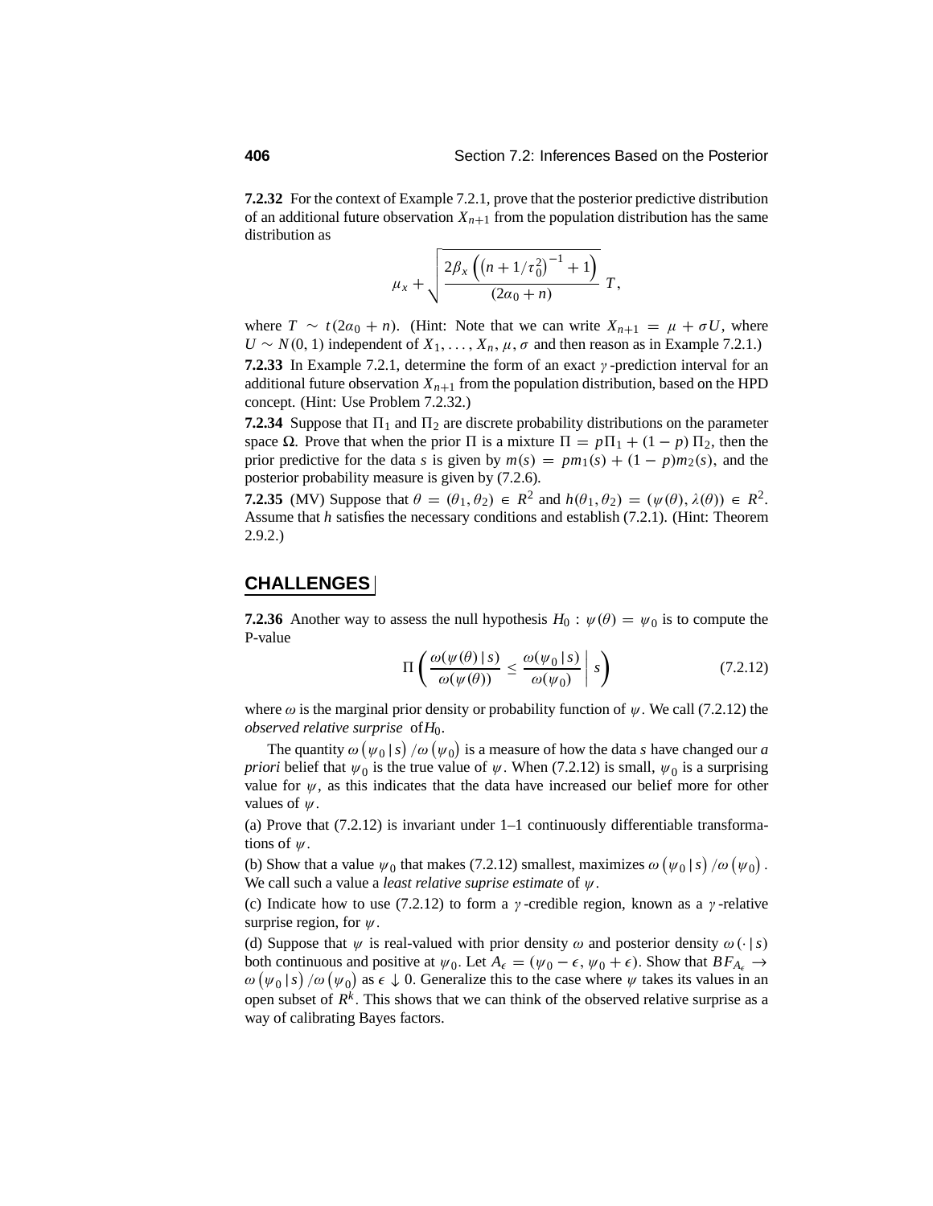**7.2.32** For the context of Example 7.2.1, prove that the posterior predictive distribution of an additional future observation $X_{n+1}$ from the population distribution has the same distribution as

$$\mu_x + \sqrt{\frac{2\beta_x\left(\left(n+1/\tau_0^2\right)^{-1}+1\right)}{(2\alpha_0+n)}}\ T,$$

where $T \sim t(2\alpha_0 + n)$. (Hint: Note that we can write $X_{n+1} = \mu + \sigma U$, where $U \sim N(0, 1)$ independent of $X_1, \ldots, X_n, \mu, \sigma$ and then reason as in Example 7.2.1.)

**7.2.33** In Example 7.2.1, determine the form of an exact $\gamma$-prediction interval for an additional future observation $X_{n+1}$ from the population distribution, based on the HPD concept. (Hint: Use Problem 7.2.32.)

**7.2.34** Suppose that $\Pi_1$ and $\Pi_2$ are discrete probability distributions on the parameter space $\Omega$. Prove that when the prior $\Pi$ is a mixture $\Pi = p\Pi_1 + (1-p)\,\Pi_2$, then the prior predictive for the data $s$ is given by $m(s) = pm_1(s) + (1-p)m_2(s)$, and the posterior probability measure is given by (7.2.6).

**7.2.35** (MV) Suppose that $\theta = (\theta_1, \theta_2) \in R^2$ and $h(\theta_1, \theta_2) = (\psi(\theta), \lambda(\theta)) \in R^2$. Assume that $h$ satisfies the necessary conditions and establish (7.2.1). (Hint: Theorem 2.9.2.)

## CHALLENGES

**7.2.36** Another way to assess the null hypothesis $H_0 : \psi(\theta) = \psi_0$ is to compute the P-value

$$\Pi\left(\frac{\omega(\psi(\theta)\,|\,s)}{\omega(\psi(\theta))} \le \frac{\omega(\psi_0\,|\,s)}{\omega(\psi_0)}\;\middle|\; s\right) \tag{7.2.12}$$

where $\omega$ is the marginal prior density or probability function of $\psi$. We call (7.2.12) the *observed relative surprise* of $H_0$.

The quantity $\omega\left(\psi_0\,|\,s\right)/\omega\left(\psi_0\right)$ is a measure of how the data $s$ have changed our *a priori* belief that $\psi_0$ is the true value of $\psi$. When (7.2.12) is small, $\psi_0$ is a surprising value for $\psi$, as this indicates that the data have increased our belief more for other values of $\psi$.

(a) Prove that (7.2.12) is invariant under 1–1 continuously differentiable transformations of $\psi$.

(b) Show that a value $\psi_0$ that makes (7.2.12) smallest, maximizes $\omega\left(\psi_0\,|\,s\right)/\omega\left(\psi_0\right)$. We call such a value a *least relative suprise estimate* of $\psi$.

(c) Indicate how to use (7.2.12) to form a $\gamma$-credible region, known as a $\gamma$-relative surprise region, for $\psi$.

(d) Suppose that $\psi$ is real-valued with prior density $\omega$ and posterior density $\omega(\cdot\,|\,s)$ both continuous and positive at $\psi_0$. Let $A_\epsilon = (\psi_0 - \epsilon, \psi_0 + \epsilon)$. Show that $BF_{A_\epsilon} \to \omega\left(\psi_0\,|\,s\right)/\omega\left(\psi_0\right)$ as $\epsilon \downarrow 0$. Generalize this to the case where $\psi$ takes its values in an open subset of $R^k$. This shows that we can think of the observed relative surprise as a way of calibrating Bayes factors.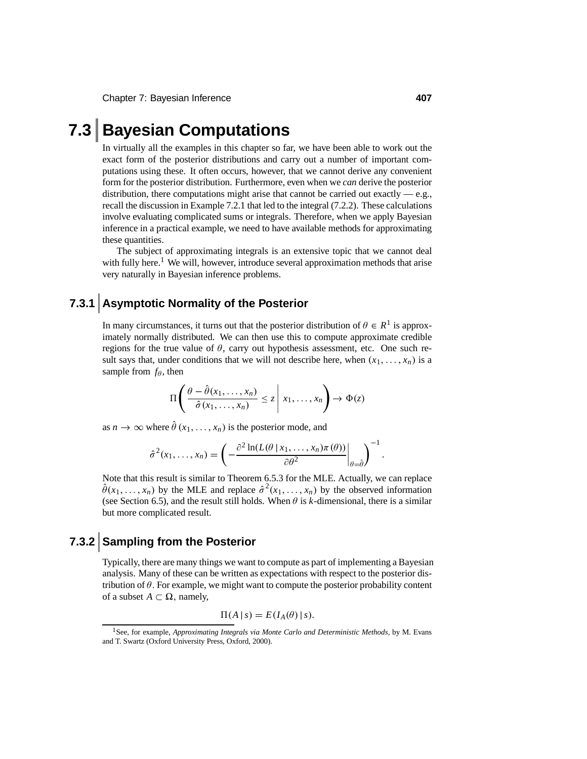# 7.3 Bayesian Computations

In virtually all the examples in this chapter so far, we have been able to work out the exact form of the posterior distributions and carry out a number of important computations using these. It often occurs, however, that we cannot derive any convenient form for the posterior distribution. Furthermore, even when we *can* derive the posterior distribution, there computations might arise that cannot be carried out exactly — e.g., recall the discussion in Example 7.2.1 that led to the integral (7.2.2). These calculations involve evaluating complicated sums or integrals. Therefore, when we apply Bayesian inference in a practical example, we need to have available methods for approximating these quantities.

The subject of approximating integrals is an extensive topic that we cannot deal with fully here.[1] We will, however, introduce several approximation methods that arise very naturally in Bayesian inference problems.

## 7.3.1 Asymptotic Normality of the Posterior

In many circumstances, it turns out that the posterior distribution of $\theta \in R^1$ is approximately normally distributed. We can then use this to compute approximate credible regions for the true value of $\theta$, carry out hypothesis assessment, etc. One such result says that, under conditions that we will not describe here, when $(x_1, \ldots, x_n)$ is a sample from $f_\theta$, then

$$\Pi\left( \frac{\theta - \hat{\theta}(x_1, \ldots, x_n)}{\hat{\sigma}(x_1, \ldots, x_n)} \leq z \,\middle|\, x_1, \ldots, x_n \right) \to \Phi(z)$$

as $n \to \infty$ where $\hat{\theta}(x_1, \ldots, x_n)$ is the posterior mode, and

$$\hat{\sigma}^2(x_1, \ldots, x_n) = \left( - \frac{\partial^2 \ln(L(\theta \,|\, x_1, \ldots, x_n)\pi(\theta))}{\partial \theta^2} \bigg|_{\theta = \hat{\theta}} \right)^{-1}.$$

Note that this result is similar to Theorem 6.5.3 for the MLE. Actually, we can replace $\hat{\theta}(x_1, \ldots, x_n)$ by the MLE and replace $\hat{\sigma}^2(x_1, \ldots, x_n)$ by the observed information (see Section 6.5), and the result still holds. When $\theta$ is $k$-dimensional, there is a similar but more complicated result.

## 7.3.2 Sampling from the Posterior

Typically, there are many things we want to compute as part of implementing a Bayesian analysis. Many of these can be written as expectations with respect to the posterior distribution of $\theta$. For example, we might want to compute the posterior probability content of a subset $A \subset \Omega$, namely,

$$\Pi(A \,|\, s) = E(I_A(\theta) \,|\, s).$$

[1] See, for example, *Approximating Integrals via Monte Carlo and Deterministic Methods*, by M. Evans and T. Swartz (Oxford University Press, Oxford, 2000).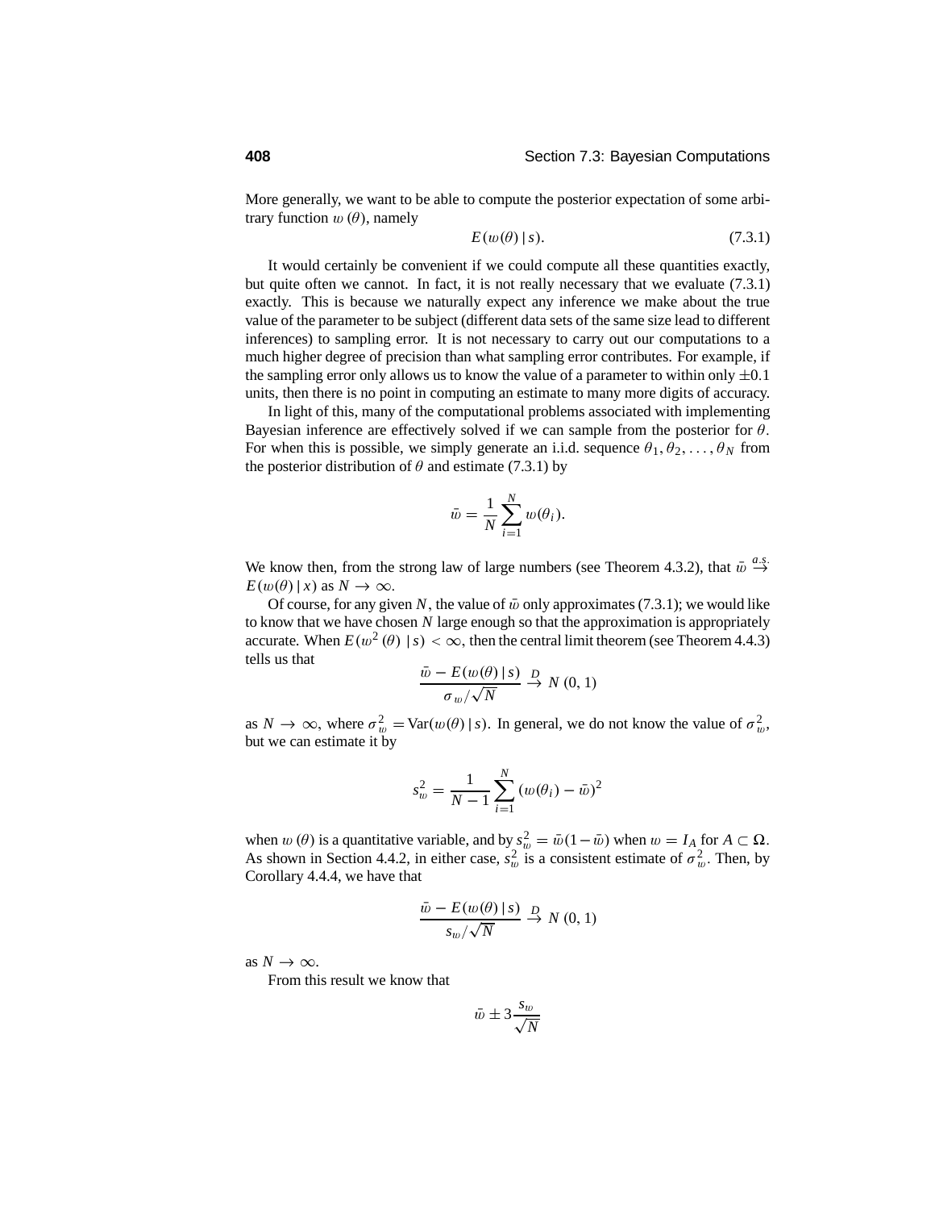More generally, we want to be able to compute the posterior expectation of some arbitrary function $w(\theta)$, namely

$$E(w(\theta) \,|\, s). \tag{7.3.1}$$

It would certainly be convenient if we could compute all these quantities exactly, but quite often we cannot. In fact, it is not really necessary that we evaluate (7.3.1) exactly. This is because we naturally expect any inference we make about the true value of the parameter to be subject (different data sets of the same size lead to different inferences) to sampling error. It is not necessary to carry out our computations to a much higher degree of precision than what sampling error contributes. For example, if the sampling error only allows us to know the value of a parameter to within only $\pm 0.1$ units, then there is no point in computing an estimate to many more digits of accuracy.

In light of this, many of the computational problems associated with implementing Bayesian inference are effectively solved if we can sample from the posterior for $\theta$. For when this is possible, we simply generate an i.i.d. sequence $\theta_1, \theta_2, \ldots, \theta_N$ from the posterior distribution of $\theta$ and estimate (7.3.1) by

$$\bar{w} = \frac{1}{N} \sum_{i=1}^{N} w(\theta_i).$$

We know then, from the strong law of large numbers (see Theorem 4.3.2), that $\bar{w} \xrightarrow{a.s.} E(w(\theta) \,|\, x)$ as $N \to \infty$.

Of course, for any given $N$, the value of $\bar{w}$ only approximates (7.3.1); we would like to know that we have chosen $N$ large enough so that the approximation is appropriately accurate. When $E(w^2(\theta) \,|\, s) < \infty$, then the central limit theorem (see Theorem 4.4.3) tells us that

$$\frac{\bar{w} - E(w(\theta) \,|\, s)}{\sigma_w / \sqrt{N}} \xrightarrow{D} N(0, 1)$$

as $N \to \infty$, where $\sigma_w^2 = \text{Var}(w(\theta) \,|\, s)$. In general, we do not know the value of $\sigma_w^2$, but we can estimate it by

$$s_w^2 = \frac{1}{N-1} \sum_{i=1}^{N} (w(\theta_i) - \bar{w})^2$$

when $w(\theta)$ is a quantitative variable, and by $s_w^2 = \bar{w}(1 - \bar{w})$ when $w = I_A$ for $A \subset \Omega$. As shown in Section 4.4.2, in either case, $s_w^2$ is a consistent estimate of $\sigma_w^2$. Then, by Corollary 4.4.4, we have that

$$\frac{\bar{w} - E(w(\theta) \,|\, s)}{s_w / \sqrt{N}} \xrightarrow{D} N(0, 1)$$

as $N \to \infty$.

From this result we know that

$$\bar{w} \pm 3 \frac{s_w}{\sqrt{N}}$$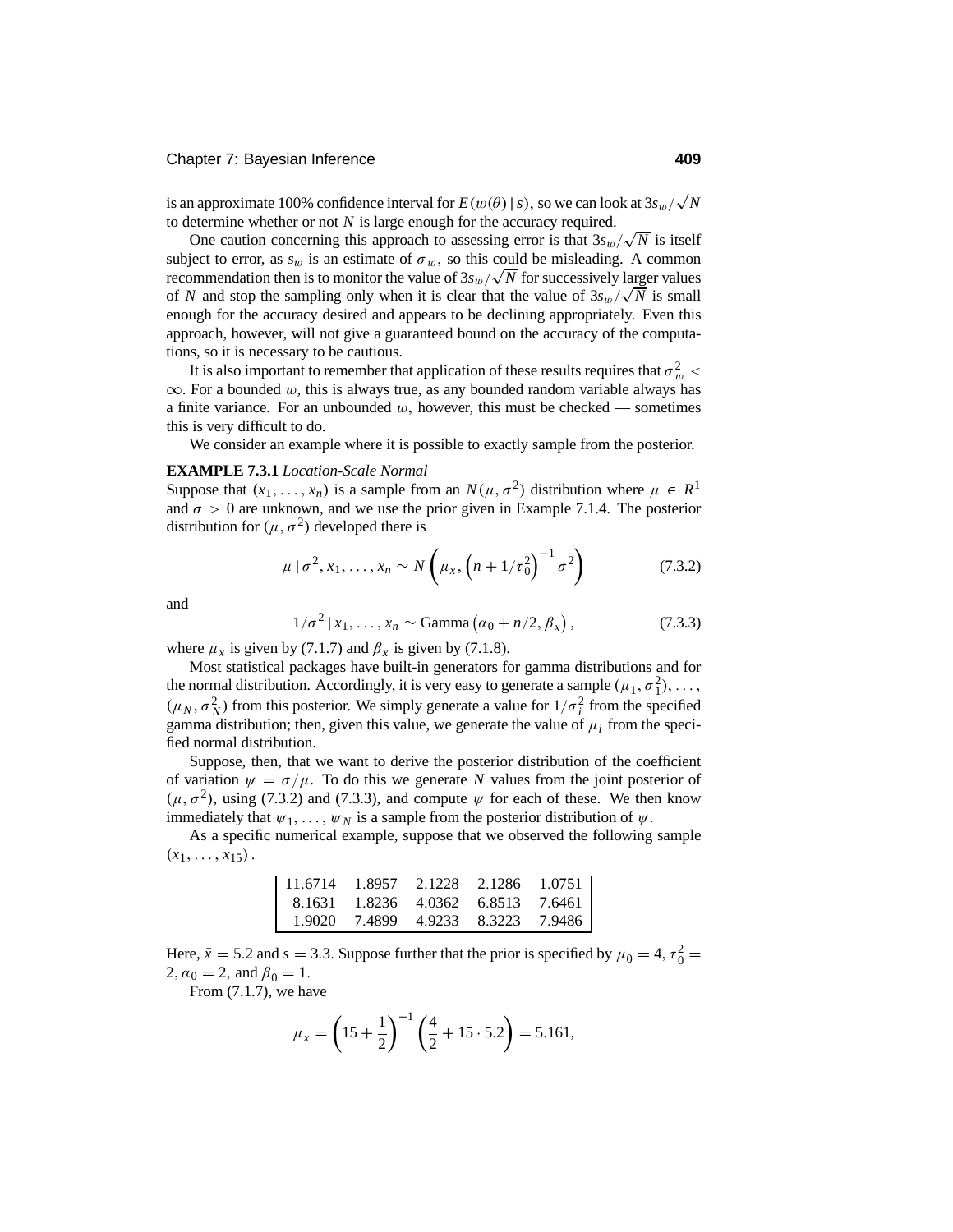is an approximate 100% confidence interval for $E(w(\theta) \mid s)$, so we can look at $3s_w/\sqrt{N}$ to determine whether or not $N$ is large enough for the accuracy required.

One caution concerning this approach to assessing error is that $3s_w/\sqrt{N}$ is itself subject to error, as $s_w$ is an estimate of $\sigma_w$, so this could be misleading. A common recommendation then is to monitor the value of $3s_w/\sqrt{N}$ for successively larger values of $N$ and stop the sampling only when it is clear that the value of $3s_w/\sqrt{N}$ is small enough for the accuracy desired and appears to be declining appropriately. Even this approach, however, will not give a guaranteed bound on the accuracy of the computations, so it is necessary to be cautious.

It is also important to remember that application of these results requires that $\sigma_w^2 < \infty$. For a bounded $w$, this is always true, as any bounded random variable always has a finite variance. For an unbounded $w$, however, this must be checked — sometimes this is very difficult to do.

We consider an example where it is possible to exactly sample from the posterior.

**EXAMPLE 7.3.1** *Location-Scale Normal*

Suppose that $(x_1, \ldots, x_n)$ is a sample from an $N(\mu, \sigma^2)$ distribution where $\mu \in R^1$ and $\sigma > 0$ are unknown, and we use the prior given in Example 7.1.4. The posterior distribution for $(\mu, \sigma^2)$ developed there is

$$\mu \mid \sigma^2, x_1, \ldots, x_n \sim N\left(\mu_x, \left(n + 1/\tau_0^2\right)^{-1} \sigma^2\right) \tag{7.3.2}$$

and

$$1/\sigma^2 \mid x_1, \ldots, x_n \sim \text{Gamma}\left(\alpha_0 + n/2, \beta_x\right), \tag{7.3.3}$$

where $\mu_x$ is given by (7.1.7) and $\beta_x$ is given by (7.1.8).

Most statistical packages have built-in generators for gamma distributions and for the normal distribution. Accordingly, it is very easy to generate a sample $(\mu_1, \sigma_1^2), \ldots, (\mu_N, \sigma_N^2)$ from this posterior. We simply generate a value for $1/\sigma_i^2$ from the specified gamma distribution; then, given this value, we generate the value of $\mu_i$ from the specified normal distribution.

Suppose, then, that we want to derive the posterior distribution of the coefficient of variation $\psi = \sigma/\mu$. To do this we generate $N$ values from the joint posterior of $(\mu, \sigma^2)$, using (7.3.2) and (7.3.3), and compute $\psi$ for each of these. We then know immediately that $\psi_1, \ldots, \psi_N$ is a sample from the posterior distribution of $\psi$.

As a specific numerical example, suppose that we observed the following sample $(x_1, \ldots, x_{15})$.

| | | | | |
|---|---|---|---|---|
| 11.6714 | 1.8957 | 2.1228 | 2.1286 | 1.0751 |
| 8.1631 | 1.8236 | 4.0362 | 6.8513 | 7.6461 |
| 1.9020 | 7.4899 | 4.9233 | 8.3223 | 7.9486 |

Here, $\bar{x} = 5.2$ and $s = 3.3$. Suppose further that the prior is specified by $\mu_0 = 4$, $\tau_0^2 = 2$, $\alpha_0 = 2$, and $\beta_0 = 1$.

From (7.1.7), we have

$$\mu_x = \left(15 + \frac{1}{2}\right)^{-1} \left(\frac{4}{2} + 15 \cdot 5.2\right) = 5.161,$$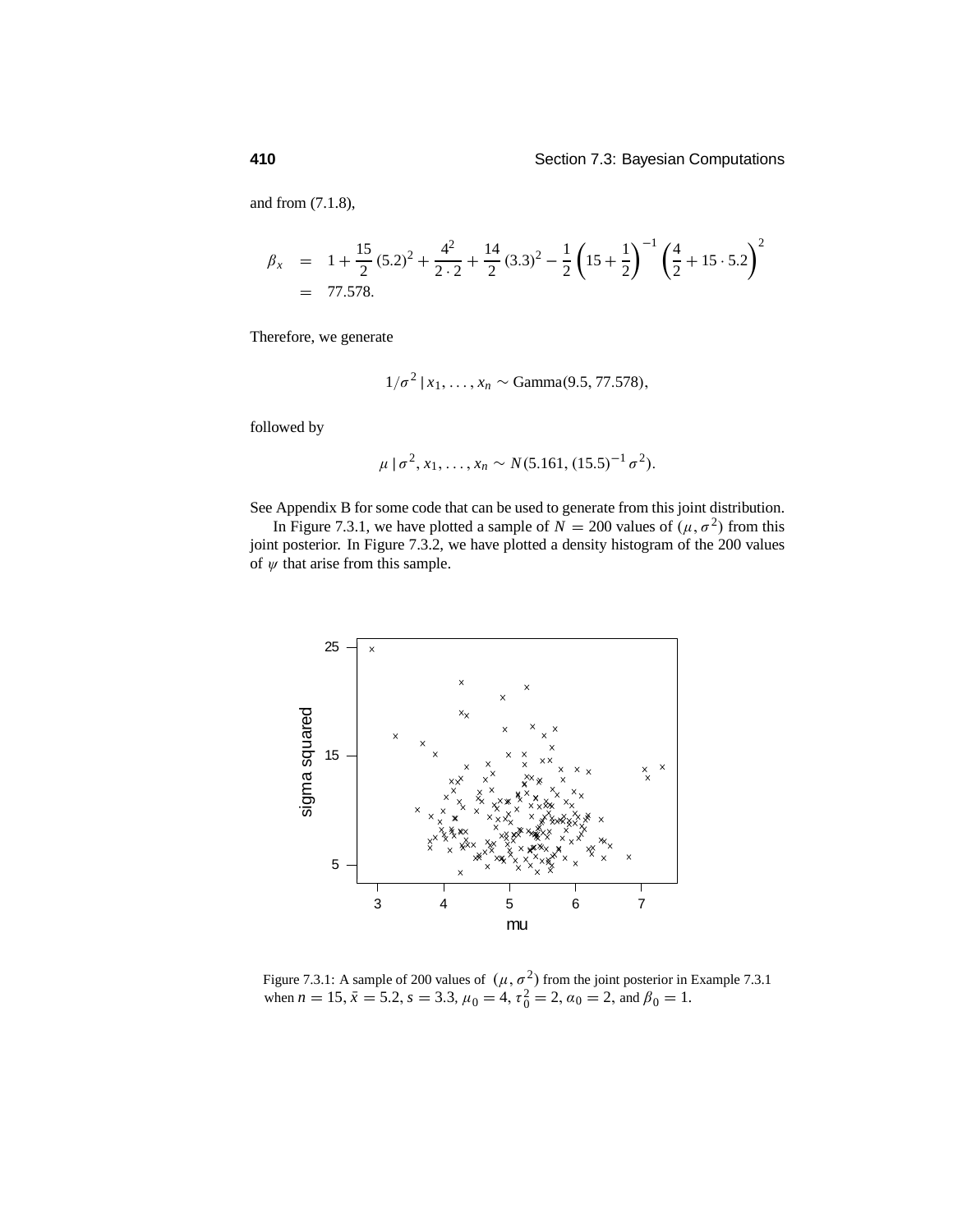and from (7.1.8),

$$
\begin{aligned}
\beta_x &= 1 + \frac{15}{2}(5.2)^2 + \frac{4^2}{2 \cdot 2} + \frac{14}{2}(3.3)^2 - \frac{1}{2}\left(15 + \frac{1}{2}\right)^{-1}\left(\frac{4}{2} + 15 \cdot 5.2\right)^2 \\
&= 77.578.
\end{aligned}
$$

Therefore, we generate

$$
1/\sigma^2 \mid x_1, \ldots, x_n \sim \text{Gamma}(9.5, 77.578),
$$

followed by

$$
\mu \mid \sigma^2, x_1, \ldots, x_n \sim N(5.161, (15.5)^{-1}\sigma^2).
$$

See Appendix B for some code that can be used to generate from this joint distribution.

In Figure 7.3.1, we have plotted a sample of $N = 200$ values of $(\mu, \sigma^2)$ from this joint posterior. In Figure 7.3.2, we have plotted a density histogram of the 200 values of $\psi$ that arise from this sample.

Figure 7.3.1: A sample of 200 values of $(\mu, \sigma^2)$ from the joint posterior in Example 7.3.1 when $n = 15$, $\bar{x} = 5.2$, $s = 3.3$, $\mu_0 = 4$, $\tau_0^2 = 2$, $\alpha_0 = 2$, and $\beta_0 = 1$.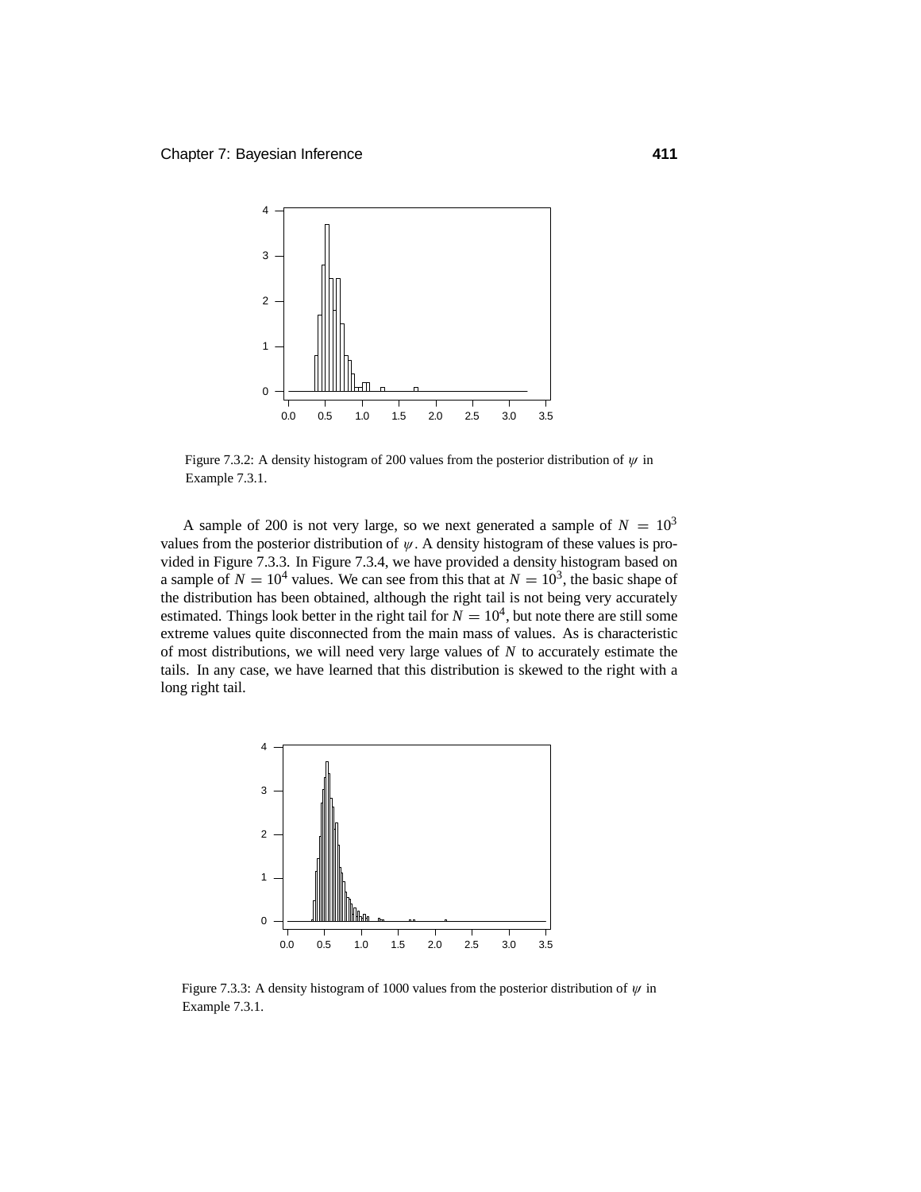Figure 7.3.2: A density histogram of 200 values from the posterior distribution of $\psi$ in Example 7.3.1.

A sample of 200 is not very large, so we next generated a sample of $N = 10^3$ values from the posterior distribution of $\psi$. A density histogram of these values is provided in Figure 7.3.3. In Figure 7.3.4, we have provided a density histogram based on a sample of $N = 10^4$ values. We can see from this that at $N = 10^3$, the basic shape of the distribution has been obtained, although the right tail is not being very accurately estimated. Things look better in the right tail for $N = 10^4$, but note there are still some extreme values quite disconnected from the main mass of values. As is characteristic of most distributions, we will need very large values of $N$ to accurately estimate the tails. In any case, we have learned that this distribution is skewed to the right with a long right tail.

Figure 7.3.3: A density histogram of 1000 values from the posterior distribution of $\psi$ in Example 7.3.1.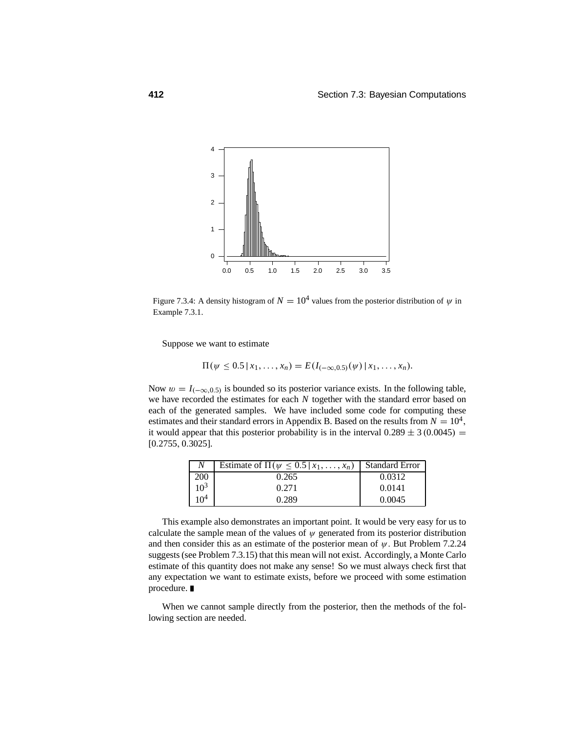Figure 7.3.4: A density histogram of $N = 10^4$ values from the posterior distribution of $\psi$ in Example 7.3.1.

Suppose we want to estimate

$$\Pi(\psi \leq 0.5 \,|\, x_1, \ldots, x_n) = E(I_{(-\infty,0.5)}(\psi) \,|\, x_1, \ldots, x_n).$$

Now $w = I_{(-\infty,0.5)}$ is bounded so its posterior variance exists. In the following table, we have recorded the estimates for each $N$ together with the standard error based on each of the generated samples. We have included some code for computing these estimates and their standard errors in Appendix B. Based on the results from $N = 10^4$, it would appear that this posterior probability is in the interval $0.289 \pm 3\,(0.0045) = [0.2755, 0.3025]$.

| $N$ | Estimate of $\Pi(\psi \leq 0.5 \,\vert\, x_1, \ldots, x_n)$ | Standard Error |
|---|---|---|
| 200 | 0.265 | 0.0312 |
| $10^3$ | 0.271 | 0.0141 |
| $10^4$ | 0.289 | 0.0045 |

This example also demonstrates an important point. It would be very easy for us to calculate the sample mean of the values of $\psi$ generated from its posterior distribution and then consider this as an estimate of the posterior mean of $\psi$. But Problem 7.2.24 suggests (see Problem 7.3.15) that this mean will not exist. Accordingly, a Monte Carlo estimate of this quantity does not make any sense! So we must always check first that any expectation we want to estimate exists, before we proceed with some estimation procedure. ∎

When we cannot sample directly from the posterior, then the methods of the following section are needed.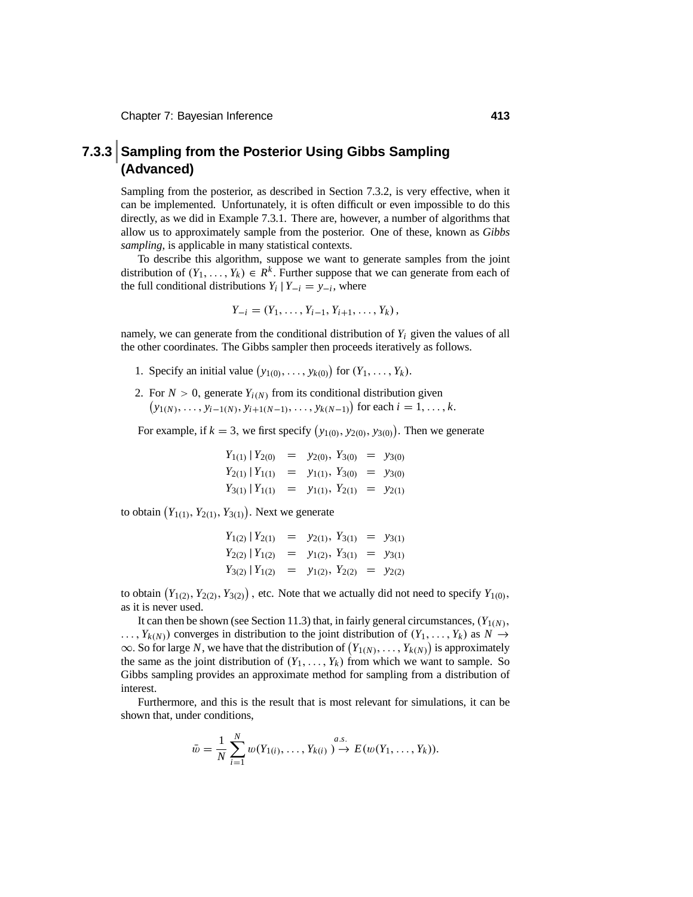## 7.3.3 Sampling from the Posterior Using Gibbs Sampling (Advanced)

Sampling from the posterior, as described in Section 7.3.2, is very effective, when it can be implemented. Unfortunately, it is often difficult or even impossible to do this directly, as we did in Example 7.3.1. There are, however, a number of algorithms that allow us to approximately sample from the posterior. One of these, known as *Gibbs sampling*, is applicable in many statistical contexts.

To describe this algorithm, suppose we want to generate samples from the joint distribution of $(Y_1, \ldots, Y_k) \in R^k$. Further suppose that we can generate from each of the full conditional distributions $Y_i \mid Y_{-i} = y_{-i}$, where

$$Y_{-i} = (Y_1, \ldots, Y_{i-1}, Y_{i+1}, \ldots, Y_k),$$

namely, we can generate from the conditional distribution of $Y_i$ given the values of all the other coordinates. The Gibbs sampler then proceeds iteratively as follows.

1. Specify an initial value $\left(y_{1(0)}, \ldots, y_{k(0)}\right)$ for $(Y_1, \ldots, Y_k)$.
2. For $N > 0$, generate $Y_{i(N)}$ from its conditional distribution given $\left(y_{1(N)}, \ldots, y_{i-1(N)}, y_{i+1(N-1)}, \ldots, y_{k(N-1)}\right)$ for each $i = 1, \ldots, k$.

For example, if $k = 3$, we first specify $\left(y_{1(0)}, y_{2(0)}, y_{3(0)}\right)$. Then we generate

$$\begin{aligned}
Y_{1(1)} \mid Y_{2(0)} &= y_{2(0)}, Y_{3(0)} = y_{3(0)} \\
Y_{2(1)} \mid Y_{1(1)} &= y_{1(1)}, Y_{3(0)} = y_{3(0)} \\
Y_{3(1)} \mid Y_{1(1)} &= y_{1(1)}, Y_{2(1)} = y_{2(1)}
\end{aligned}$$

to obtain $\left(Y_{1(1)}, Y_{2(1)}, Y_{3(1)}\right)$. Next we generate

$$\begin{aligned}
Y_{1(2)} \mid Y_{2(1)} &= y_{2(1)}, Y_{3(1)} = y_{3(1)} \\
Y_{2(2)} \mid Y_{1(2)} &= y_{1(2)}, Y_{3(1)} = y_{3(1)} \\
Y_{3(2)} \mid Y_{1(2)} &= y_{1(2)}, Y_{2(2)} = y_{2(2)}
\end{aligned}$$

to obtain $\left(Y_{1(2)}, Y_{2(2)}, Y_{3(2)}\right)$, etc. Note that we actually did not need to specify $Y_{1(0)}$, as it is never used.

It can then be shown (see Section 11.3) that, in fairly general circumstances, $(Y_{1(N)}, \ldots, Y_{k(N)})$ converges in distribution to the joint distribution of $(Y_1, \ldots, Y_k)$ as $N \to \infty$. So for large $N$, we have that the distribution of $\left(Y_{1(N)}, \ldots, Y_{k(N)}\right)$ is approximately the same as the joint distribution of $(Y_1, \ldots, Y_k)$ from which we want to sample. So Gibbs sampling provides an approximate method for sampling from a distribution of interest.

Furthermore, and this is the result that is most relevant for simulations, it can be shown that, under conditions,

$$\bar{w} = \frac{1}{N} \sum_{i=1}^{N} w(Y_{1(i)}, \ldots, Y_{k(i)}) \stackrel{a.s.}{\to} E(w(Y_1, \ldots, Y_k)).$$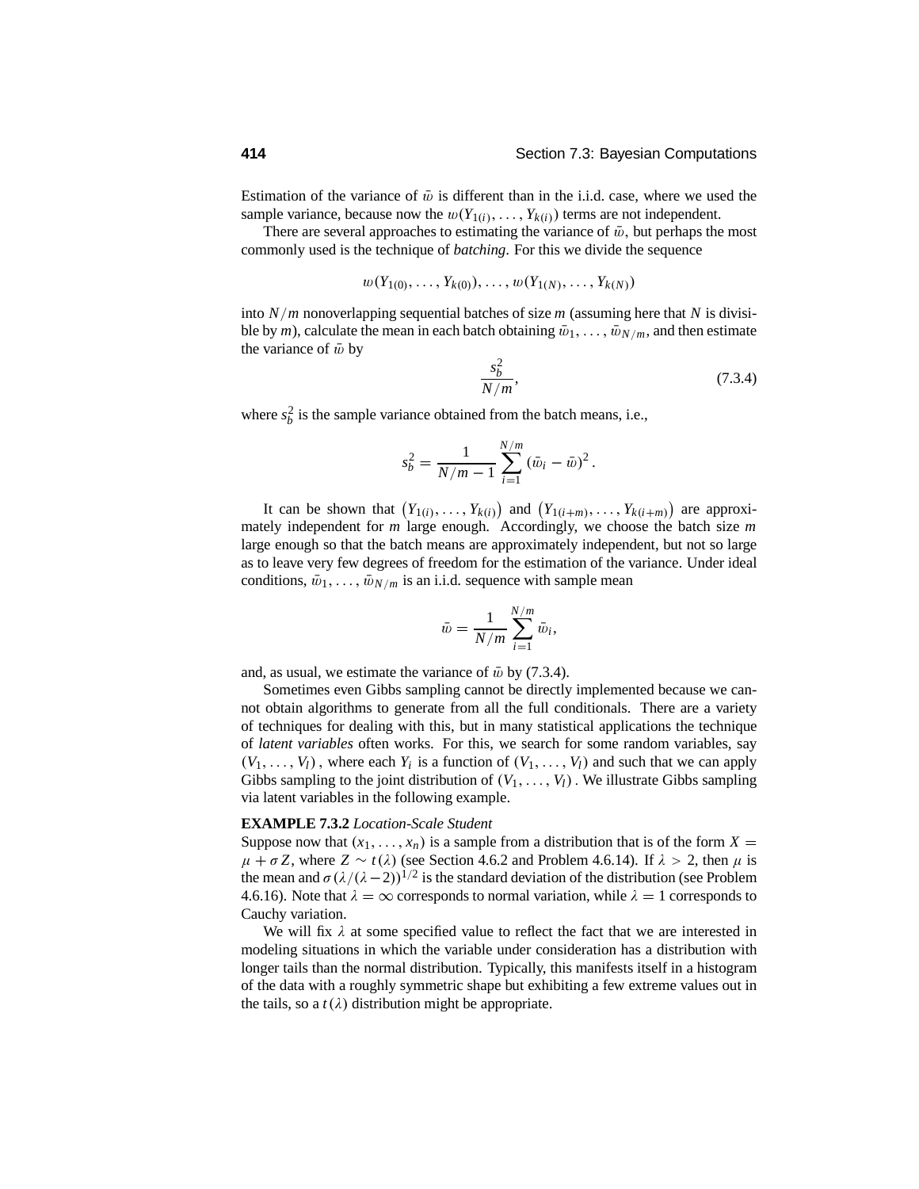Estimation of the variance of $\bar{w}$ is different than in the i.i.d. case, where we used the sample variance, because now the $w(Y_{1(i)}, \ldots, Y_{k(i)})$ terms are not independent.

There are several approaches to estimating the variance of $\bar{w}$, but perhaps the most commonly used is the technique of *batching*. For this we divide the sequence

$$w(Y_{1(0)}, \ldots, Y_{k(0)}), \ldots, w(Y_{1(N)}, \ldots, Y_{k(N)})$$

into $N/m$ nonoverlapping sequential batches of size $m$ (assuming here that $N$ is divisible by $m$), calculate the mean in each batch obtaining $\bar{w}_1, \ldots, \bar{w}_{N/m}$, and then estimate the variance of $\bar{w}$ by

$$\frac{s_b^2}{N/m}, \tag{7.3.4}$$

where $s_b^2$ is the sample variance obtained from the batch means, i.e.,

$$s_b^2 = \frac{1}{N/m - 1} \sum_{i=1}^{N/m} \left(\bar{w}_i - \bar{w}\right)^2.$$

It can be shown that $\left(Y_{1(i)}, \ldots, Y_{k(i)}\right)$ and $\left(Y_{1(i+m)}, \ldots, Y_{k(i+m)}\right)$ are approximately independent for $m$ large enough. Accordingly, we choose the batch size $m$ large enough so that the batch means are approximately independent, but not so large as to leave very few degrees of freedom for the estimation of the variance. Under ideal conditions, $\bar{w}_1, \ldots, \bar{w}_{N/m}$ is an i.i.d. sequence with sample mean

$$\bar{w} = \frac{1}{N/m} \sum_{i=1}^{N/m} \bar{w}_i,$$

and, as usual, we estimate the variance of $\bar{w}$ by (7.3.4).

Sometimes even Gibbs sampling cannot be directly implemented because we cannot obtain algorithms to generate from all the full conditionals. There are a variety of techniques for dealing with this, but in many statistical applications the technique of *latent variables* often works. For this, we search for some random variables, say $(V_1, \ldots, V_l)$, where each $Y_i$ is a function of $(V_1, \ldots, V_l)$ and such that we can apply Gibbs sampling to the joint distribution of $(V_1, \ldots, V_l)$. We illustrate Gibbs sampling via latent variables in the following example.

**EXAMPLE 7.3.2** *Location-Scale Student*

Suppose now that $(x_1, \ldots, x_n)$ is a sample from a distribution that is of the form $X = \mu + \sigma Z$, where $Z \sim t(\lambda)$ (see Section 4.6.2 and Problem 4.6.14). If $\lambda > 2$, then $\mu$ is the mean and $\sigma(\lambda/(\lambda - 2))^{1/2}$ is the standard deviation of the distribution (see Problem 4.6.16). Note that $\lambda = \infty$ corresponds to normal variation, while $\lambda = 1$ corresponds to Cauchy variation.

We will fix $\lambda$ at some specified value to reflect the fact that we are interested in modeling situations in which the variable under consideration has a distribution with longer tails than the normal distribution. Typically, this manifests itself in a histogram of the data with a roughly symmetric shape but exhibiting a few extreme values out in the tails, so a $t(\lambda)$ distribution might be appropriate.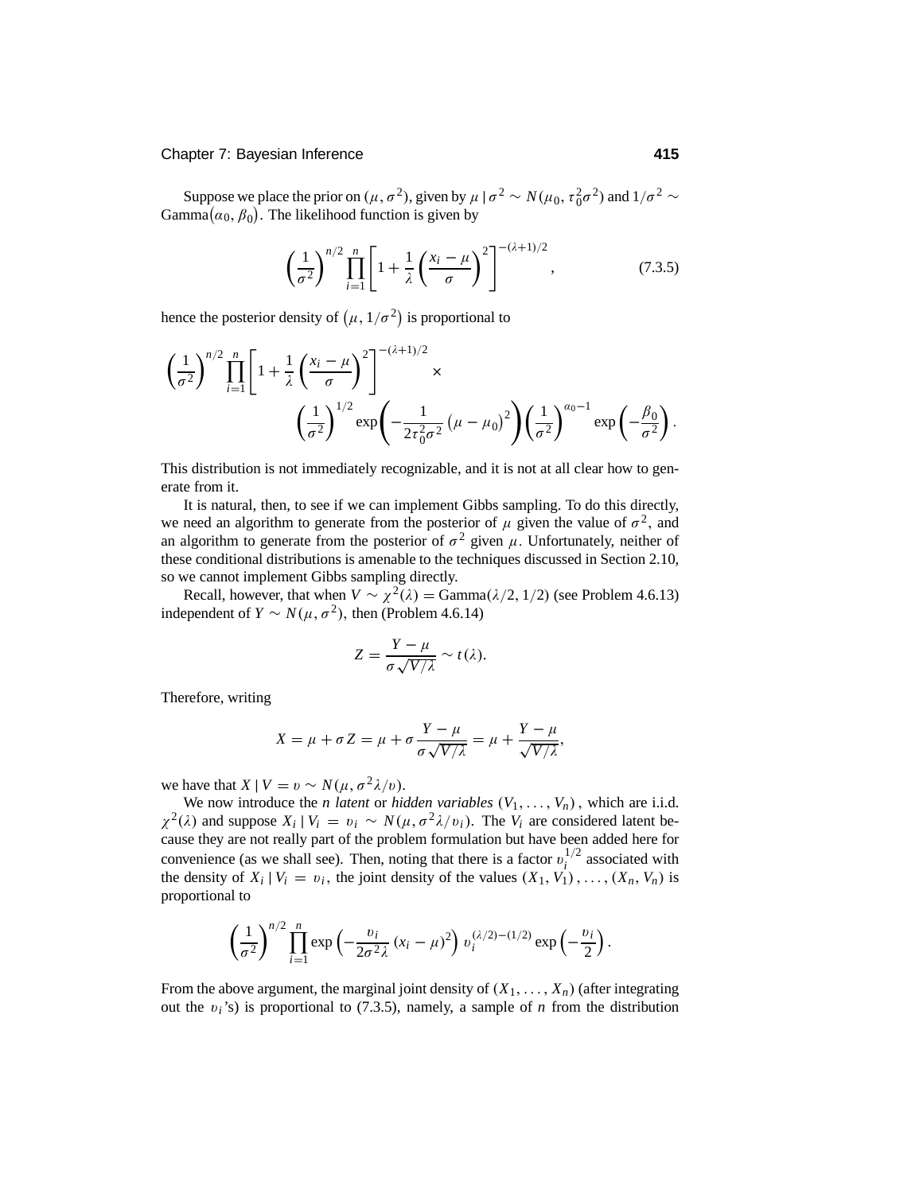Suppose we place the prior on $(\mu, \sigma^2)$, given by $\mu \mid \sigma^2 \sim N(\mu_0, \tau_0^2\sigma^2)$ and $1/\sigma^2 \sim \text{Gamma}(\alpha_0, \beta_0)$. The likelihood function is given by

$$\left(\frac{1}{\sigma^2}\right)^{n/2} \prod_{i=1}^{n} \left[1 + \frac{1}{\lambda}\left(\frac{x_i - \mu}{\sigma}\right)^2\right]^{-(\lambda+1)/2}, \tag{7.3.5}$$

hence the posterior density of $(\mu, 1/\sigma^2)$ is proportional to

$$\left(\frac{1}{\sigma^2}\right)^{n/2} \prod_{i=1}^{n} \left[1 + \frac{1}{\lambda}\left(\frac{x_i - \mu}{\sigma}\right)^2\right]^{-(\lambda+1)/2} \times$$
$$\left(\frac{1}{\sigma^2}\right)^{1/2} \exp\left(-\frac{1}{2\tau_0^2\sigma^2}\left(\mu - \mu_0\right)^2\right)\left(\frac{1}{\sigma^2}\right)^{\alpha_0 - 1} \exp\left(-\frac{\beta_0}{\sigma^2}\right).$$

This distribution is not immediately recognizable, and it is not at all clear how to generate from it.

It is natural, then, to see if we can implement Gibbs sampling. To do this directly, we need an algorithm to generate from the posterior of $\mu$ given the value of $\sigma^2$, and an algorithm to generate from the posterior of $\sigma^2$ given $\mu$. Unfortunately, neither of these conditional distributions is amenable to the techniques discussed in Section 2.10, so we cannot implement Gibbs sampling directly.

Recall, however, that when $V \sim \chi^2(\lambda) = \text{Gamma}(\lambda/2, 1/2)$ (see Problem 4.6.13) independent of $Y \sim N(\mu, \sigma^2)$, then (Problem 4.6.14)

$$Z = \frac{Y - \mu}{\sigma\sqrt{V/\lambda}} \sim t(\lambda).$$

Therefore, writing

$$X = \mu + \sigma Z = \mu + \sigma\frac{Y - \mu}{\sigma\sqrt{V/\lambda}} = \mu + \frac{Y - \mu}{\sqrt{V/\lambda}},$$

we have that $X \mid V = v \sim N(\mu, \sigma^2\lambda/v)$.

We now introduce the *n latent* or *hidden variables* $(V_1, \ldots, V_n)$, which are i.i.d. $\chi^2(\lambda)$ and suppose $X_i \mid V_i = v_i \sim N(\mu, \sigma^2\lambda/v_i)$. The $V_i$ are considered latent because they are not really part of the problem formulation but have been added here for convenience (as we shall see). Then, noting that there is a factor $v_i^{1/2}$ associated with the density of $X_i \mid V_i = v_i$, the joint density of the values $(X_1, V_1), \ldots, (X_n, V_n)$ is proportional to

$$\left(\frac{1}{\sigma^2}\right)^{n/2} \prod_{i=1}^{n} \exp\left(-\frac{v_i}{2\sigma^2\lambda}\left(x_i - \mu\right)^2\right) v_i^{(\lambda/2)-(1/2)} \exp\left(-\frac{v_i}{2}\right).$$

From the above argument, the marginal joint density of $(X_1, \ldots, X_n)$ (after integrating out the $v_i$'s) is proportional to (7.3.5), namely, a sample of $n$ from the distribution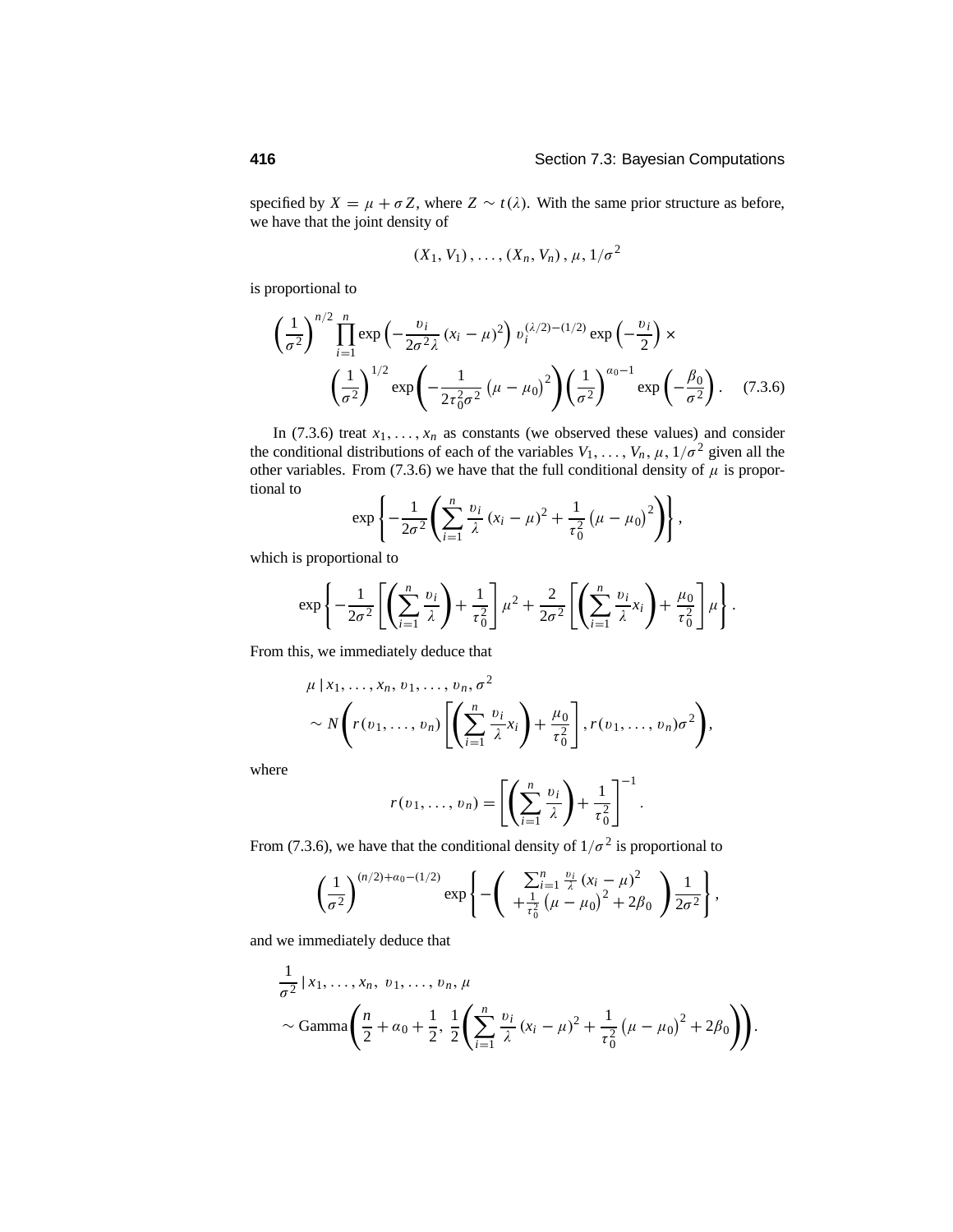specified by $X = \mu + \sigma Z$, where $Z \sim t(\lambda)$. With the same prior structure as before, we have that the joint density of

$$(X_1, V_1), \ldots, (X_n, V_n), \mu, 1/\sigma^2$$

is proportional to

$$\left(\frac{1}{\sigma^2}\right)^{n/2} \prod_{i=1}^{n} \exp\left(-\frac{v_i}{2\sigma^2 \lambda}(x_i - \mu)^2\right) v_i^{(\lambda/2)-(1/2)} \exp\left(-\frac{v_i}{2}\right) \times$$
$$\left(\frac{1}{\sigma^2}\right)^{1/2} \exp\left(-\frac{1}{2\tau_0^2\sigma^2}\left(\mu - \mu_0\right)^2\right)\left(\frac{1}{\sigma^2}\right)^{\alpha_0 - 1} \exp\left(-\frac{\beta_0}{\sigma^2}\right). \quad (7.3.6)$$

In (7.3.6) treat $x_1, \ldots, x_n$ as constants (we observed these values) and consider the conditional distributions of each of the variables $V_1, \ldots, V_n, \mu, 1/\sigma^2$ given all the other variables. From (7.3.6) we have that the full conditional density of $\mu$ is proportional to

$$\exp\left\{-\frac{1}{2\sigma^2}\left(\sum_{i=1}^{n} \frac{v_i}{\lambda}(x_i - \mu)^2 + \frac{1}{\tau_0^2}\left(\mu - \mu_0\right)^2\right)\right\},$$

which is proportional to

$$\exp\left\{-\frac{1}{2\sigma^2}\left[\left(\sum_{i=1}^{n} \frac{v_i}{\lambda}\right) + \frac{1}{\tau_0^2}\right]\mu^2 + \frac{2}{2\sigma^2}\left[\left(\sum_{i=1}^{n} \frac{v_i}{\lambda} x_i\right) + \frac{\mu_0}{\tau_0^2}\right]\mu\right\}.$$

From this, we immediately deduce that

$$\mu \mid x_1, \ldots, x_n, v_1, \ldots, v_n, \sigma^2$$
$$\sim N\left(r(v_1, \ldots, v_n)\left[\left(\sum_{i=1}^{n} \frac{v_i}{\lambda} x_i\right) + \frac{\mu_0}{\tau_0^2}\right], r(v_1, \ldots, v_n)\sigma^2\right),$$

where

$$r(v_1, \ldots, v_n) = \left[\left(\sum_{i=1}^{n} \frac{v_i}{\lambda}\right) + \frac{1}{\tau_0^2}\right]^{-1}.$$

From (7.3.6), we have that the conditional density of $1/\sigma^2$ is proportional to

$$\left(\frac{1}{\sigma^2}\right)^{(n/2)+\alpha_0-(1/2)} \exp\left\{-\left(\begin{array}{c}\sum_{i=1}^{n} \frac{v_i}{\lambda}(x_i - \mu)^2 \\ +\frac{1}{\tau_0^2}\left(\mu - \mu_0\right)^2 + 2\beta_0\end{array}\right)\frac{1}{2\sigma^2}\right\},$$

and we immediately deduce that

$$\frac{1}{\sigma^2} \mid x_1, \ldots, x_n, \; v_1, \ldots, v_n, \mu$$
$$\sim \text{Gamma}\left(\frac{n}{2} + \alpha_0 + \frac{1}{2}, \; \frac{1}{2}\left(\sum_{i=1}^{n} \frac{v_i}{\lambda}(x_i - \mu)^2 + \frac{1}{\tau_0^2}\left(\mu - \mu_0\right)^2 + 2\beta_0\right)\right).$$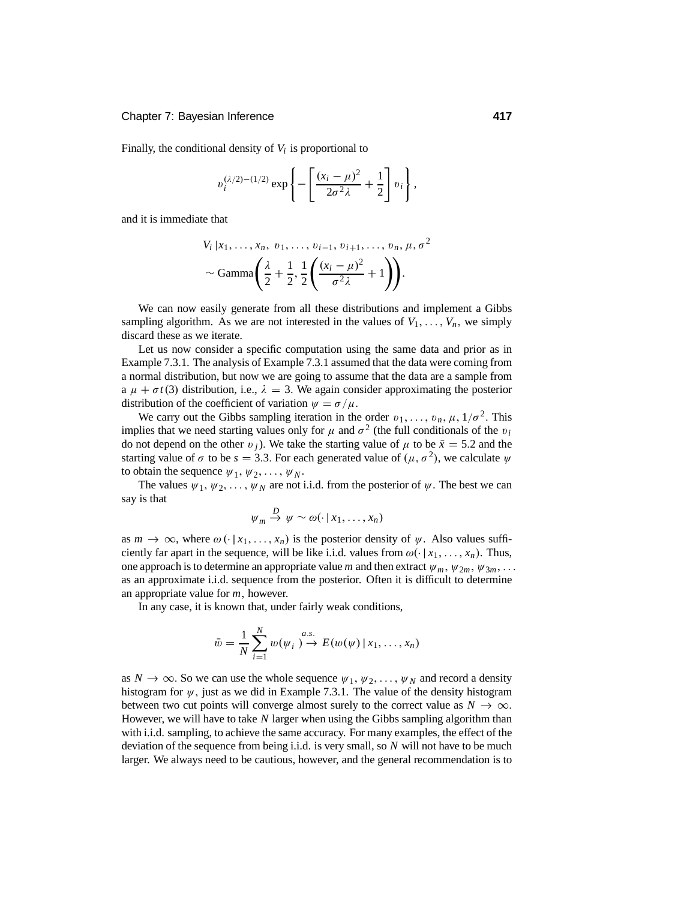Finally, the conditional density of $V_i$ is proportional to

$$v_i^{(\lambda/2)-(1/2)} \exp\left\{-\left[\frac{(x_i-\mu)^2}{2\sigma^2\lambda}+\frac{1}{2}\right]v_i\right\},$$

and it is immediate that

$$\begin{aligned} &V_i \,|x_1,\ldots,x_n,\ v_1,\ldots,v_{i-1},v_{i+1},\ldots,v_n,\mu,\sigma^2 \\ &\sim \text{Gamma}\left(\frac{\lambda}{2}+\frac{1}{2},\frac{1}{2}\left(\frac{(x_i-\mu)^2}{\sigma^2\lambda}+1\right)\right). \end{aligned}$$

We can now easily generate from all these distributions and implement a Gibbs sampling algorithm. As we are not interested in the values of $V_1,\ldots,V_n$, we simply discard these as we iterate.

Let us now consider a specific computation using the same data and prior as in Example 7.3.1. The analysis of Example 7.3.1 assumed that the data were coming from a normal distribution, but now we are going to assume that the data are a sample from a $\mu+\sigma t(3)$ distribution, i.e., $\lambda=3$. We again consider approximating the posterior distribution of the coefficient of variation $\psi=\sigma/\mu$.

We carry out the Gibbs sampling iteration in the order $v_1,\ldots,v_n,\mu,1/\sigma^2$. This implies that we need starting values only for $\mu$ and $\sigma^2$ (the full conditionals of the $v_i$ do not depend on the other $v_j$). We take the starting value of $\mu$ to be $\bar{x}=5.2$ and the starting value of $\sigma$ to be $s=3.3$. For each generated value of $(\mu,\sigma^2)$, we calculate $\psi$ to obtain the sequence $\psi_1,\psi_2,\ldots,\psi_N$.

The values $\psi_1,\psi_2,\ldots,\psi_N$ are not i.i.d. from the posterior of $\psi$. The best we can say is that

$$\psi_m \stackrel{D}{\to} \psi \sim \omega(\cdot\,|\,x_1,\ldots,x_n)$$

as $m\to\infty$, where $\omega(\cdot\,|\,x_1,\ldots,x_n)$ is the posterior density of $\psi$. Also values sufficiently far apart in the sequence, will be like i.i.d. values from $\omega(\cdot\,|\,x_1,\ldots,x_n)$. Thus, one approach is to determine an appropriate value $m$ and then extract $\psi_m,\psi_{2m},\psi_{3m},\ldots$ as an approximate i.i.d. sequence from the posterior. Often it is difficult to determine an appropriate value for $m$, however.

In any case, it is known that, under fairly weak conditions,

$$\bar{w}=\frac{1}{N}\sum_{i=1}^{N} w(\psi_i) \stackrel{a.s.}{\to} E(w(\psi)\,|\,x_1,\ldots,x_n)$$

as $N\to\infty$. So we can use the whole sequence $\psi_1,\psi_2,\ldots,\psi_N$ and record a density histogram for $\psi$, just as we did in Example 7.3.1. The value of the density histogram between two cut points will converge almost surely to the correct value as $N\to\infty$. However, we will have to take $N$ larger when using the Gibbs sampling algorithm than with i.i.d. sampling, to achieve the same accuracy. For many examples, the effect of the deviation of the sequence from being i.i.d. is very small, so $N$ will not have to be much larger. We always need to be cautious, however, and the general recommendation is to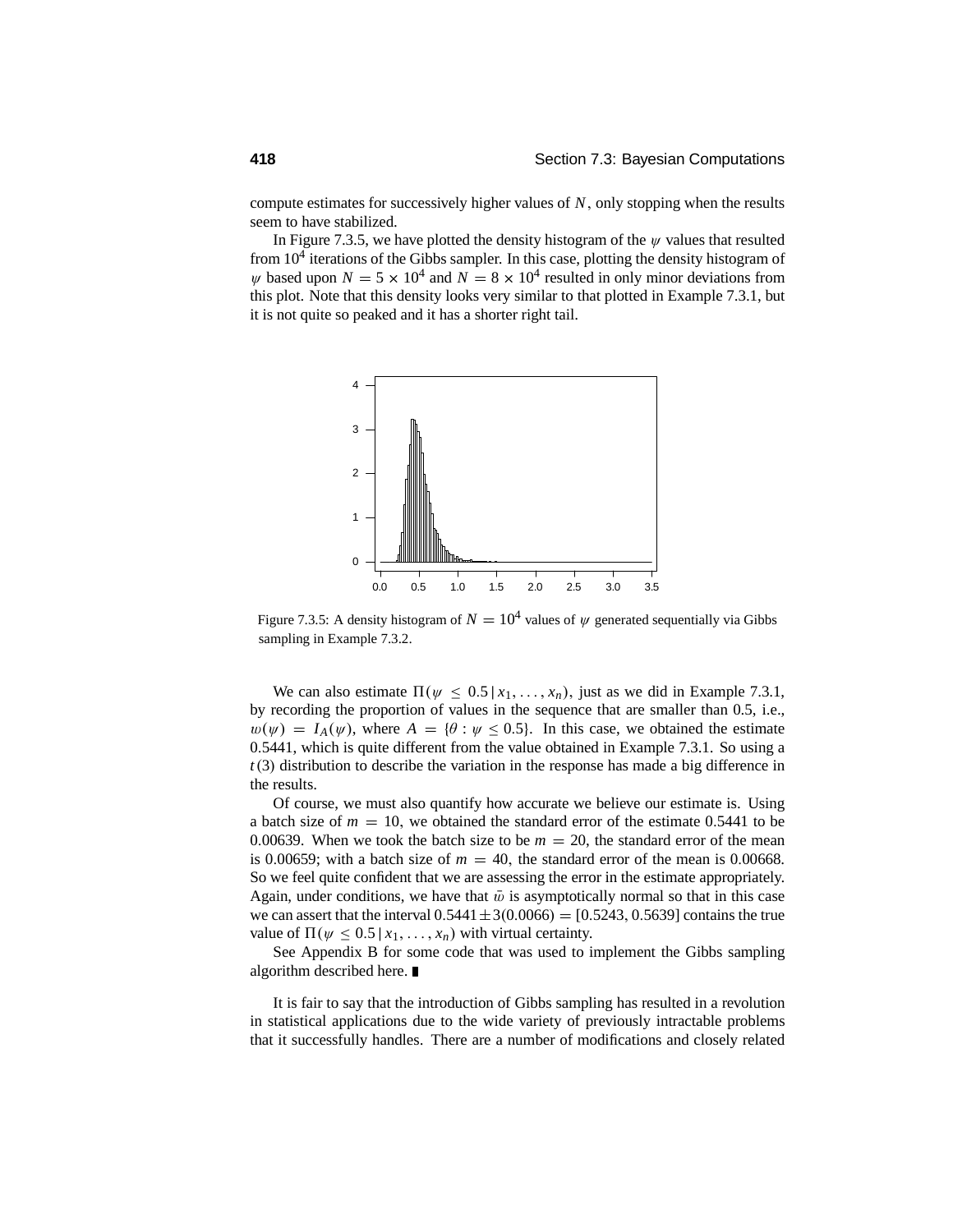compute estimates for successively higher values of $N$, only stopping when the results seem to have stabilized.

In Figure 7.3.5, we have plotted the density histogram of the $\psi$ values that resulted from $10^4$ iterations of the Gibbs sampler. In this case, plotting the density histogram of $\psi$ based upon $N = 5 \times 10^4$ and $N = 8 \times 10^4$ resulted in only minor deviations from this plot. Note that this density looks very similar to that plotted in Example 7.3.1, but it is not quite so peaked and it has a shorter right tail.

Figure 7.3.5: A density histogram of $N = 10^4$ values of $\psi$ generated sequentially via Gibbs sampling in Example 7.3.2.

We can also estimate $\Pi(\psi \leq 0.5 \,|\, x_1, \ldots, x_n)$, just as we did in Example 7.3.1, by recording the proportion of values in the sequence that are smaller than 0.5, i.e., $w(\psi) = I_A(\psi)$, where $A = \{\theta : \psi \leq 0.5\}$. In this case, we obtained the estimate 0.5441, which is quite different from the value obtained in Example 7.3.1. So using a $t(3)$ distribution to describe the variation in the response has made a big difference in the results.

Of course, we must also quantify how accurate we believe our estimate is. Using a batch size of $m = 10$, we obtained the standard error of the estimate 0.5441 to be 0.00639. When we took the batch size to be $m = 20$, the standard error of the mean is 0.00659; with a batch size of $m = 40$, the standard error of the mean is 0.00668. So we feel quite confident that we are assessing the error in the estimate appropriately. Again, under conditions, we have that $\bar{w}$ is asymptotically normal so that in this case we can assert that the interval $0.5441 \pm 3(0.0066) = [0.5243, 0.5639]$ contains the true value of $\Pi(\psi \leq 0.5 \,|\, x_1, \ldots, x_n)$ with virtual certainty.

See Appendix B for some code that was used to implement the Gibbs sampling algorithm described here. ∎

It is fair to say that the introduction of Gibbs sampling has resulted in a revolution in statistical applications due to the wide variety of previously intractable problems that it successfully handles. There are a number of modifications and closely related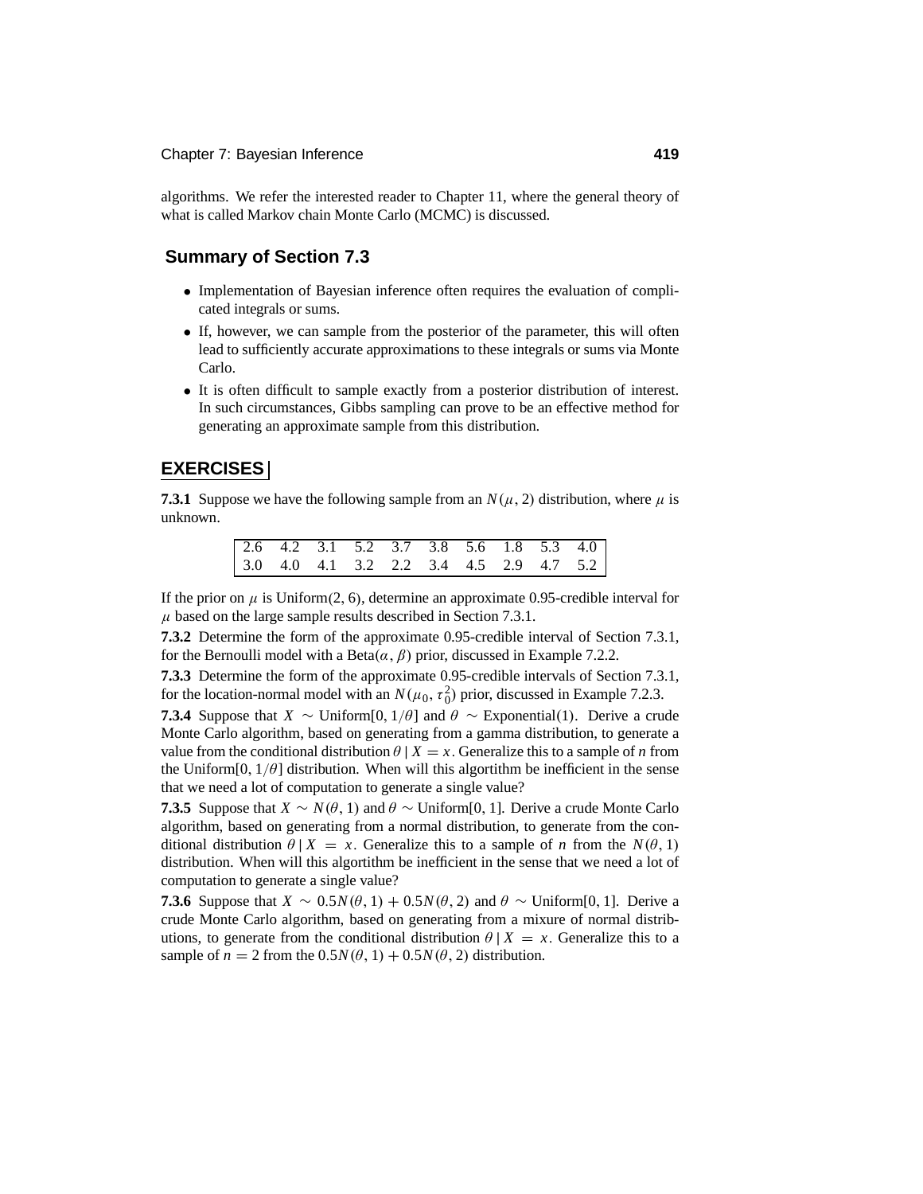algorithms. We refer the interested reader to Chapter 11, where the general theory of what is called Markov chain Monte Carlo (MCMC) is discussed.

## Summary of Section 7.3

- Implementation of Bayesian inference often requires the evaluation of complicated integrals or sums.
- If, however, we can sample from the posterior of the parameter, this will often lead to sufficiently accurate approximations to these integrals or sums via Monte Carlo.
- It is often difficult to sample exactly from a posterior distribution of interest. In such circumstances, Gibbs sampling can prove to be an effective method for generating an approximate sample from this distribution.

## EXERCISES

**7.3.1** Suppose we have the following sample from an $N(\mu, 2)$ distribution, where $\mu$ is unknown.

| | | | | | | | | | |
|---|---|---|---|---|---|---|---|---|---|
| 2.6 | 4.2 | 3.1 | 5.2 | 3.7 | 3.8 | 5.6 | 1.8 | 5.3 | 4.0 |
| 3.0 | 4.0 | 4.1 | 3.2 | 2.2 | 3.4 | 4.5 | 2.9 | 4.7 | 5.2 |

If the prior on $\mu$ is Uniform$(2, 6)$, determine an approximate 0.95-credible interval for $\mu$ based on the large sample results described in Section 7.3.1.

**7.3.2** Determine the form of the approximate 0.95-credible interval of Section 7.3.1, for the Bernoulli model with a Beta$(\alpha, \beta)$ prior, discussed in Example 7.2.2.

**7.3.3** Determine the form of the approximate 0.95-credible intervals of Section 7.3.1, for the location-normal model with an $N(\mu_0, \tau_0^2)$ prior, discussed in Example 7.2.3.

**7.3.4** Suppose that $X \sim$ Uniform$[0, 1/\theta]$ and $\theta \sim$ Exponential$(1)$. Derive a crude Monte Carlo algorithm, based on generating from a gamma distribution, to generate a value from the conditional distribution $\theta \mid X = x$. Generalize this to a sample of $n$ from the Uniform$[0, 1/\theta]$ distribution. When will this algortithm be inefficient in the sense that we need a lot of computation to generate a single value?

**7.3.5** Suppose that $X \sim N(\theta, 1)$ and $\theta \sim$ Uniform$[0, 1]$. Derive a crude Monte Carlo algorithm, based on generating from a normal distribution, to generate from the conditional distribution $\theta \mid X = x$. Generalize this to a sample of $n$ from the $N(\theta, 1)$ distribution. When will this algortithm be inefficient in the sense that we need a lot of computation to generate a single value?

**7.3.6** Suppose that $X \sim 0.5N(\theta, 1) + 0.5N(\theta, 2)$ and $\theta \sim$ Uniform$[0, 1]$. Derive a crude Monte Carlo algorithm, based on generating from a mixture of normal distributions, to generate from the conditional distribution $\theta \mid X = x$. Generalize this to a sample of $n = 2$ from the $0.5N(\theta, 1) + 0.5N(\theta, 2)$ distribution.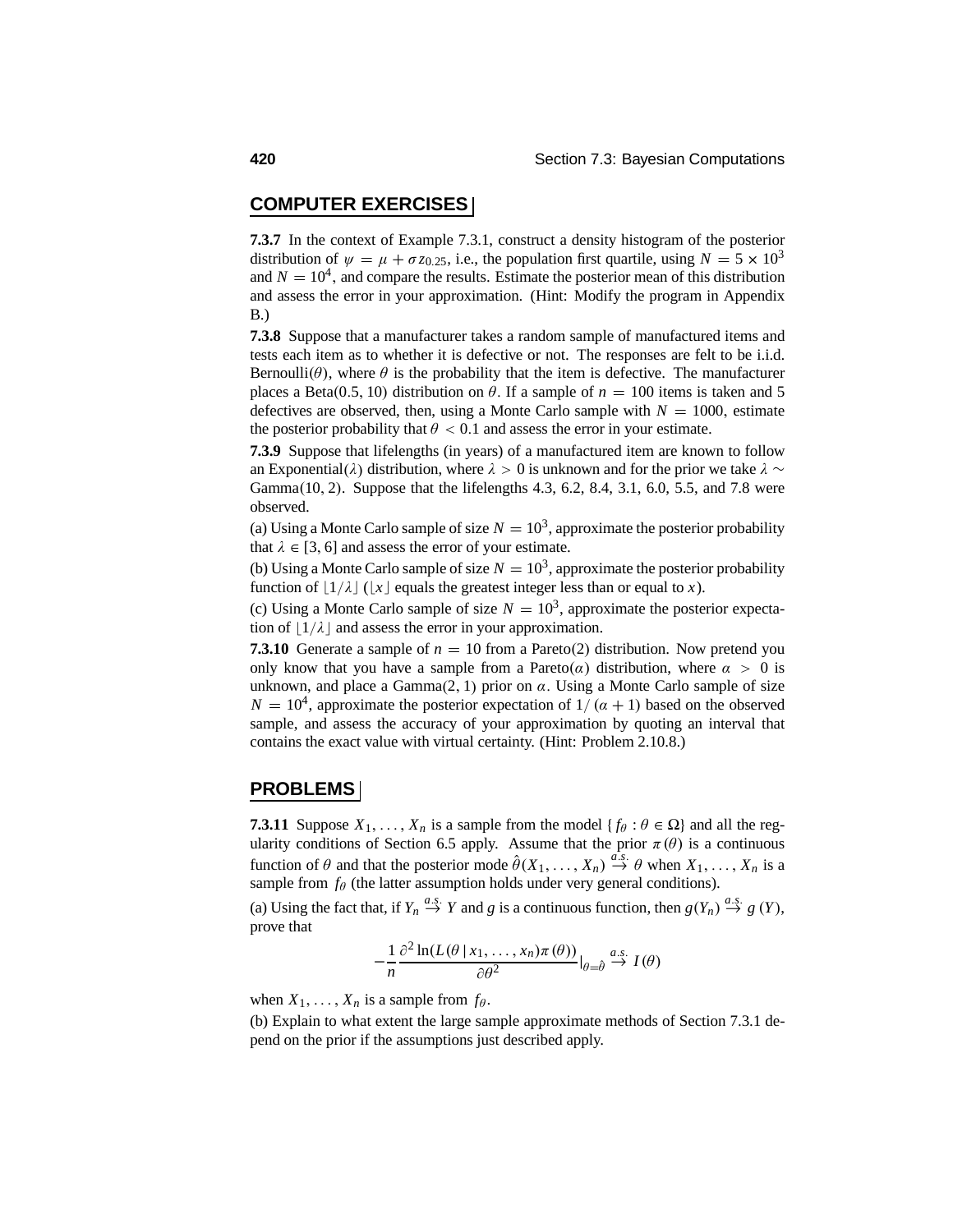## COMPUTER EXERCISES

**7.3.7** In the context of Example 7.3.1, construct a density histogram of the posterior distribution of $\psi = \mu + \sigma z_{0.25}$, i.e., the population first quartile, using $N = 5 \times 10^3$ and $N = 10^4$, and compare the results. Estimate the posterior mean of this distribution and assess the error in your approximation. (Hint: Modify the program in Appendix B.)

**7.3.8** Suppose that a manufacturer takes a random sample of manufactured items and tests each item as to whether it is defective or not. The responses are felt to be i.i.d. Bernoulli($\theta$), where $\theta$ is the probability that the item is defective. The manufacturer places a Beta(0.5, 10) distribution on $\theta$. If a sample of $n = 100$ items is taken and 5 defectives are observed, then, using a Monte Carlo sample with $N = 1000$, estimate the posterior probability that $\theta < 0.1$ and assess the error in your estimate.

**7.3.9** Suppose that lifelengths (in years) of a manufactured item are known to follow an Exponential($\lambda$) distribution, where $\lambda > 0$ is unknown and for the prior we take $\lambda \sim$ Gamma(10, 2). Suppose that the lifelengths 4.3, 6.2, 8.4, 3.1, 6.0, 5.5, and 7.8 were observed.

(a) Using a Monte Carlo sample of size $N = 10^3$, approximate the posterior probability that $\lambda \in [3, 6]$ and assess the error of your estimate.

(b) Using a Monte Carlo sample of size $N = 10^3$, approximate the posterior probability function of $\lfloor 1/\lambda \rfloor$ ($\lfloor x \rfloor$ equals the greatest integer less than or equal to $x$).

(c) Using a Monte Carlo sample of size $N = 10^3$, approximate the posterior expectation of $\lfloor 1/\lambda \rfloor$ and assess the error in your approximation.

**7.3.10** Generate a sample of $n = 10$ from a Pareto(2) distribution. Now pretend you only know that you have a sample from a Pareto($\alpha$) distribution, where $\alpha > 0$ is unknown, and place a Gamma(2, 1) prior on $\alpha$. Using a Monte Carlo sample of size $N = 10^4$, approximate the posterior expectation of $1/(\alpha + 1)$ based on the observed sample, and assess the accuracy of your approximation by quoting an interval that contains the exact value with virtual certainty. (Hint: Problem 2.10.8.)

## PROBLEMS

**7.3.11** Suppose $X_1, \ldots, X_n$ is a sample from the model $\{f_\theta : \theta \in \Omega\}$ and all the regularity conditions of Section 6.5 apply. Assume that the prior $\pi(\theta)$ is a continuous function of $\theta$ and that the posterior mode $\hat{\theta}(X_1, \ldots, X_n) \stackrel{a.s.}{\to} \theta$ when $X_1, \ldots, X_n$ is a sample from $f_\theta$ (the latter assumption holds under very general conditions).

(a) Using the fact that, if $Y_n \stackrel{a.s.}{\to} Y$ and $g$ is a continuous function, then $g(Y_n) \stackrel{a.s.}{\to} g(Y)$, prove that

$$-\frac{1}{n}\frac{\partial^2 \ln(L(\theta \mid x_1, \ldots, x_n)\pi(\theta))}{\partial \theta^2}\Big|_{\theta=\hat{\theta}} \stackrel{a.s.}{\to} I(\theta)$$

when $X_1, \ldots, X_n$ is a sample from $f_\theta$.

(b) Explain to what extent the large sample approximate methods of Section 7.3.1 depend on the prior if the assumptions just described apply.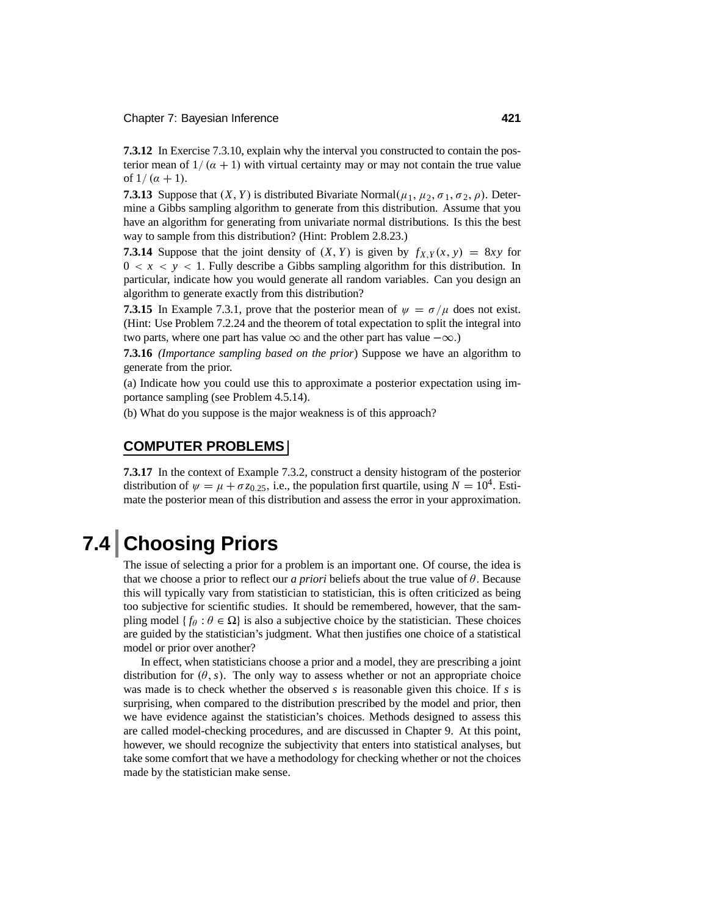**7.3.12** In Exercise 7.3.10, explain why the interval you constructed to contain the posterior mean of $1/(\alpha + 1)$ with virtual certainty may or may not contain the true value of $1/(\alpha + 1)$.

**7.3.13** Suppose that $(X, Y)$ is distributed Bivariate Normal$(\mu_1, \mu_2, \sigma_1, \sigma_2, \rho)$. Determine a Gibbs sampling algorithm to generate from this distribution. Assume that you have an algorithm for generating from univariate normal distributions. Is this the best way to sample from this distribution? (Hint: Problem 2.8.23.)

**7.3.14** Suppose that the joint density of $(X, Y)$ is given by $f_{X,Y}(x, y) = 8xy$ for $0 < x < y < 1$. Fully describe a Gibbs sampling algorithm for this distribution. In particular, indicate how you would generate all random variables. Can you design an algorithm to generate exactly from this distribution?

**7.3.15** In Example 7.3.1, prove that the posterior mean of $\psi = \sigma/\mu$ does not exist. (Hint: Use Problem 7.2.24 and the theorem of total expectation to split the integral into two parts, where one part has value $\infty$ and the other part has value $-\infty$.)

**7.3.16** *(Importance sampling based on the prior*) Suppose we have an algorithm to generate from the prior.

(a) Indicate how you could use this to approximate a posterior expectation using importance sampling (see Problem 4.5.14).

(b) What do you suppose is the major weakness is of this approach?

## COMPUTER PROBLEMS

**7.3.17** In the context of Example 7.3.2, construct a density histogram of the posterior distribution of $\psi = \mu + \sigma z_{0.25}$, i.e., the population first quartile, using $N = 10^4$. Estimate the posterior mean of this distribution and assess the error in your approximation.

# 7.4 Choosing Priors

The issue of selecting a prior for a problem is an important one. Of course, the idea is that we choose a prior to reflect our *a priori* beliefs about the true value of $\theta$. Because this will typically vary from statistician to statistician, this is often criticized as being too subjective for scientific studies. It should be remembered, however, that the sampling model $\{f_\theta : \theta \in \Omega\}$ is also a subjective choice by the statistician. These choices are guided by the statistician's judgment. What then justifies one choice of a statistical model or prior over another?

In effect, when statisticians choose a prior and a model, they are prescribing a joint distribution for $(\theta, s)$. The only way to assess whether or not an appropriate choice was made is to check whether the observed $s$ is reasonable given this choice. If $s$ is surprising, when compared to the distribution prescribed by the model and prior, then we have evidence against the statistician's choices. Methods designed to assess this are called model-checking procedures, and are discussed in Chapter 9. At this point, however, we should recognize the subjectivity that enters into statistical analyses, but take some comfort that we have a methodology for checking whether or not the choices made by the statistician make sense.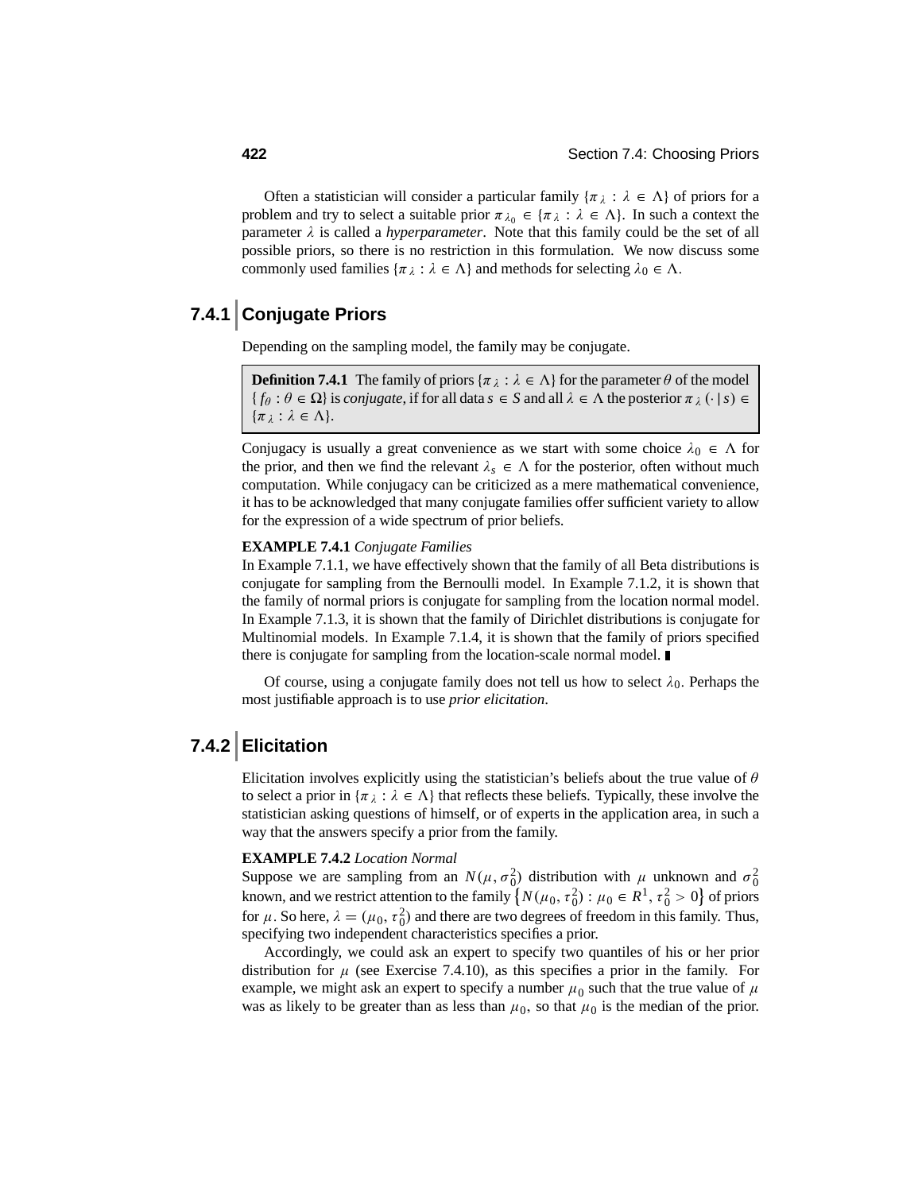Often a statistician will consider a particular family $\{\pi_\lambda : \lambda \in \Lambda\}$ of priors for a problem and try to select a suitable prior $\pi_{\lambda_0} \in \{\pi_\lambda : \lambda \in \Lambda\}$. In such a context the parameter $\lambda$ is called a *hyperparameter*. Note that this family could be the set of all possible priors, so there is no restriction in this formulation. We now discuss some commonly used families $\{\pi_\lambda : \lambda \in \Lambda\}$ and methods for selecting $\lambda_0 \in \Lambda$.

## 7.4.1 Conjugate Priors

Depending on the sampling model, the family may be conjugate.

> **Definition 7.4.1** The family of priors $\{\pi_\lambda : \lambda \in \Lambda\}$ for the parameter $\theta$ of the model $\{f_\theta : \theta \in \Omega\}$ is *conjugate*, if for all data $s \in S$ and all $\lambda \in \Lambda$ the posterior $\pi_\lambda(\cdot \mid s) \in \{\pi_\lambda : \lambda \in \Lambda\}$.

Conjugacy is usually a great convenience as we start with some choice $\lambda_0 \in \Lambda$ for the prior, and then we find the relevant $\lambda_s \in \Lambda$ for the posterior, often without much computation. While conjugacy can be criticized as a mere mathematical convenience, it has to be acknowledged that many conjugate families offer sufficient variety to allow for the expression of a wide spectrum of prior beliefs.

**EXAMPLE 7.4.1** *Conjugate Families*
In Example 7.1.1, we have effectively shown that the family of all Beta distributions is conjugate for sampling from the Bernoulli model. In Example 7.1.2, it is shown that the family of normal priors is conjugate for sampling from the location normal model. In Example 7.1.3, it is shown that the family of Dirichlet distributions is conjugate for Multinomial models. In Example 7.1.4, it is shown that the family of priors specified there is conjugate for sampling from the location-scale normal model. ∎

Of course, using a conjugate family does not tell us how to select $\lambda_0$. Perhaps the most justifiable approach is to use *prior elicitation*.

## 7.4.2 Elicitation

Elicitation involves explicitly using the statistician's beliefs about the true value of $\theta$ to select a prior in $\{\pi_\lambda : \lambda \in \Lambda\}$ that reflects these beliefs. Typically, these involve the statistician asking questions of himself, or of experts in the application area, in such a way that the answers specify a prior from the family.

**EXAMPLE 7.4.2** *Location Normal*
Suppose we are sampling from an $N(\mu, \sigma_0^2)$ distribution with $\mu$ unknown and $\sigma_0^2$ known, and we restrict attention to the family $\{N(\mu_0, \tau_0^2) : \mu_0 \in R^1, \tau_0^2 > 0\}$ of priors for $\mu$. So here, $\lambda = (\mu_0, \tau_0^2)$ and there are two degrees of freedom in this family. Thus, specifying two independent characteristics specifies a prior.

Accordingly, we could ask an expert to specify two quantiles of his or her prior distribution for $\mu$ (see Exercise 7.4.10), as this specifies a prior in the family. For example, we might ask an expert to specify a number $\mu_0$ such that the true value of $\mu$ was as likely to be greater than as less than $\mu_0$, so that $\mu_0$ is the median of the prior.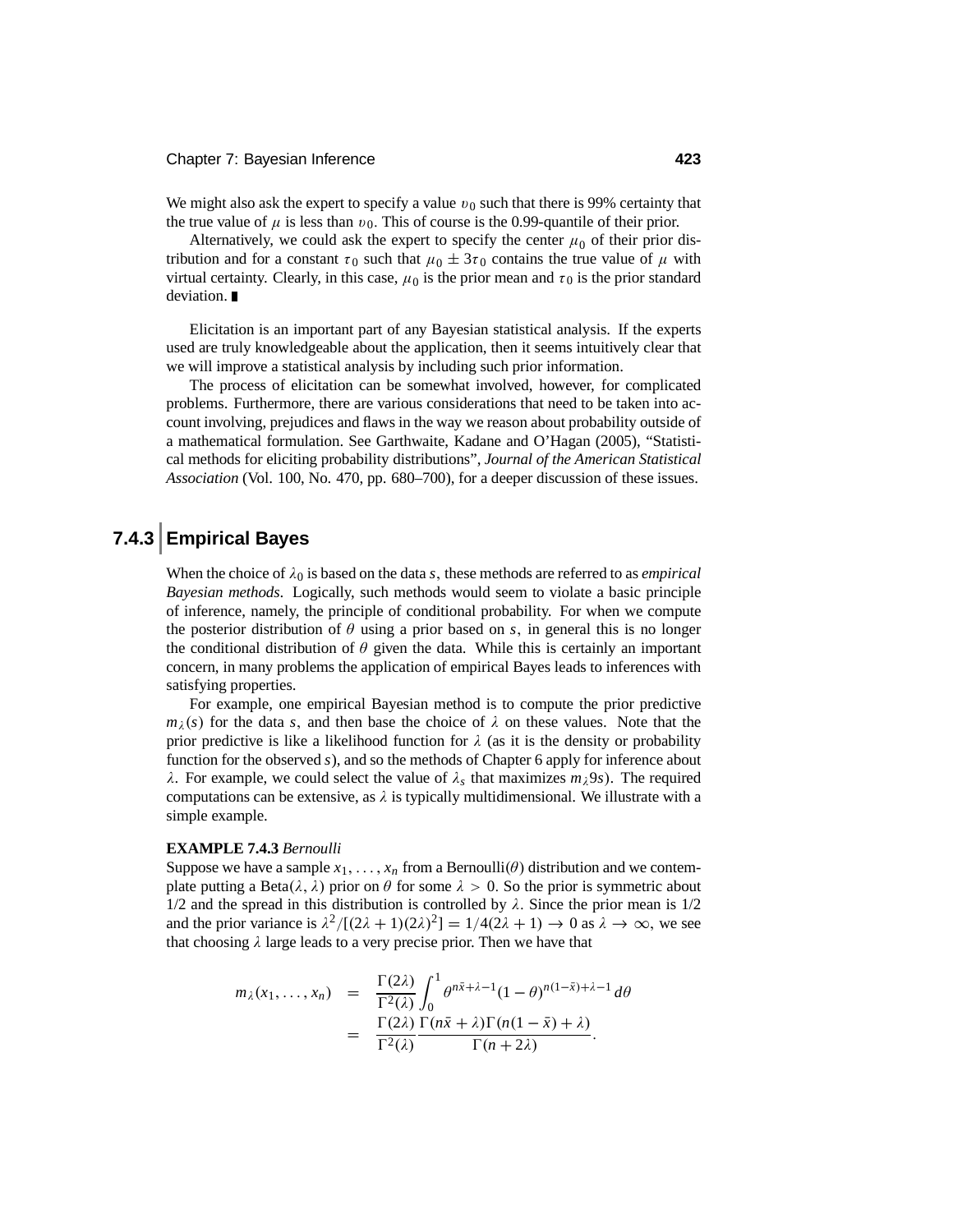We might also ask the expert to specify a value $\upsilon_0$ such that there is 99% certainty that the true value of $\mu$ is less than $\upsilon_0$. This of course is the 0.99-quantile of their prior.

Alternatively, we could ask the expert to specify the center $\mu_0$ of their prior distribution and for a constant $\tau_0$ such that $\mu_0 \pm 3\tau_0$ contains the true value of $\mu$ with virtual certainty. Clearly, in this case, $\mu_0$ is the prior mean and $\tau_0$ is the prior standard deviation. ∎

Elicitation is an important part of any Bayesian statistical analysis. If the experts used are truly knowledgeable about the application, then it seems intuitively clear that we will improve a statistical analysis by including such prior information.

The process of elicitation can be somewhat involved, however, for complicated problems. Furthermore, there are various considerations that need to be taken into account involving, prejudices and flaws in the way we reason about probability outside of a mathematical formulation. See Garthwaite, Kadane and O'Hagan (2005), "Statistical methods for eliciting probability distributions", *Journal of the American Statistical Association* (Vol. 100, No. 470, pp. 680–700), for a deeper discussion of these issues.

## 7.4.3 Empirical Bayes

When the choice of $\lambda_0$ is based on the data $s$, these methods are referred to as *empirical Bayesian methods*. Logically, such methods would seem to violate a basic principle of inference, namely, the principle of conditional probability. For when we compute the posterior distribution of $\theta$ using a prior based on $s$, in general this is no longer the conditional distribution of $\theta$ given the data. While this is certainly an important concern, in many problems the application of empirical Bayes leads to inferences with satisfying properties.

For example, one empirical Bayesian method is to compute the prior predictive $m_\lambda(s)$ for the data $s$, and then base the choice of $\lambda$ on these values. Note that the prior predictive is like a likelihood function for $\lambda$ (as it is the density or probability function for the observed $s$), and so the methods of Chapter 6 apply for inference about $\lambda$. For example, we could select the value of $\lambda_s$ that maximizes $m_\lambda 9s)$. The required computations can be extensive, as $\lambda$ is typically multidimensional. We illustrate with a simple example.

**EXAMPLE 7.4.3** *Bernoulli*
Suppose we have a sample $x_1, \ldots, x_n$ from a Bernoulli($\theta$) distribution and we contemplate putting a Beta($\lambda, \lambda$) prior on $\theta$ for some $\lambda > 0$. So the prior is symmetric about 1/2 and the spread in this distribution is controlled by $\lambda$. Since the prior mean is 1/2 and the prior variance is $\lambda^2/[(2\lambda+1)(2\lambda)^2] = 1/4(2\lambda+1) \to 0$ as $\lambda \to \infty$, we see that choosing $\lambda$ large leads to a very precise prior. Then we have that

$$
\begin{aligned}
m_\lambda(x_1, \ldots, x_n) &= \frac{\Gamma(2\lambda)}{\Gamma^2(\lambda)} \int_0^1 \theta^{n\bar{x}+\lambda-1}(1-\theta)^{n(1-\bar{x})+\lambda-1}\, d\theta \\
&= \frac{\Gamma(2\lambda)}{\Gamma^2(\lambda)} \frac{\Gamma(n\bar{x}+\lambda)\Gamma(n(1-\bar{x})+\lambda)}{\Gamma(n+2\lambda)}.
\end{aligned}
$$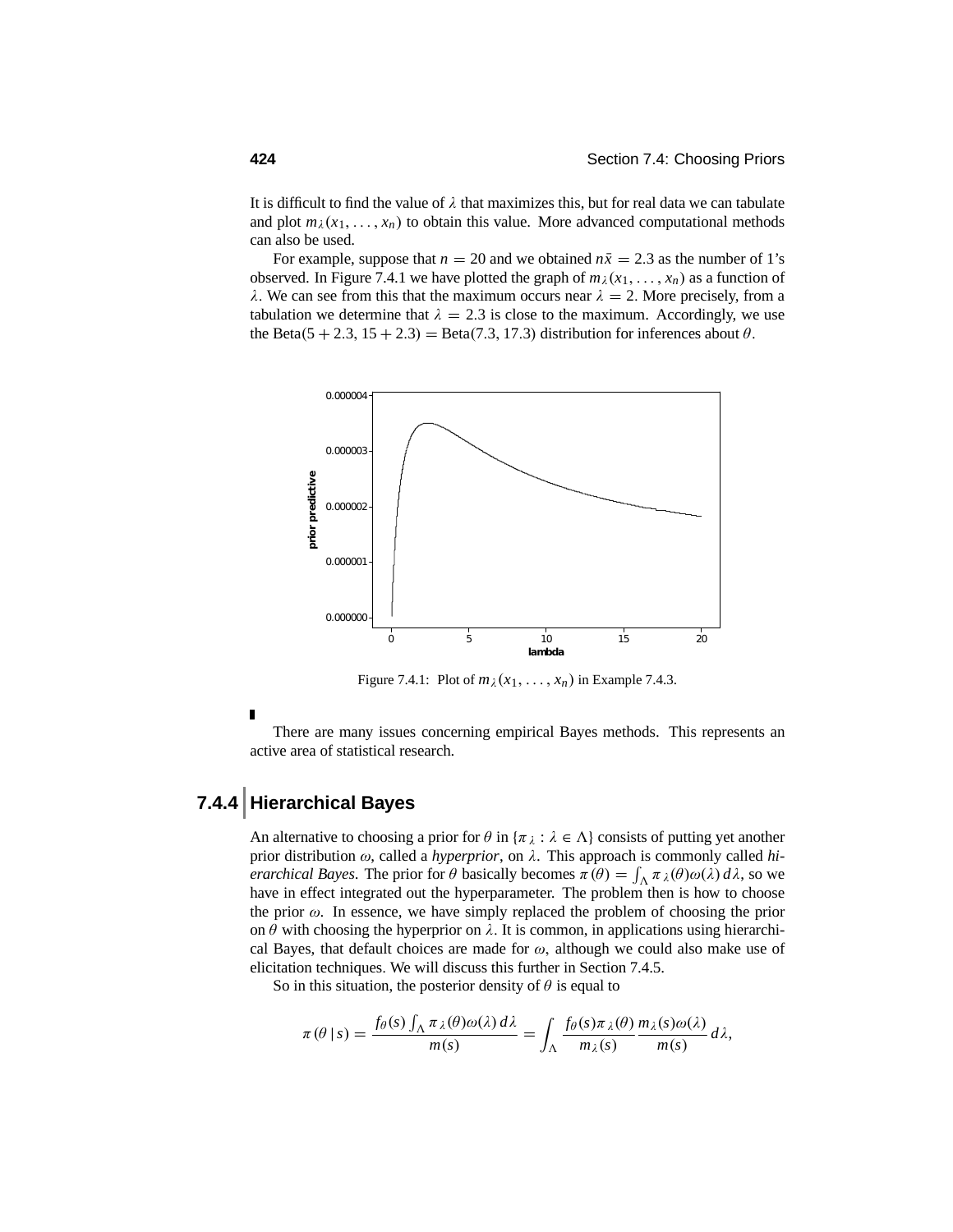It is difficult to find the value of $\lambda$ that maximizes this, but for real data we can tabulate and plot $m_\lambda(x_1, \ldots, x_n)$ to obtain this value. More advanced computational methods can also be used.

For example, suppose that $n = 20$ and we obtained $n\bar{x} = 2.3$ as the number of 1's observed. In Figure 7.4.1 we have plotted the graph of $m_\lambda(x_1, \ldots, x_n)$ as a function of $\lambda$. We can see from this that the maximum occurs near $\lambda = 2$. More precisely, from a tabulation we determine that $\lambda = 2.3$ is close to the maximum. Accordingly, we use the Beta$(5 + 2.3, 15 + 2.3) =$ Beta$(7.3, 17.3)$ distribution for inferences about $\theta$.

Figure 7.4.1: Plot of $m_\lambda(x_1, \ldots, x_n)$ in Example 7.4.3.

■

There are many issues concerning empirical Bayes methods. This represents an active area of statistical research.

## 7.4.4 Hierarchical Bayes

An alternative to choosing a prior for $\theta$ in $\{\pi_\lambda : \lambda \in \Lambda\}$ consists of putting yet another prior distribution $\omega$, called a *hyperprior*, on $\lambda$. This approach is commonly called *hierarchical Bayes*. The prior for $\theta$ basically becomes $\pi(\theta) = \int_\Lambda \pi_\lambda(\theta)\omega(\lambda)\, d\lambda$, so we have in effect integrated out the hyperparameter. The problem then is how to choose the prior $\omega$. In essence, we have simply replaced the problem of choosing the prior on $\theta$ with choosing the hyperprior on $\lambda$. It is common, in applications using hierarchical Bayes, that default choices are made for $\omega$, although we could also make use of elicitation techniques. We will discuss this further in Section 7.4.5.

So in this situation, the posterior density of $\theta$ is equal to

$$\pi(\theta \mid s) = \frac{f_\theta(s)\int_\Lambda \pi_\lambda(\theta)\omega(\lambda)\, d\lambda}{m(s)} = \int_\Lambda \frac{f_\theta(s)\pi_\lambda(\theta)}{m_\lambda(s)} \frac{m_\lambda(s)\omega(\lambda)}{m(s)}\, d\lambda,$$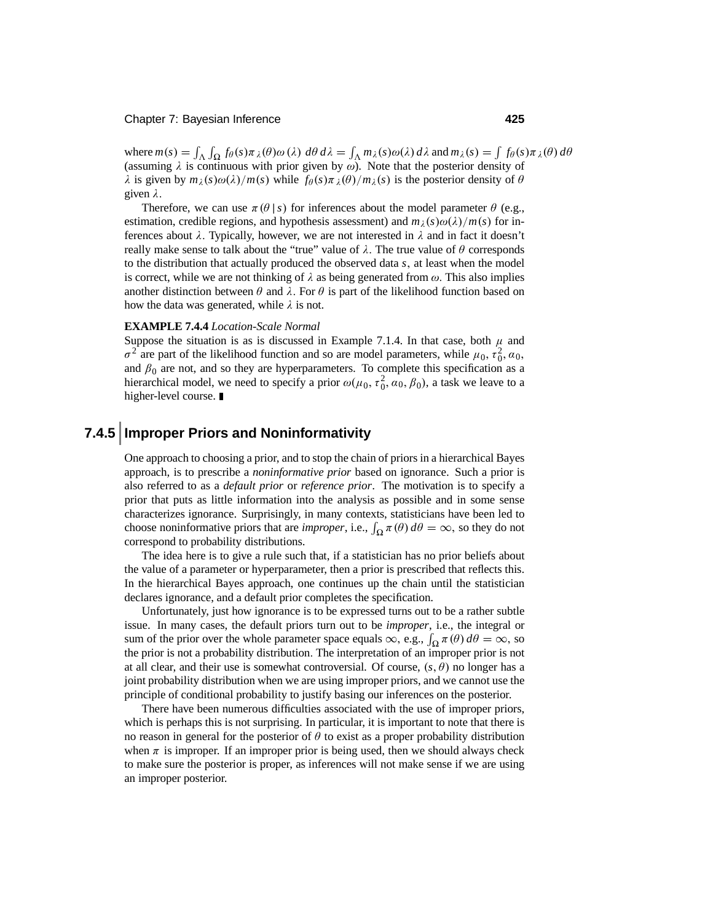where $m(s) = \int_\Lambda \int_\Omega f_\theta(s)\pi_\lambda(\theta)\omega(\lambda)\, d\theta\, d\lambda = \int_\Lambda m_\lambda(s)\omega(\lambda)\, d\lambda$ and $m_\lambda(s) = \int f_\theta(s)\pi_\lambda(\theta)\, d\theta$ (assuming $\lambda$ is continuous with prior given by $\omega$). Note that the posterior density of $\lambda$ is given by $m_\lambda(s)\omega(\lambda)/m(s)$ while $f_\theta(s)\pi_\lambda(\theta)/m_\lambda(s)$ is the posterior density of $\theta$ given $\lambda$.

Therefore, we can use $\pi(\theta \mid s)$ for inferences about the model parameter $\theta$ (e.g., estimation, credible regions, and hypothesis assessment) and $m_\lambda(s)\omega(\lambda)/m(s)$ for inferences about $\lambda$. Typically, however, we are not interested in $\lambda$ and in fact it doesn't really make sense to talk about the "true" value of $\lambda$. The true value of $\theta$ corresponds to the distribution that actually produced the observed data $s$, at least when the model is correct, while we are not thinking of $\lambda$ as being generated from $\omega$. This also implies another distinction between $\theta$ and $\lambda$. For $\theta$ is part of the likelihood function based on how the data was generated, while $\lambda$ is not.

**EXAMPLE 7.4.4** *Location-Scale Normal*
Suppose the situation is as is discussed in Example 7.1.4. In that case, both $\mu$ and $\sigma^2$ are part of the likelihood function and so are model parameters, while $\mu_0, \tau_0^2, \alpha_0$, and $\beta_0$ are not, and so they are hyperparameters. To complete this specification as a hierarchical model, we need to specify a prior $\omega(\mu_0, \tau_0^2, \alpha_0, \beta_0)$, a task we leave to a higher-level course. ∎

### 7.4.5 Improper Priors and Noninformativity

One approach to choosing a prior, and to stop the chain of priors in a hierarchical Bayes approach, is to prescribe a *noninformative prior* based on ignorance. Such a prior is also referred to as a *default prior* or *reference prior*. The motivation is to specify a prior that puts as little information into the analysis as possible and in some sense characterizes ignorance. Surprisingly, in many contexts, statisticians have been led to choose noninformative priors that are *improper*, i.e., $\int_\Omega \pi(\theta)\, d\theta = \infty$, so they do not correspond to probability distributions.

The idea here is to give a rule such that, if a statistician has no prior beliefs about the value of a parameter or hyperparameter, then a prior is prescribed that reflects this. In the hierarchical Bayes approach, one continues up the chain until the statistician declares ignorance, and a default prior completes the specification.

Unfortunately, just how ignorance is to be expressed turns out to be a rather subtle issue. In many cases, the default priors turn out to be *improper*, i.e., the integral or sum of the prior over the whole parameter space equals $\infty$, e.g., $\int_\Omega \pi(\theta)\, d\theta = \infty$, so the prior is not a probability distribution. The interpretation of an improper prior is not at all clear, and their use is somewhat controversial. Of course, $(s, \theta)$ no longer has a joint probability distribution when we are using improper priors, and we cannot use the principle of conditional probability to justify basing our inferences on the posterior.

There have been numerous difficulties associated with the use of improper priors, which is perhaps this is not surprising. In particular, it is important to note that there is no reason in general for the posterior of $\theta$ to exist as a proper probability distribution when $\pi$ is improper. If an improper prior is being used, then we should always check to make sure the posterior is proper, as inferences will not make sense if we are using an improper posterior.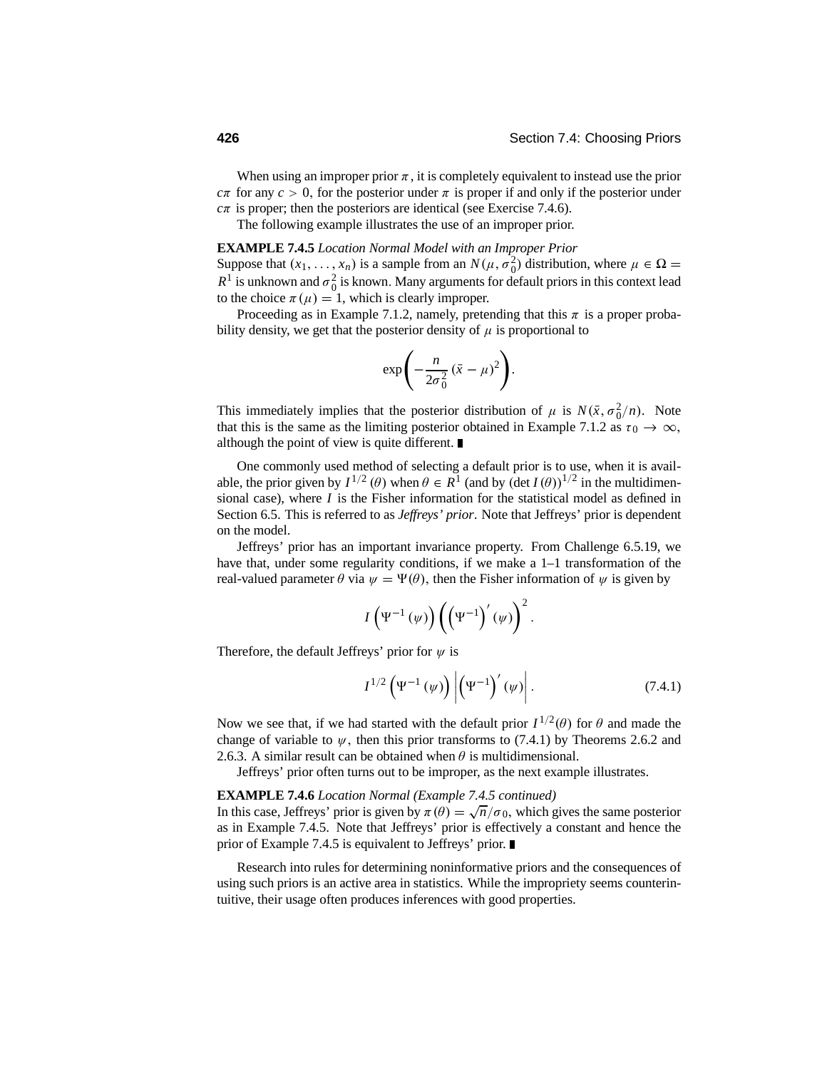When using an improper prior $\pi$, it is completely equivalent to instead use the prior $c\pi$ for any $c > 0$, for the posterior under $\pi$ is proper if and only if the posterior under $c\pi$ is proper; then the posteriors are identical (see Exercise 7.4.6).

The following example illustrates the use of an improper prior.

**EXAMPLE 7.4.5** *Location Normal Model with an Improper Prior*
Suppose that $(x_1, \ldots, x_n)$ is a sample from an $N(\mu, \sigma_0^2)$ distribution, where $\mu \in \Omega = R^1$ is unknown and $\sigma_0^2$ is known. Many arguments for default priors in this context lead to the choice $\pi(\mu) = 1$, which is clearly improper.

Proceeding as in Example 7.1.2, namely, pretending that this $\pi$ is a proper probability density, we get that the posterior density of $\mu$ is proportional to

$$\exp\left(-\frac{n}{2\sigma_0^2}(\bar{x} - \mu)^2\right).$$

This immediately implies that the posterior distribution of $\mu$ is $N(\bar{x}, \sigma_0^2/n)$. Note that this is the same as the limiting posterior obtained in Example 7.1.2 as $\tau_0 \to \infty$, although the point of view is quite different. ■

One commonly used method of selecting a default prior is to use, when it is available, the prior given by $I^{1/2}(\theta)$ when $\theta \in R^1$ (and by $(\det I(\theta))^{1/2}$ in the multidimensional case), where $I$ is the Fisher information for the statistical model as defined in Section 6.5. This is referred to as *Jeffreys' prior*. Note that Jeffreys' prior is dependent on the model.

Jeffreys' prior has an important invariance property. From Challenge 6.5.19, we have that, under some regularity conditions, if we make a 1–1 transformation of the real-valued parameter $\theta$ via $\psi = \Psi(\theta)$, then the Fisher information of $\psi$ is given by

$$I\left(\Psi^{-1}(\psi)\right)\left(\left(\Psi^{-1}\right)'(\psi)\right)^2.$$

Therefore, the default Jeffreys' prior for $\psi$ is

$$I^{1/2}\left(\Psi^{-1}(\psi)\right)\left|\left(\Psi^{-1}\right)'(\psi)\right|. \tag{7.4.1}$$

Now we see that, if we had started with the default prior $I^{1/2}(\theta)$ for $\theta$ and made the change of variable to $\psi$, then this prior transforms to (7.4.1) by Theorems 2.6.2 and 2.6.3. A similar result can be obtained when $\theta$ is multidimensional.

Jeffreys' prior often turns out to be improper, as the next example illustrates.

**EXAMPLE 7.4.6** *Location Normal (Example 7.4.5 continued)*
In this case, Jeffreys' prior is given by $\pi(\theta) = \sqrt{n}/\sigma_0$, which gives the same posterior as in Example 7.4.5. Note that Jeffreys' prior is effectively a constant and hence the prior of Example 7.4.5 is equivalent to Jeffreys' prior. ■

Research into rules for determining noninformative priors and the consequences of using such priors is an active area in statistics. While the impropriety seems counterintuitive, their usage often produces inferences with good properties.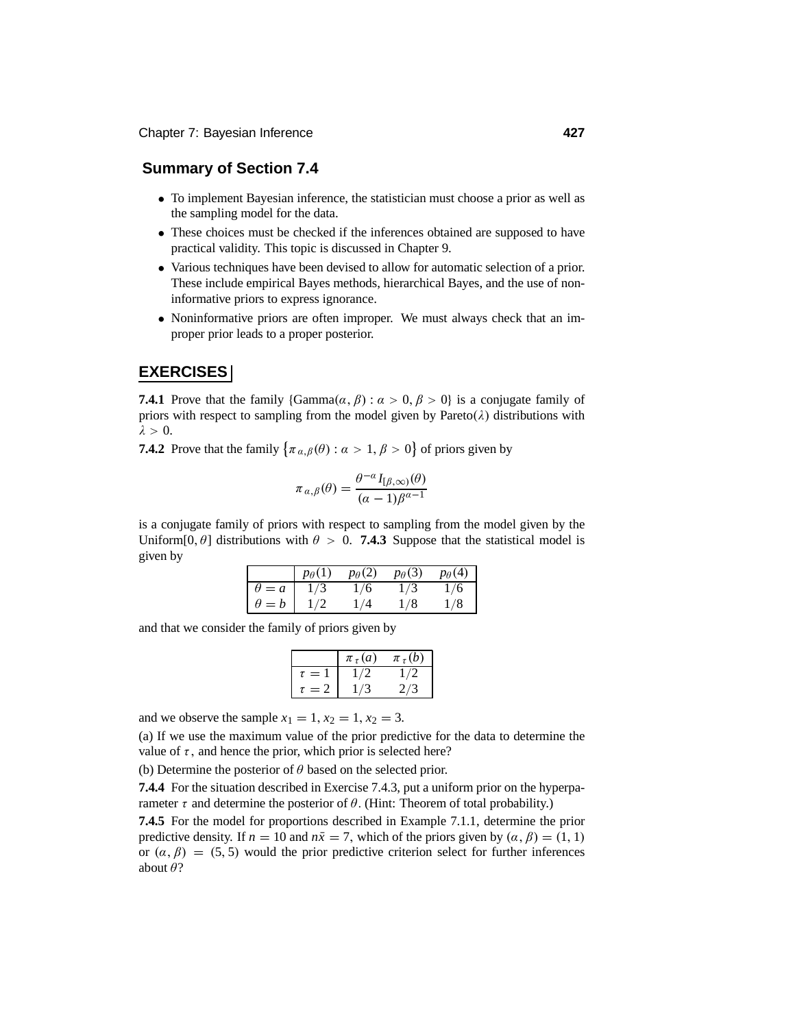## Summary of Section 7.4

- To implement Bayesian inference, the statistician must choose a prior as well as the sampling model for the data.
- These choices must be checked if the inferences obtained are supposed to have practical validity. This topic is discussed in Chapter 9.
- Various techniques have been devised to allow for automatic selection of a prior. These include empirical Bayes methods, hierarchical Bayes, and the use of noninformative priors to express ignorance.
- Noninformative priors are often improper. We must always check that an improper prior leads to a proper posterior.

## EXERCISES

**7.4.1** Prove that the family $\{\text{Gamma}(\alpha, \beta) : \alpha > 0, \beta > 0\}$ is a conjugate family of priors with respect to sampling from the model given by Pareto($\lambda$) distributions with $\lambda > 0$.

**7.4.2** Prove that the family $\left\{\pi_{\alpha,\beta}(\theta) : \alpha > 1, \beta > 0\right\}$ of priors given by

$$\pi_{\alpha,\beta}(\theta) = \frac{\theta^{-\alpha} I_{[\beta,\infty)}(\theta)}{(\alpha - 1)\beta^{\alpha-1}}$$

is a conjugate family of priors with respect to sampling from the model given by the Uniform$[0, \theta]$ distributions with $\theta > 0$. **7.4.3** Suppose that the statistical model is given by

| | $p_\theta(1)$ | $p_\theta(2)$ | $p_\theta(3)$ | $p_\theta(4)$ |
|---|---|---|---|---|
| $\theta = a$ | $1/3$ | $1/6$ | $1/3$ | $1/6$ |
| $\theta = b$ | $1/2$ | $1/4$ | $1/8$ | $1/8$ |

and that we consider the family of priors given by

| | $\pi_\tau(a)$ | $\pi_\tau(b)$ |
|---|---|---|
| $\tau = 1$ | $1/2$ | $1/2$ |
| $\tau = 2$ | $1/3$ | $2/3$ |

and we observe the sample $x_1 = 1, x_2 = 1, x_2 = 3$.

(a) If we use the maximum value of the prior predictive for the data to determine the value of $\tau$, and hence the prior, which prior is selected here?

(b) Determine the posterior of $\theta$ based on the selected prior.

**7.4.4** For the situation described in Exercise 7.4.3, put a uniform prior on the hyperparameter $\tau$ and determine the posterior of $\theta$. (Hint: Theorem of total probability.)

**7.4.5** For the model for proportions described in Example 7.1.1, determine the prior predictive density. If $n = 10$ and $n\bar{x} = 7$, which of the priors given by $(\alpha, \beta) = (1, 1)$ or $(\alpha, \beta) = (5, 5)$ would the prior predictive criterion select for further inferences about $\theta$?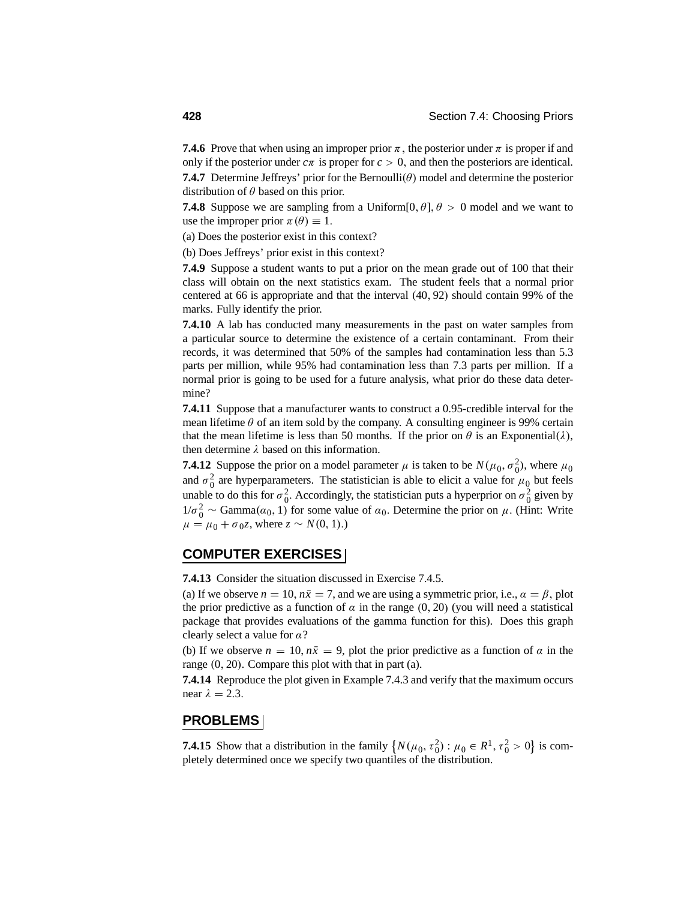**7.4.6** Prove that when using an improper prior $\pi$, the posterior under $\pi$ is proper if and only if the posterior under $c\pi$ is proper for $c > 0$, and then the posteriors are identical.

**7.4.7** Determine Jeffreys' prior for the Bernoulli($\theta$) model and determine the posterior distribution of $\theta$ based on this prior.

**7.4.8** Suppose we are sampling from a Uniform$[0, \theta]$, $\theta > 0$ model and we want to use the improper prior $\pi(\theta) \equiv 1$.

(a) Does the posterior exist in this context?

(b) Does Jeffreys' prior exist in this context?

**7.4.9** Suppose a student wants to put a prior on the mean grade out of 100 that their class will obtain on the next statistics exam. The student feels that a normal prior centered at 66 is appropriate and that the interval $(40, 92)$ should contain 99% of the marks. Fully identify the prior.

**7.4.10** A lab has conducted many measurements in the past on water samples from a particular source to determine the existence of a certain contaminant. From their records, it was determined that 50% of the samples had contamination less than 5.3 parts per million, while 95% had contamination less than 7.3 parts per million. If a normal prior is going to be used for a future analysis, what prior do these data determine?

**7.4.11** Suppose that a manufacturer wants to construct a 0.95-credible interval for the mean lifetime $\theta$ of an item sold by the company. A consulting engineer is 99% certain that the mean lifetime is less than 50 months. If the prior on $\theta$ is an Exponential($\lambda$), then determine $\lambda$ based on this information.

**7.4.12** Suppose the prior on a model parameter $\mu$ is taken to be $N(\mu_0, \sigma_0^2)$, where $\mu_0$ and $\sigma_0^2$ are hyperparameters. The statistician is able to elicit a value for $\mu_0$ but feels unable to do this for $\sigma_0^2$. Accordingly, the statistician puts a hyperprior on $\sigma_0^2$ given by $1/\sigma_0^2 \sim \text{Gamma}(\alpha_0, 1)$ for some value of $\alpha_0$. Determine the prior on $\mu$. (Hint: Write $\mu = \mu_0 + \sigma_0 z$, where $z \sim N(0, 1)$.)

## COMPUTER EXERCISES

**7.4.13** Consider the situation discussed in Exercise 7.4.5.

(a) If we observe $n = 10$, $n\bar{x} = 7$, and we are using a symmetric prior, i.e., $\alpha = \beta$, plot the prior predictive as a function of $\alpha$ in the range $(0, 20)$ (you will need a statistical package that provides evaluations of the gamma function for this). Does this graph clearly select a value for $\alpha$?

(b) If we observe $n = 10$, $n\bar{x} = 9$, plot the prior predictive as a function of $\alpha$ in the range $(0, 20)$. Compare this plot with that in part (a).

**7.4.14** Reproduce the plot given in Example 7.4.3 and verify that the maximum occurs near $\lambda = 2.3$.

## PROBLEMS

**7.4.15** Show that a distribution in the family $\{N(\mu_0, \tau_0^2) : \mu_0 \in R^1, \tau_0^2 > 0\}$ is completely determined once we specify two quantiles of the distribution.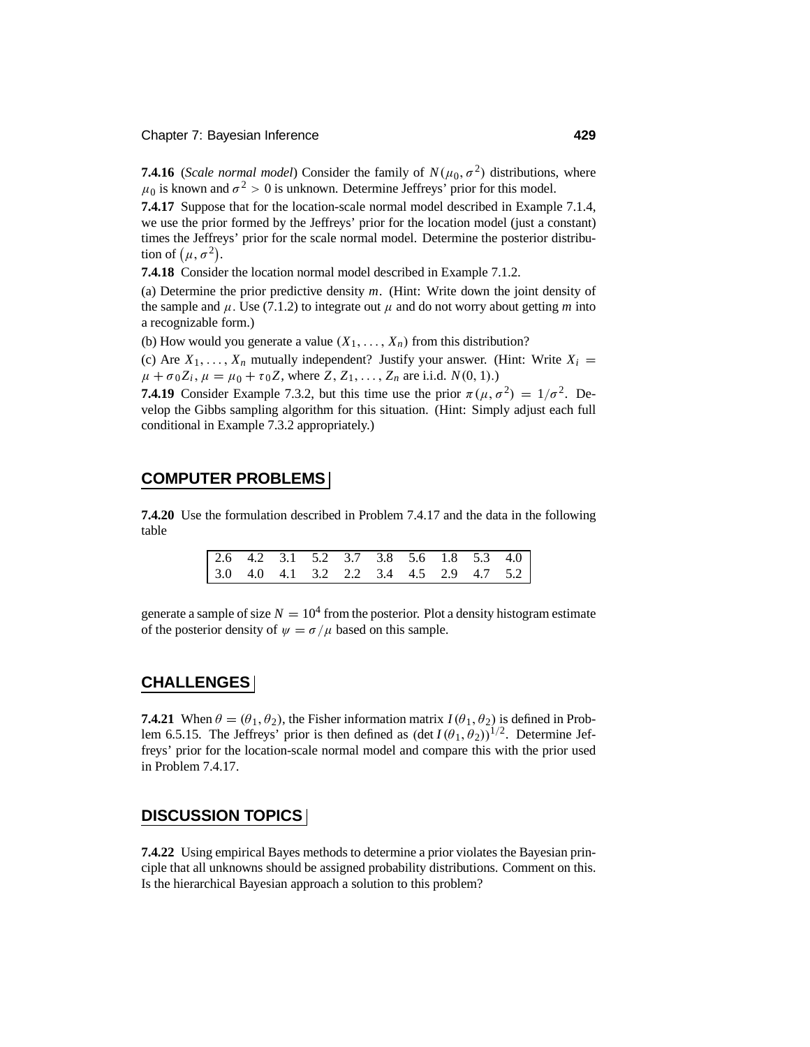**7.4.16** (*Scale normal model*) Consider the family of $N(\mu_0, \sigma^2)$ distributions, where $\mu_0$ is known and $\sigma^2 > 0$ is unknown. Determine Jeffreys' prior for this model.

**7.4.17** Suppose that for the location-scale normal model described in Example 7.1.4, we use the prior formed by the Jeffreys' prior for the location model (just a constant) times the Jeffreys' prior for the scale normal model. Determine the posterior distribution of $(\mu, \sigma^2)$.

**7.4.18** Consider the location normal model described in Example 7.1.2.

(a) Determine the prior predictive density $m$. (Hint: Write down the joint density of the sample and $\mu$. Use (7.1.2) to integrate out $\mu$ and do not worry about getting $m$ into a recognizable form.)

(b) How would you generate a value $(X_1, \ldots, X_n)$ from this distribution?

(c) Are $X_1, \ldots, X_n$ mutually independent? Justify your answer. (Hint: Write $X_i = \mu + \sigma_0 Z_i$, $\mu = \mu_0 + \tau_0 Z$, where $Z, Z_1, \ldots, Z_n$ are i.i.d. $N(0, 1)$.)

**7.4.19** Consider Example 7.3.2, but this time use the prior $\pi(\mu, \sigma^2) = 1/\sigma^2$. Develop the Gibbs sampling algorithm for this situation. (Hint: Simply adjust each full conditional in Example 7.3.2 appropriately.)

## COMPUTER PROBLEMS

**7.4.20** Use the formulation described in Problem 7.4.17 and the data in the following table

| | | | | | | | | | |
|---|---|---|---|---|---|---|---|---|---|
| 2.6 | 4.2 | 3.1 | 5.2 | 3.7 | 3.8 | 5.6 | 1.8 | 5.3 | 4.0 |
| 3.0 | 4.0 | 4.1 | 3.2 | 2.2 | 3.4 | 4.5 | 2.9 | 4.7 | 5.2 |

generate a sample of size $N = 10^4$ from the posterior. Plot a density histogram estimate of the posterior density of $\psi = \sigma/\mu$ based on this sample.

## CHALLENGES

**7.4.21** When $\theta = (\theta_1, \theta_2)$, the Fisher information matrix $I(\theta_1, \theta_2)$ is defined in Problem 6.5.15. The Jeffreys' prior is then defined as $(\det I(\theta_1, \theta_2))^{1/2}$. Determine Jeffreys' prior for the location-scale normal model and compare this with the prior used in Problem 7.4.17.

## DISCUSSION TOPICS

**7.4.22** Using empirical Bayes methods to determine a prior violates the Bayesian principle that all unknowns should be assigned probability distributions. Comment on this. Is the hierarchical Bayesian approach a solution to this problem?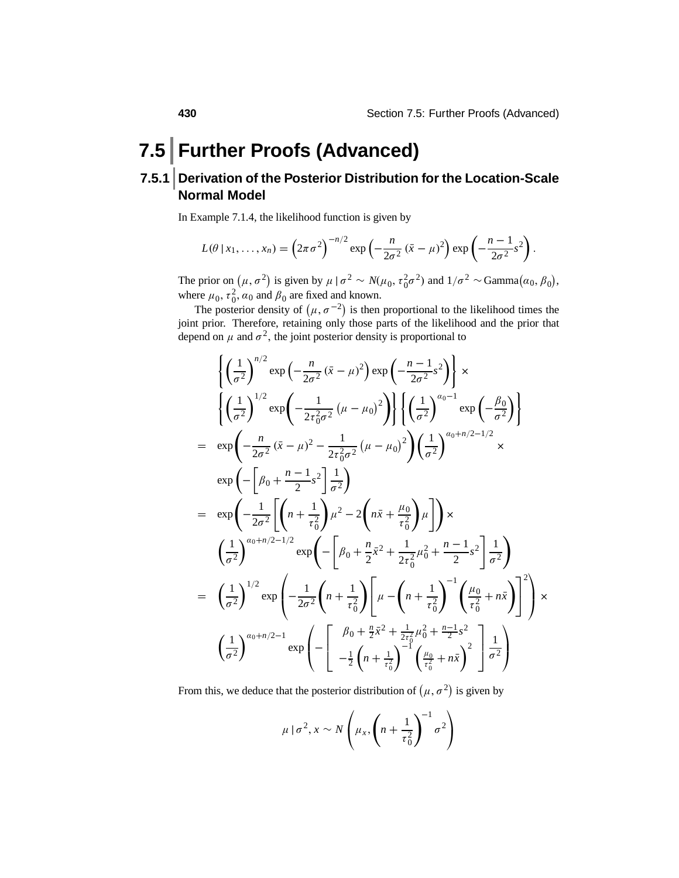# 7.5 Further Proofs (Advanced)

## 7.5.1 Derivation of the Posterior Distribution for the Location-Scale Normal Model

In Example 7.1.4, the likelihood function is given by

$$L(\theta \mid x_1, \ldots, x_n) = \left(2\pi\sigma^2\right)^{-n/2} \exp\left(-\frac{n}{2\sigma^2}(\bar{x}-\mu)^2\right) \exp\left(-\frac{n-1}{2\sigma^2}s^2\right).$$

The prior on $\left(\mu, \sigma^2\right)$ is given by $\mu \mid \sigma^2 \sim N(\mu_0, \tau_0^2\sigma^2)$ and $1/\sigma^2 \sim \text{Gamma}\left(\alpha_0, \beta_0\right)$, where $\mu_0, \tau_0^2, \alpha_0$ and $\beta_0$ are fixed and known.

The posterior density of $\left(\mu, \sigma^{-2}\right)$ is then proportional to the likelihood times the joint prior. Therefore, retaining only those parts of the likelihood and the prior that depend on $\mu$ and $\sigma^2$, the joint posterior density is proportional to

$$\begin{aligned}
& \left\{\left(\frac{1}{\sigma^2}\right)^{n/2} \exp\left(-\frac{n}{2\sigma^2}(\bar{x}-\mu)^2\right) \exp\left(-\frac{n-1}{2\sigma^2}s^2\right)\right\} \times \\
& \left\{\left(\frac{1}{\sigma^2}\right)^{1/2} \exp\left(-\frac{1}{2\tau_0^2\sigma^2}\left(\mu-\mu_0\right)^2\right)\right\}\left\{\left(\frac{1}{\sigma^2}\right)^{\alpha_0-1} \exp\left(-\frac{\beta_0}{\sigma^2}\right)\right\} \\
= \; & \exp\left(-\frac{n}{2\sigma^2}(\bar{x}-\mu)^2 - \frac{1}{2\tau_0^2\sigma^2}\left(\mu-\mu_0\right)^2\right)\left(\frac{1}{\sigma^2}\right)^{\alpha_0+n/2-1/2} \times \\
& \exp\left(-\left[\beta_0 + \frac{n-1}{2}s^2\right]\frac{1}{\sigma^2}\right) \\
= \; & \exp\left(-\frac{1}{2\sigma^2}\left[\left(n+\frac{1}{\tau_0^2}\right)\mu^2 - 2\left(n\bar{x}+\frac{\mu_0}{\tau_0^2}\right)\mu\right]\right) \times \\
& \left(\frac{1}{\sigma^2}\right)^{\alpha_0+n/2-1/2} \exp\left(-\left[\beta_0 + \frac{n}{2}\bar{x}^2 + \frac{1}{2\tau_0^2}\mu_0^2 + \frac{n-1}{2}s^2\right]\frac{1}{\sigma^2}\right) \\
= \; & \left(\frac{1}{\sigma^2}\right)^{1/2} \exp\left(-\frac{1}{2\sigma^2}\left(n+\frac{1}{\tau_0^2}\right)\left[\mu - \left(n+\frac{1}{\tau_0^2}\right)^{-1}\left(\frac{\mu_0}{\tau_0^2}+n\bar{x}\right)\right]^2\right) \times \\
& \left(\frac{1}{\sigma^2}\right)^{\alpha_0+n/2-1} \exp\left(-\left[\begin{array}{c} \beta_0 + \frac{n}{2}\bar{x}^2 + \frac{1}{2\tau_0^2}\mu_0^2 + \frac{n-1}{2}s^2 \\ -\frac{1}{2}\left(n+\frac{1}{\tau_0^2}\right)^{-1}\left(\frac{\mu_0}{\tau_0^2}+n\bar{x}\right)^2 \end{array}\right]\frac{1}{\sigma^2}\right)
\end{aligned}$$

From this, we deduce that the posterior distribution of $\left(\mu, \sigma^2\right)$ is given by

$$\mu \mid \sigma^2, x \sim N\left(\mu_x, \left(n+\frac{1}{\tau_0^2}\right)^{-1}\sigma^2\right)$$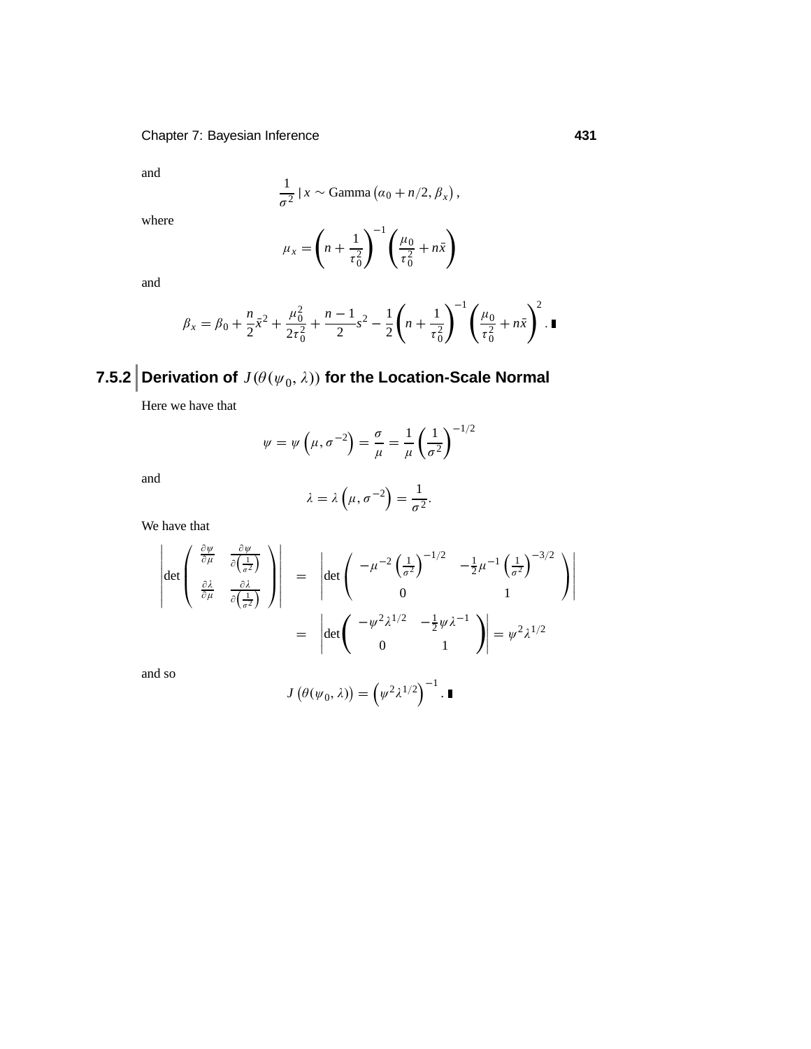and

$$\frac{1}{\sigma^2} \mid x \sim \text{Gamma}\left(\alpha_0 + n/2, \beta_x\right),$$

where

$$\mu_x = \left(n + \frac{1}{\tau_0^2}\right)^{-1} \left(\frac{\mu_0}{\tau_0^2} + n\bar{x}\right)$$

and

$$\beta_x = \beta_0 + \frac{n}{2}\bar{x}^2 + \frac{\mu_0^2}{2\tau_0^2} + \frac{n-1}{2}s^2 - \frac{1}{2}\left(n + \frac{1}{\tau_0^2}\right)^{-1} \left(\frac{\mu_0}{\tau_0^2} + n\bar{x}\right)^2. \blacksquare$$

## 7.5.2 Derivation of $J(\theta(\psi_0, \lambda))$ for the Location-Scale Normal

Here we have that

$$\psi = \psi\left(\mu, \sigma^{-2}\right) = \frac{\sigma}{\mu} = \frac{1}{\mu}\left(\frac{1}{\sigma^2}\right)^{-1/2}$$

and

$$\lambda = \lambda\left(\mu, \sigma^{-2}\right) = \frac{1}{\sigma^2}.$$

We have that

$$\begin{aligned}
\left|\det\begin{pmatrix} \frac{\partial\psi}{\partial\mu} & \frac{\partial\psi}{\partial\left(\frac{1}{\sigma^2}\right)} \\ \frac{\partial\lambda}{\partial\mu} & \frac{\partial\lambda}{\partial\left(\frac{1}{\sigma^2}\right)} \end{pmatrix}\right| &= \left|\det\begin{pmatrix} -\mu^{-2}\left(\frac{1}{\sigma^2}\right)^{-1/2} & -\frac{1}{2}\mu^{-1}\left(\frac{1}{\sigma^2}\right)^{-3/2} \\ 0 & 1 \end{pmatrix}\right| \\
&= \left|\det\begin{pmatrix} -\psi^2\lambda^{1/2} & -\frac{1}{2}\psi\lambda^{-1} \\ 0 & 1 \end{pmatrix}\right| = \psi^2\lambda^{1/2}
\end{aligned}$$

and so

$$J\left(\theta(\psi_0, \lambda)\right) = \left(\psi^2\lambda^{1/2}\right)^{-1}. \blacksquare$$